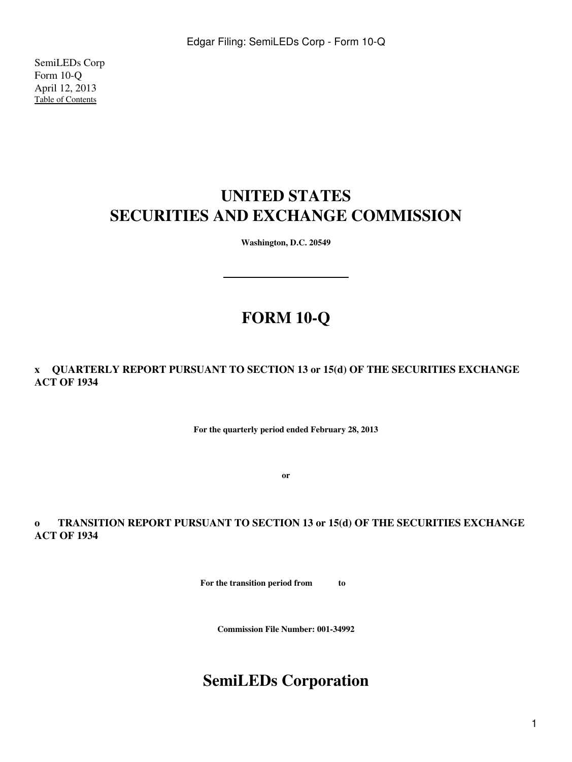SemiLEDs Corp
Form 10-Q
April 12, 2013
Table of Contents

# UNITED STATES
# SECURITIES AND EXCHANGE COMMISSION

**Washington, D.C. 20549**

---

# FORM 10-Q

**x QUARTERLY REPORT PURSUANT TO SECTION 13 or 15(d) OF THE SECURITIES EXCHANGE ACT OF 1934**

**For the quarterly period ended February 28, 2013**

**or**

**o TRANSITION REPORT PURSUANT TO SECTION 13 or 15(d) OF THE SECURITIES EXCHANGE ACT OF 1934**

**For the transition period from to**

**Commission File Number: 001-34992**

# SemiLEDs Corporation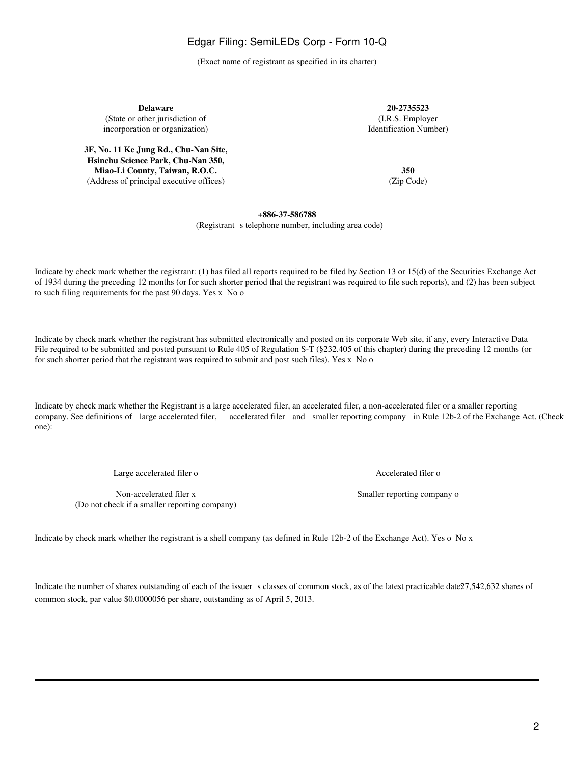(Exact name of registrant as specified in its charter)

| **Delaware** | **20-2735523** |
|---|---|
| (State or other jurisdiction of incorporation or organization) | (I.R.S. Employer Identification Number) |
| **3F, No. 11 Ke Jung Rd., Chu-Nan Site, Hsinchu Science Park, Chu-Nan 350, Miao-Li County, Taiwan, R.O.C.** | **350** |
| (Address of principal executive offices) | (Zip Code) |

**+886-37-586788**
(Registrant s telephone number, including area code)

Indicate by check mark whether the registrant: (1) has filed all reports required to be filed by Section 13 or 15(d) of the Securities Exchange Act of 1934 during the preceding 12 months (or for such shorter period that the registrant was required to file such reports), and (2) has been subject to such filing requirements for the past 90 days. Yes x No o

Indicate by check mark whether the registrant has submitted electronically and posted on its corporate Web site, if any, every Interactive Data File required to be submitted and posted pursuant to Rule 405 of Regulation S-T (§232.405 of this chapter) during the preceding 12 months (or for such shorter period that the registrant was required to submit and post such files). Yes x No o

Indicate by check mark whether the Registrant is a large accelerated filer, an accelerated filer, a non-accelerated filer or a smaller reporting company. See definitions of large accelerated filer, accelerated filer and smaller reporting company in Rule 12b-2 of the Exchange Act. (Check one):

| Large accelerated filer o | Accelerated filer o |
|---|---|
| Non-accelerated filer x (Do not check if a smaller reporting company) | Smaller reporting company o |

Indicate by check mark whether the registrant is a shell company (as defined in Rule 12b-2 of the Exchange Act). Yes o No x

Indicate the number of shares outstanding of each of the issuer s classes of common stock, as of the latest practicable date27,542,632 shares of common stock, par value $0.0000056 per share, outstanding as of April 5, 2013.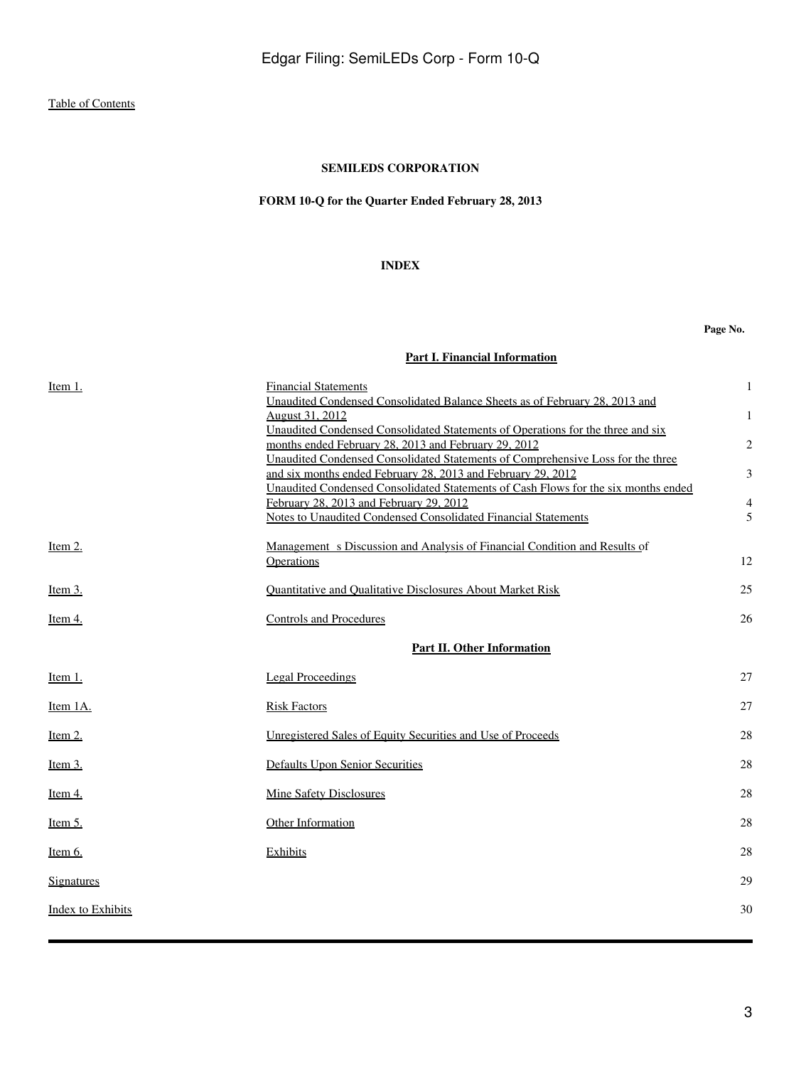Table of Contents

**SEMILEDS CORPORATION**

**FORM 10-Q for the Quarter Ended February 28, 2013**

**INDEX**

| | | **Page No.** |
|---|---|---|
| | **Part I. Financial Information** | |
| Item 1. | Financial Statements | 1 |
| | Unaudited Condensed Consolidated Balance Sheets as of February 28, 2013 and August 31, 2012 | 1 |
| | Unaudited Condensed Consolidated Statements of Operations for the three and six months ended February 28, 2013 and February 29, 2012 | 2 |
| | Unaudited Condensed Consolidated Statements of Comprehensive Loss for the three and six months ended February 28, 2013 and February 29, 2012 | 3 |
| | Unaudited Condensed Consolidated Statements of Cash Flows for the six months ended February 28, 2013 and February 29, 2012 | 4 |
| | Notes to Unaudited Condensed Consolidated Financial Statements | 5 |
| Item 2. | Management s Discussion and Analysis of Financial Condition and Results of Operations | 12 |
| Item 3. | Quantitative and Qualitative Disclosures About Market Risk | 25 |
| Item 4. | Controls and Procedures | 26 |
| | **Part II. Other Information** | |
| Item 1. | Legal Proceedings | 27 |
| Item 1A. | Risk Factors | 27 |
| Item 2. | Unregistered Sales of Equity Securities and Use of Proceeds | 28 |
| Item 3. | Defaults Upon Senior Securities | 28 |
| Item 4. | Mine Safety Disclosures | 28 |
| Item 5. | Other Information | 28 |
| Item 6. | Exhibits | 28 |
| Signatures | | 29 |
| Index to Exhibits | | 30 |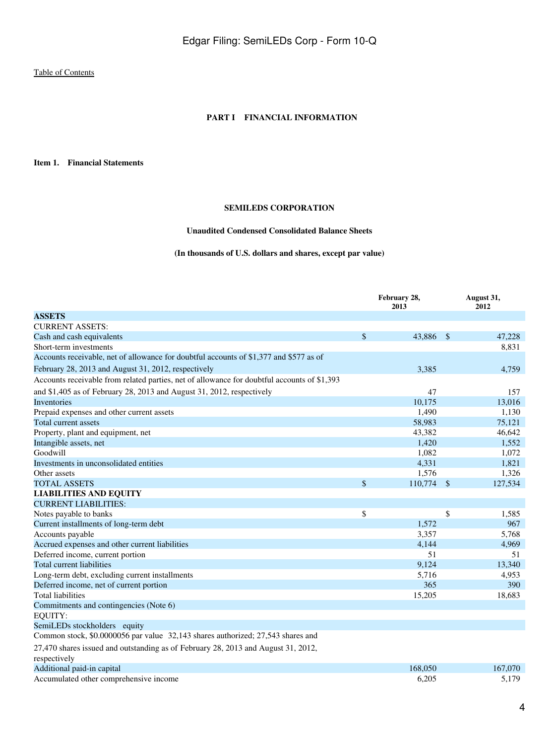Table of Contents

# PART I FINANCIAL INFORMATION

## Item 1. Financial Statements

### SEMILEDS CORPORATION

#### Unaudited Condensed Consolidated Balance Sheets

#### (In thousands of U.S. dollars and shares, except par value)

| | February 28, 2013 | August 31, 2012 |
|---|---|---|
| **ASSETS** | | |
| CURRENT ASSETS: | | |
| Cash and cash equivalents | $ 43,886 | $ 47,228 |
| Short-term investments | | 8,831 |
| Accounts receivable, net of allowance for doubtful accounts of $1,377 and $577 as of February 28, 2013 and August 31, 2012, respectively | 3,385 | 4,759 |
| Accounts receivable from related parties, net of allowance for doubtful accounts of $1,393 and $1,405 as of February 28, 2013 and August 31, 2012, respectively | 47 | 157 |
| Inventories | 10,175 | 13,016 |
| Prepaid expenses and other current assets | 1,490 | 1,130 |
| Total current assets | 58,983 | 75,121 |
| Property, plant and equipment, net | 43,382 | 46,642 |
| Intangible assets, net | 1,420 | 1,552 |
| Goodwill | 1,082 | 1,072 |
| Investments in unconsolidated entities | 4,331 | 1,821 |
| Other assets | 1,576 | 1,326 |
| TOTAL ASSETS | $ 110,774 | $ 127,534 |
| **LIABILITIES AND EQUITY** | | |
| CURRENT LIABILITIES: | | |
| Notes payable to banks | $ | $ 1,585 |
| Current installments of long-term debt | 1,572 | 967 |
| Accounts payable | 3,357 | 5,768 |
| Accrued expenses and other current liabilities | 4,144 | 4,969 |
| Deferred income, current portion | 51 | 51 |
| Total current liabilities | 9,124 | 13,340 |
| Long-term debt, excluding current installments | 5,716 | 4,953 |
| Deferred income, net of current portion | 365 | 390 |
| Total liabilities | 15,205 | 18,683 |
| Commitments and contingencies (Note 6) | | |
| EQUITY: | | |
| SemiLEDs stockholders equity | | |
| Common stock, $0.0000056 par value 32,143 shares authorized; 27,543 shares and 27,470 shares issued and outstanding as of February 28, 2013 and August 31, 2012, respectively | | |
| Additional paid-in capital | 168,050 | 167,070 |
| Accumulated other comprehensive income | 6,205 | 5,179 |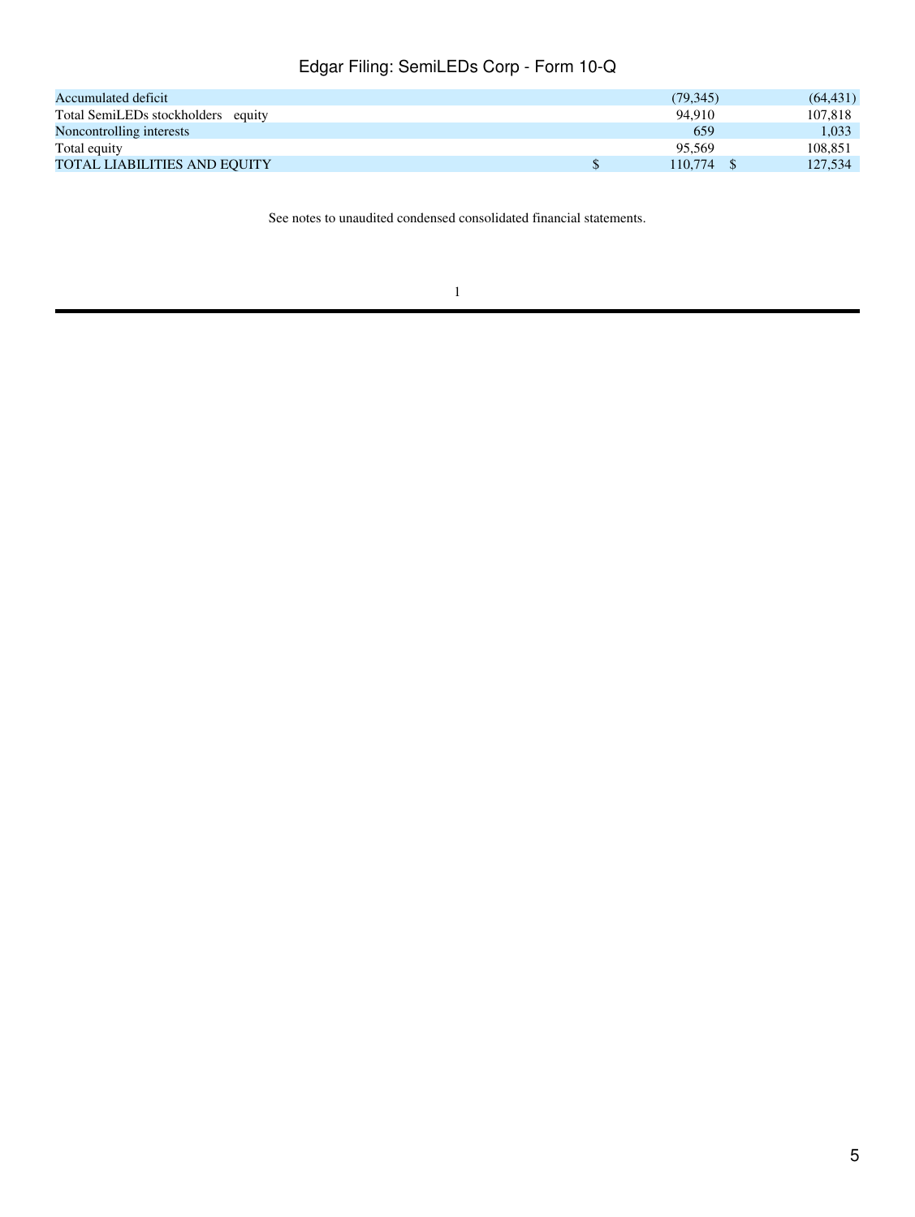| | | |
|---|---|---|
| Accumulated deficit | (79,345) | (64,431) |
| Total SemiLEDs stockholders equity | 94,910 | 107,818 |
| Noncontrolling interests | 659 | 1,033 |
| Total equity | 95,569 | 108,851 |
| TOTAL LIABILITIES AND EQUITY | $ 110,774 | $ 127,534 |

See notes to unaudited condensed consolidated financial statements.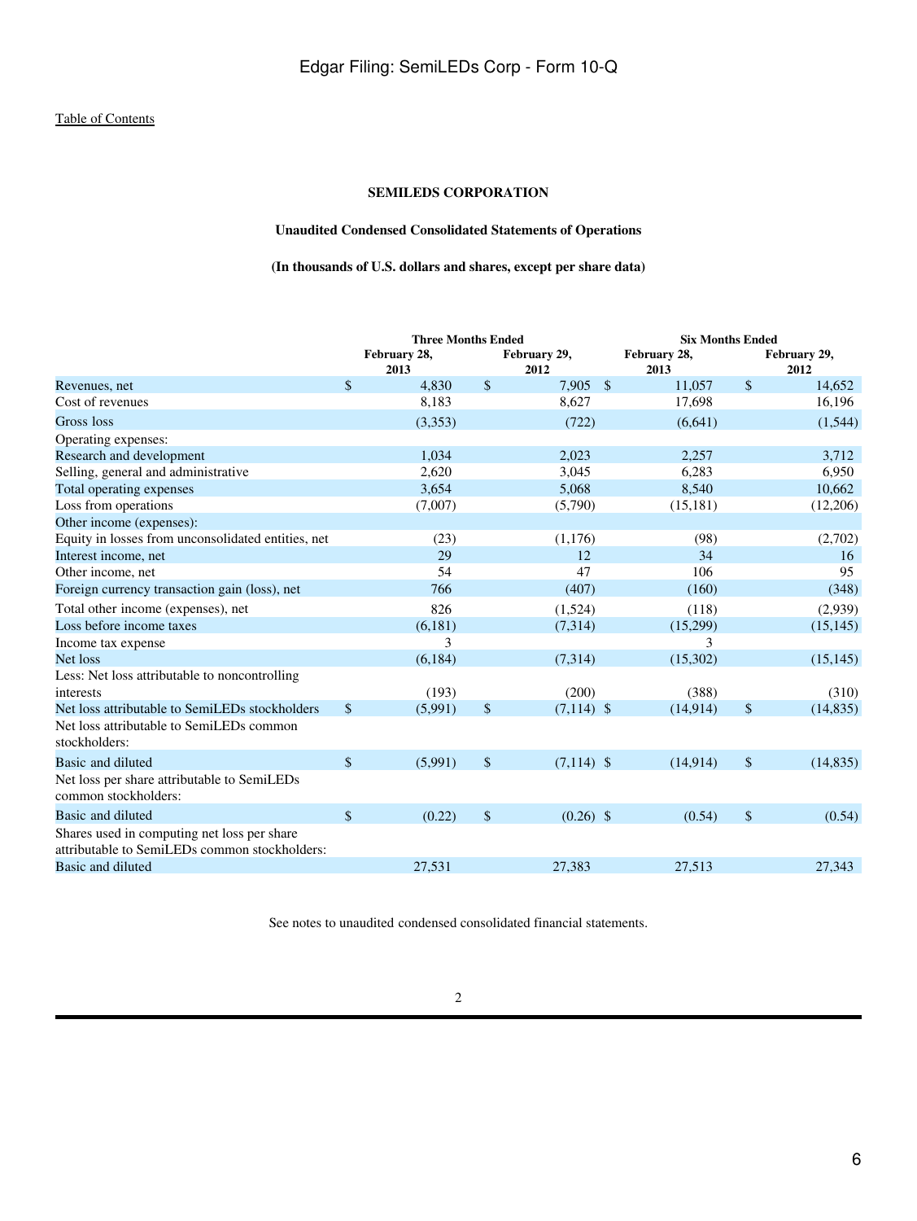Table of Contents

**SEMILEDS CORPORATION**

**Unaudited Condensed Consolidated Statements of Operations**

**(In thousands of U.S. dollars and shares, except per share data)**

| | Three Months Ended | | Six Months Ended | |
|---|---|---|---|---|
| | February 28, 2013 | February 29, 2012 | February 28, 2013 | February 29, 2012 |
| Revenues, net | $ 4,830 | $ 7,905 | $ 11,057 | $ 14,652 |
| Cost of revenues | 8,183 | 8,627 | 17,698 | 16,196 |
| Gross loss | (3,353) | (722) | (6,641) | (1,544) |
| Operating expenses: | | | | |
| Research and development | 1,034 | 2,023 | 2,257 | 3,712 |
| Selling, general and administrative | 2,620 | 3,045 | 6,283 | 6,950 |
| Total operating expenses | 3,654 | 5,068 | 8,540 | 10,662 |
| Loss from operations | (7,007) | (5,790) | (15,181) | (12,206) |
| Other income (expenses): | | | | |
| Equity in losses from unconsolidated entities, net | (23) | (1,176) | (98) | (2,702) |
| Interest income, net | 29 | 12 | 34 | 16 |
| Other income, net | 54 | 47 | 106 | 95 |
| Foreign currency transaction gain (loss), net | 766 | (407) | (160) | (348) |
| Total other income (expenses), net | 826 | (1,524) | (118) | (2,939) |
| Loss before income taxes | (6,181) | (7,314) | (15,299) | (15,145) |
| Income tax expense | 3 | | 3 | |
| Net loss | (6,184) | (7,314) | (15,302) | (15,145) |
| Less: Net loss attributable to noncontrolling interests | (193) | (200) | (388) | (310) |
| Net loss attributable to SemiLEDs stockholders | $ (5,991) | $ (7,114) | $ (14,914) | $ (14,835) |
| Net loss attributable to SemiLEDs common stockholders: | | | | |
| Basic and diluted | $ (5,991) | $ (7,114) | $ (14,914) | $ (14,835) |
| Net loss per share attributable to SemiLEDs common stockholders: | | | | |
| Basic and diluted | $ (0.22) | $ (0.26) | $ (0.54) | $ (0.54) |
| Shares used in computing net loss per share attributable to SemiLEDs common stockholders: | | | | |
| Basic and diluted | 27,531 | 27,383 | 27,513 | 27,343 |

See notes to unaudited condensed consolidated financial statements.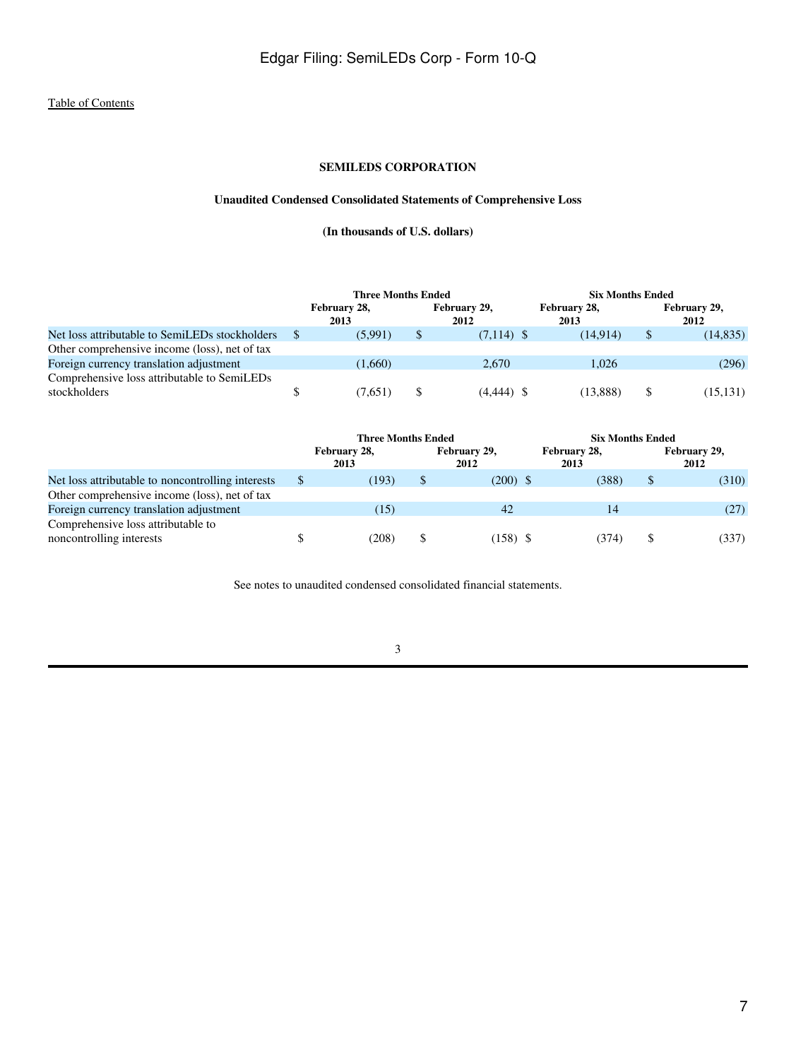Edgar Filing: SemiLEDs Corp - Form 10-Q

Table of Contents

**SEMILEDS CORPORATION**

**Unaudited Condensed Consolidated Statements of Comprehensive Loss**

**(In thousands of U.S. dollars)**

| | Three Months Ended | | Six Months Ended | |
|---|---|---|---|---|
| | February 28, 2013 | February 29, 2012 | February 28, 2013 | February 29, 2012 |
| Net loss attributable to SemiLEDs stockholders | $ (5,991) | $ (7,114) | $ (14,914) | $ (14,835) |
| Other comprehensive income (loss), net of tax | | | | |
| Foreign currency translation adjustment | (1,660) | 2,670 | 1,026 | (296) |
| Comprehensive loss attributable to SemiLEDs stockholders | $ (7,651) | $ (4,444) | $ (13,888) | $ (15,131) |

| | Three Months Ended | | Six Months Ended | |
|---|---|---|---|---|
| | February 28, 2013 | February 29, 2012 | February 28, 2013 | February 29, 2012 |
| Net loss attributable to noncontrolling interests | $ (193) | $ (200) | $ (388) | $ (310) |
| Other comprehensive income (loss), net of tax | | | | |
| Foreign currency translation adjustment | (15) | 42 | 14 | (27) |
| Comprehensive loss attributable to noncontrolling interests | $ (208) | $ (158) | $ (374) | $ (337) |

See notes to unaudited condensed consolidated financial statements.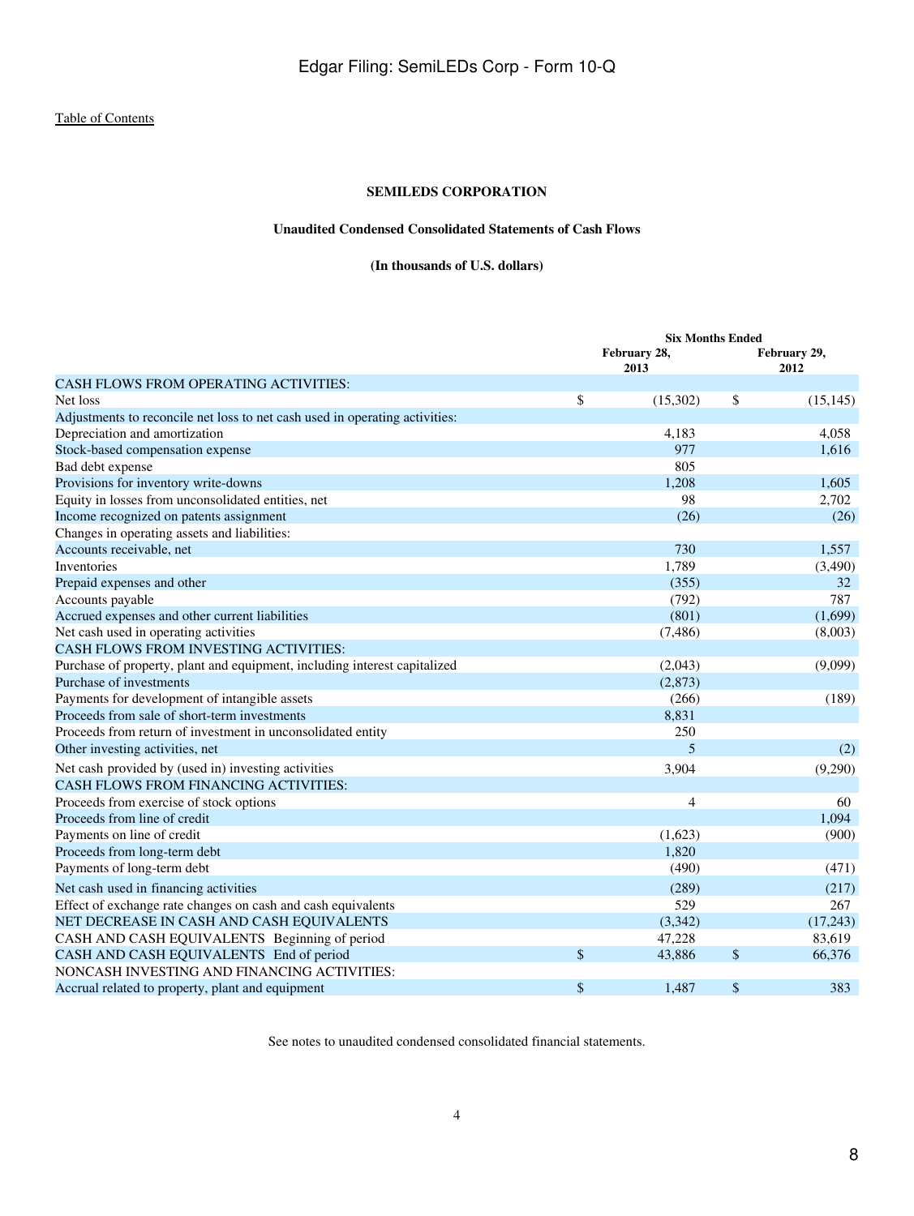[Table of Contents](#)

**SEMILEDS CORPORATION**

**Unaudited Condensed Consolidated Statements of Cash Flows**

**(In thousands of U.S. dollars)**

| | Six Months Ended | |
|---|---|---|
| | February 28, 2013 | February 29, 2012 |
| CASH FLOWS FROM OPERATING ACTIVITIES: | | |
| Net loss | $ (15,302) | $ (15,145) |
| Adjustments to reconcile net loss to net cash used in operating activities: | | |
| Depreciation and amortization | 4,183 | 4,058 |
| Stock-based compensation expense | 977 | 1,616 |
| Bad debt expense | 805 | |
| Provisions for inventory write-downs | 1,208 | 1,605 |
| Equity in losses from unconsolidated entities, net | 98 | 2,702 |
| Income recognized on patents assignment | (26) | (26) |
| Changes in operating assets and liabilities: | | |
| Accounts receivable, net | 730 | 1,557 |
| Inventories | 1,789 | (3,490) |
| Prepaid expenses and other | (355) | 32 |
| Accounts payable | (792) | 787 |
| Accrued expenses and other current liabilities | (801) | (1,699) |
| Net cash used in operating activities | (7,486) | (8,003) |
| CASH FLOWS FROM INVESTING ACTIVITIES: | | |
| Purchase of property, plant and equipment, including interest capitalized | (2,043) | (9,099) |
| Purchase of investments | (2,873) | |
| Payments for development of intangible assets | (266) | (189) |
| Proceeds from sale of short-term investments | 8,831 | |
| Proceeds from return of investment in unconsolidated entity | 250 | |
| Other investing activities, net | 5 | (2) |
| Net cash provided by (used in) investing activities | 3,904 | (9,290) |
| CASH FLOWS FROM FINANCING ACTIVITIES: | | |
| Proceeds from exercise of stock options | 4 | 60 |
| Proceeds from line of credit | | 1,094 |
| Payments on line of credit | (1,623) | (900) |
| Proceeds from long-term debt | 1,820 | |
| Payments of long-term debt | (490) | (471) |
| Net cash used in financing activities | (289) | (217) |
| Effect of exchange rate changes on cash and cash equivalents | 529 | 267 |
| NET DECREASE IN CASH AND CASH EQUIVALENTS | (3,342) | (17,243) |
| CASH AND CASH EQUIVALENTS Beginning of period | 47,228 | 83,619 |
| CASH AND CASH EQUIVALENTS End of period | $ 43,886 | $ 66,376 |
| NONCASH INVESTING AND FINANCING ACTIVITIES: | | |
| Accrual related to property, plant and equipment | $ 1,487 | $ 383 |

See notes to unaudited condensed consolidated financial statements.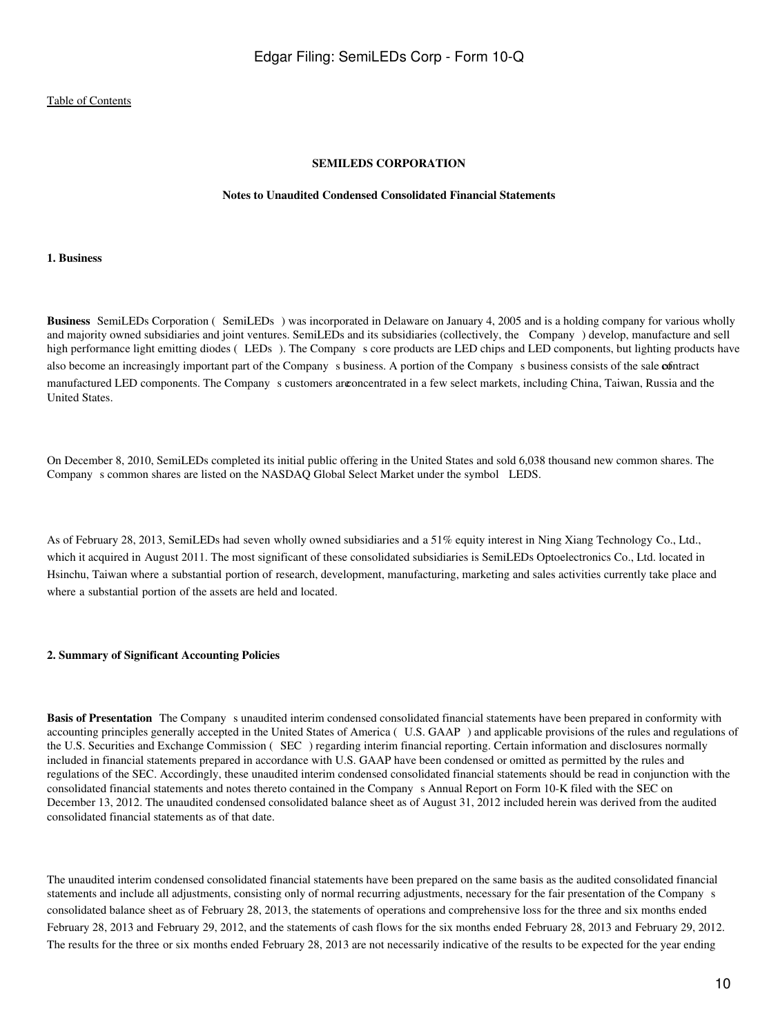[Table of Contents](#)

**SEMILEDS CORPORATION**

**Notes to Unaudited Condensed Consolidated Financial Statements**

**1. Business**

**Business** SemiLEDs Corporation ( SemiLEDs ) was incorporated in Delaware on January 4, 2005 and is a holding company for various wholly and majority owned subsidiaries and joint ventures. SemiLEDs and its subsidiaries (collectively, the Company ) develop, manufacture and sell high performance light emitting diodes ( LEDs ). The Company s core products are LED chips and LED components, but lighting products have also become an increasingly important part of the Company s business. A portion of the Company s business consists of the sale of contract manufactured LED components. The Company s customers are concentrated in a few select markets, including China, Taiwan, Russia and the United States.

On December 8, 2010, SemiLEDs completed its initial public offering in the United States and sold 6,038 thousand new common shares. The Company s common shares are listed on the NASDAQ Global Select Market under the symbol LEDS.

As of February 28, 2013, SemiLEDs had seven wholly owned subsidiaries and a 51% equity interest in Ning Xiang Technology Co., Ltd., which it acquired in August 2011. The most significant of these consolidated subsidiaries is SemiLEDs Optoelectronics Co., Ltd. located in Hsinchu, Taiwan where a substantial portion of research, development, manufacturing, marketing and sales activities currently take place and where a substantial portion of the assets are held and located.

**2. Summary of Significant Accounting Policies**

**Basis of Presentation** The Company s unaudited interim condensed consolidated financial statements have been prepared in conformity with accounting principles generally accepted in the United States of America ( U.S. GAAP ) and applicable provisions of the rules and regulations of the U.S. Securities and Exchange Commission ( SEC ) regarding interim financial reporting. Certain information and disclosures normally included in financial statements prepared in accordance with U.S. GAAP have been condensed or omitted as permitted by the rules and regulations of the SEC. Accordingly, these unaudited interim condensed consolidated financial statements should be read in conjunction with the consolidated financial statements and notes thereto contained in the Company s Annual Report on Form 10-K filed with the SEC on December 13, 2012. The unaudited condensed consolidated balance sheet as of August 31, 2012 included herein was derived from the audited consolidated financial statements as of that date.

The unaudited interim condensed consolidated financial statements have been prepared on the same basis as the audited consolidated financial statements and include all adjustments, consisting only of normal recurring adjustments, necessary for the fair presentation of the Company s consolidated balance sheet as of February 28, 2013, the statements of operations and comprehensive loss for the three and six months ended February 28, 2013 and February 29, 2012, and the statements of cash flows for the six months ended February 28, 2013 and February 29, 2012. The results for the three or six months ended February 28, 2013 are not necessarily indicative of the results to be expected for the year ending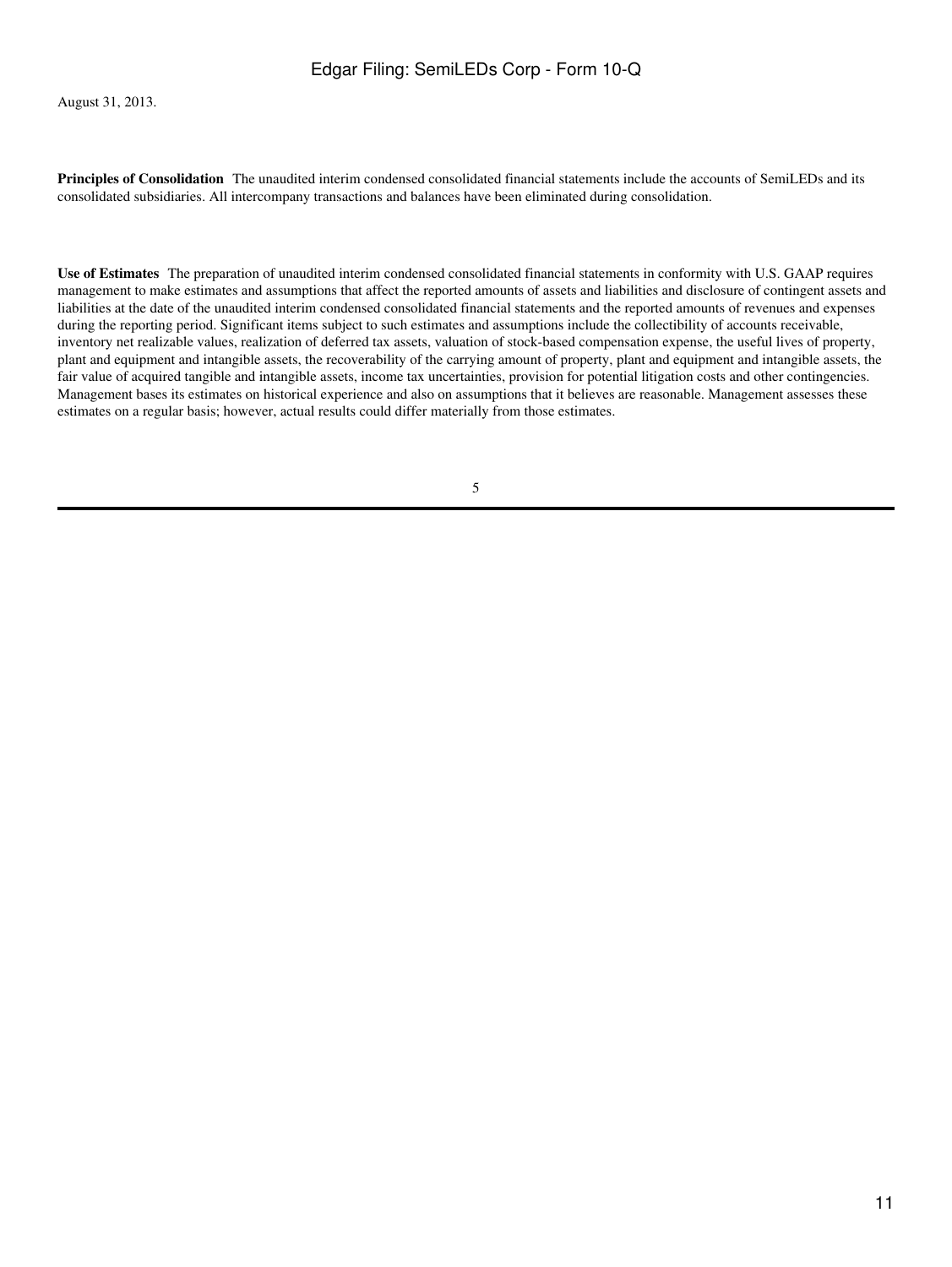August 31, 2013.

**Principles of Consolidation** The unaudited interim condensed consolidated financial statements include the accounts of SemiLEDs and its consolidated subsidiaries. All intercompany transactions and balances have been eliminated during consolidation.

**Use of Estimates** The preparation of unaudited interim condensed consolidated financial statements in conformity with U.S. GAAP requires management to make estimates and assumptions that affect the reported amounts of assets and liabilities and disclosure of contingent assets and liabilities at the date of the unaudited interim condensed consolidated financial statements and the reported amounts of revenues and expenses during the reporting period. Significant items subject to such estimates and assumptions include the collectibility of accounts receivable, inventory net realizable values, realization of deferred tax assets, valuation of stock-based compensation expense, the useful lives of property, plant and equipment and intangible assets, the recoverability of the carrying amount of property, plant and equipment and intangible assets, the fair value of acquired tangible and intangible assets, income tax uncertainties, provision for potential litigation costs and other contingencies. Management bases its estimates on historical experience and also on assumptions that it believes are reasonable. Management assesses these estimates on a regular basis; however, actual results could differ materially from those estimates.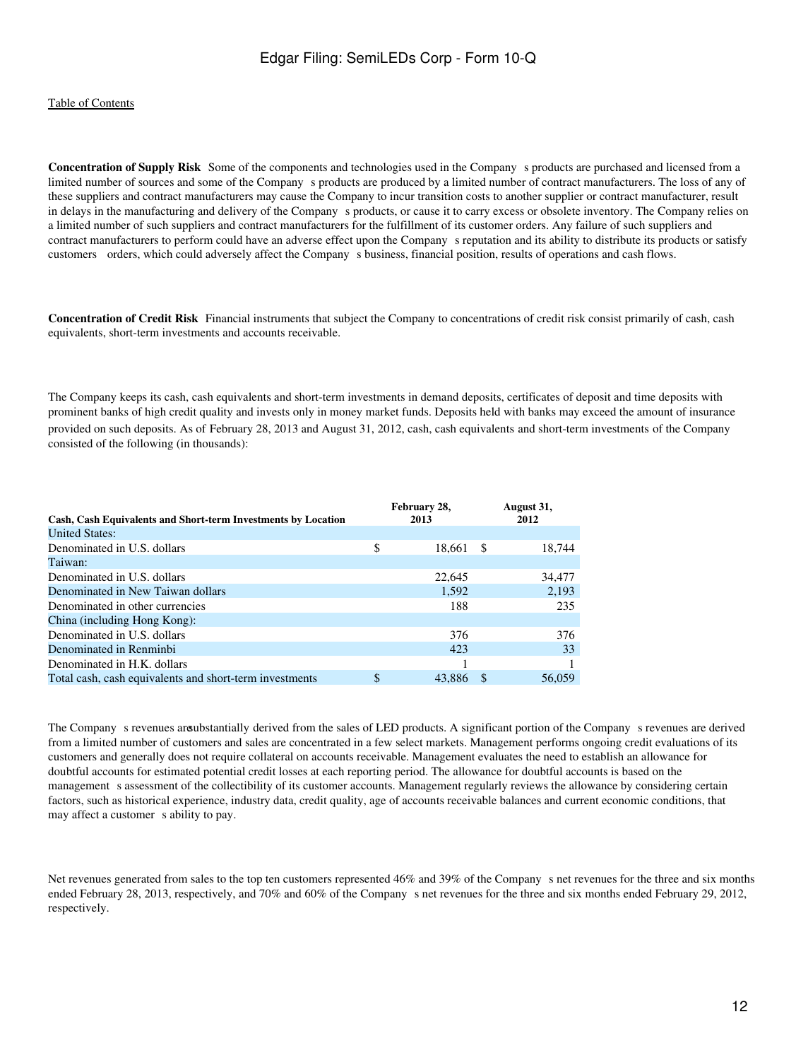[Table of Contents](#)

**Concentration of Supply Risk** Some of the components and technologies used in the Company s products are purchased and licensed from a limited number of sources and some of the Company s products are produced by a limited number of contract manufacturers. The loss of any of these suppliers and contract manufacturers may cause the Company to incur transition costs to another supplier or contract manufacturer, result in delays in the manufacturing and delivery of the Company s products, or cause it to carry excess or obsolete inventory. The Company relies on a limited number of such suppliers and contract manufacturers for the fulfillment of its customer orders. Any failure of such suppliers and contract manufacturers to perform could have an adverse effect upon the Company s reputation and its ability to distribute its products or satisfy customers orders, which could adversely affect the Company s business, financial position, results of operations and cash flows.

**Concentration of Credit Risk** Financial instruments that subject the Company to concentrations of credit risk consist primarily of cash, cash equivalents, short-term investments and accounts receivable.

The Company keeps its cash, cash equivalents and short-term investments in demand deposits, certificates of deposit and time deposits with prominent banks of high credit quality and invests only in money market funds. Deposits held with banks may exceed the amount of insurance provided on such deposits. As of February 28, 2013 and August 31, 2012, cash, cash equivalents and short-term investments of the Company consisted of the following (in thousands):

| Cash, Cash Equivalents and Short-term Investments by Location | February 28, 2013 | August 31, 2012 |
|---|---|---|
| United States: | | |
| Denominated in U.S. dollars | $ 18,661 | $ 18,744 |
| Taiwan: | | |
| Denominated in U.S. dollars | 22,645 | 34,477 |
| Denominated in New Taiwan dollars | 1,592 | 2,193 |
| Denominated in other currencies | 188 | 235 |
| China (including Hong Kong): | | |
| Denominated in U.S. dollars | 376 | 376 |
| Denominated in Renminbi | 423 | 33 |
| Denominated in H.K. dollars | 1 | 1 |
| Total cash, cash equivalents and short-term investments | $ 43,886 | $ 56,059 |

The Company s revenues are substantially derived from the sales of LED products. A significant portion of the Company s revenues are derived from a limited number of customers and sales are concentrated in a few select markets. Management performs ongoing credit evaluations of its customers and generally does not require collateral on accounts receivable. Management evaluates the need to establish an allowance for doubtful accounts for estimated potential credit losses at each reporting period. The allowance for doubtful accounts is based on the management s assessment of the collectibility of its customer accounts. Management regularly reviews the allowance by considering certain factors, such as historical experience, industry data, credit quality, age of accounts receivable balances and current economic conditions, that may affect a customer s ability to pay.

Net revenues generated from sales to the top ten customers represented 46% and 39% of the Company s net revenues for the three and six months ended February 28, 2013, respectively, and 70% and 60% of the Company s net revenues for the three and six months ended February 29, 2012, respectively.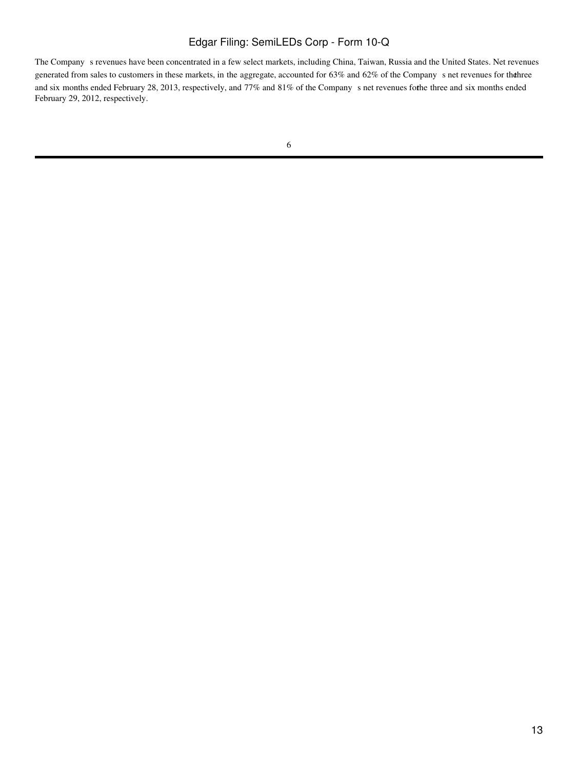The Company s revenues have been concentrated in a few select markets, including China, Taiwan, Russia and the United States. Net revenues generated from sales to customers in these markets, in the aggregate, accounted for 63% and 62% of the Company s net revenues for the three and six months ended February 28, 2013, respectively, and 77% and 81% of the Company s net revenues for the three and six months ended February 29, 2012, respectively.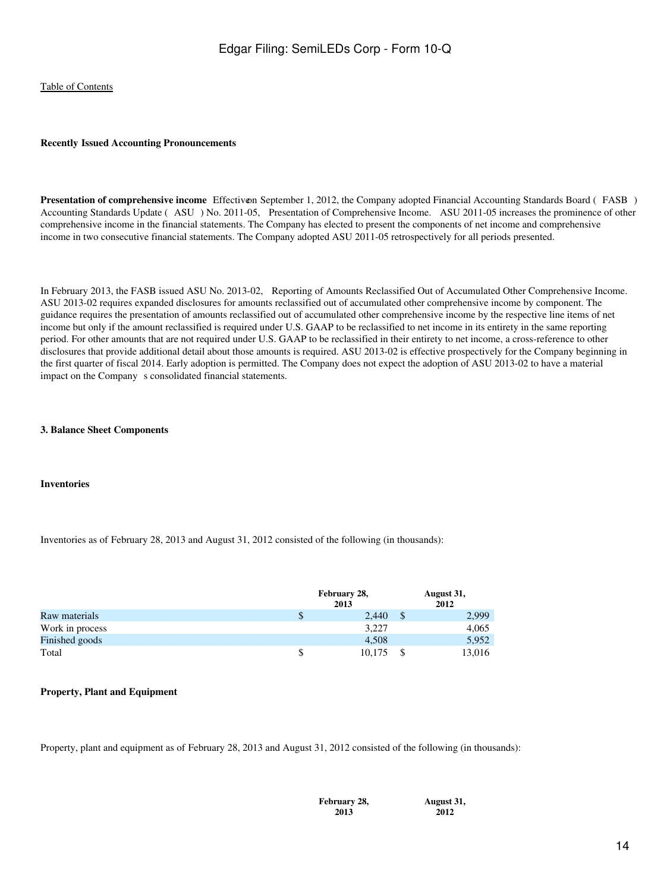### Recently Issued Accounting Pronouncements

**Presentation of comprehensive income** Effective on September 1, 2012, the Company adopted Financial Accounting Standards Board ( FASB ) Accounting Standards Update ( ASU ) No. 2011-05, Presentation of Comprehensive Income. ASU 2011-05 increases the prominence of other comprehensive income in the financial statements. The Company has elected to present the components of net income and comprehensive income in two consecutive financial statements. The Company adopted ASU 2011-05 retrospectively for all periods presented.

In February 2013, the FASB issued ASU No. 2013-02, Reporting of Amounts Reclassified Out of Accumulated Other Comprehensive Income. ASU 2013-02 requires expanded disclosures for amounts reclassified out of accumulated other comprehensive income by component. The guidance requires the presentation of amounts reclassified out of accumulated other comprehensive income by the respective line items of net income but only if the amount reclassified is required under U.S. GAAP to be reclassified to net income in its entirety in the same reporting period. For other amounts that are not required under U.S. GAAP to be reclassified in their entirety to net income, a cross-reference to other disclosures that provide additional detail about those amounts is required. ASU 2013-02 is effective prospectively for the Company beginning in the first quarter of fiscal 2014. Early adoption is permitted. The Company does not expect the adoption of ASU 2013-02 to have a material impact on the Company s consolidated financial statements.

## 3. Balance Sheet Components

### Inventories

Inventories as of February 28, 2013 and August 31, 2012 consisted of the following (in thousands):

| | February 28, 2013 | August 31, 2012 |
|---|---|---|
| Raw materials | $ 2,440 | $ 2,999 |
| Work in process | 3,227 | 4,065 |
| Finished goods | 4,508 | 5,952 |
| Total | $ 10,175 | $ 13,016 |

### Property, Plant and Equipment

Property, plant and equipment as of February 28, 2013 and August 31, 2012 consisted of the following (in thousands):

| | February 28, 2013 | August 31, 2012 |
|---|---|---|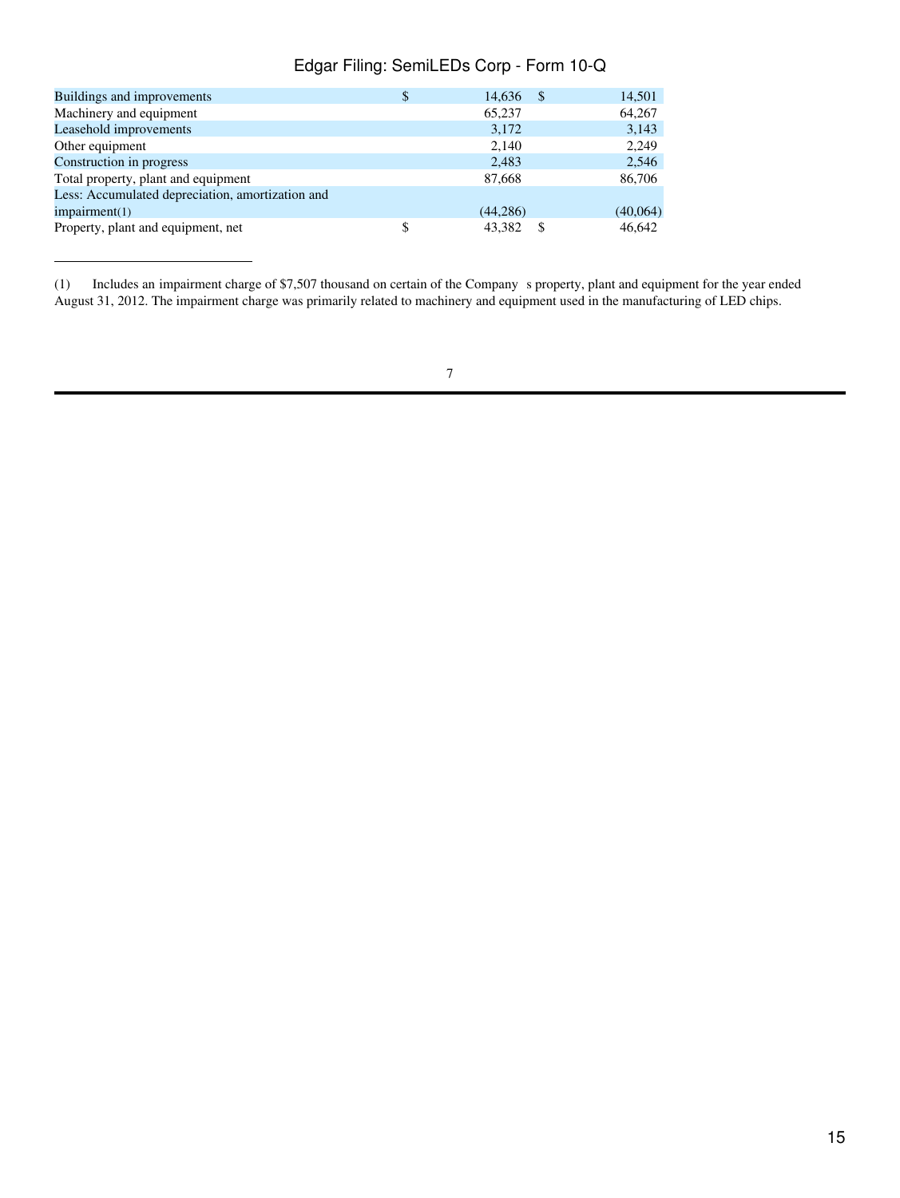| | | |
|---|---|---|
| Buildings and improvements | $ 14,636 | $ 14,501 |
| Machinery and equipment | 65,237 | 64,267 |
| Leasehold improvements | 3,172 | 3,143 |
| Other equipment | 2,140 | 2,249 |
| Construction in progress | 2,483 | 2,546 |
| Total property, plant and equipment | 87,668 | 86,706 |
| Less: Accumulated depreciation, amortization and impairment(1) | (44,286) | (40,064) |
| Property, plant and equipment, net | $ 43,382 | $ 46,642 |

(1) Includes an impairment charge of $7,507 thousand on certain of the Company s property, plant and equipment for the year ended August 31, 2012. The impairment charge was primarily related to machinery and equipment used in the manufacturing of LED chips.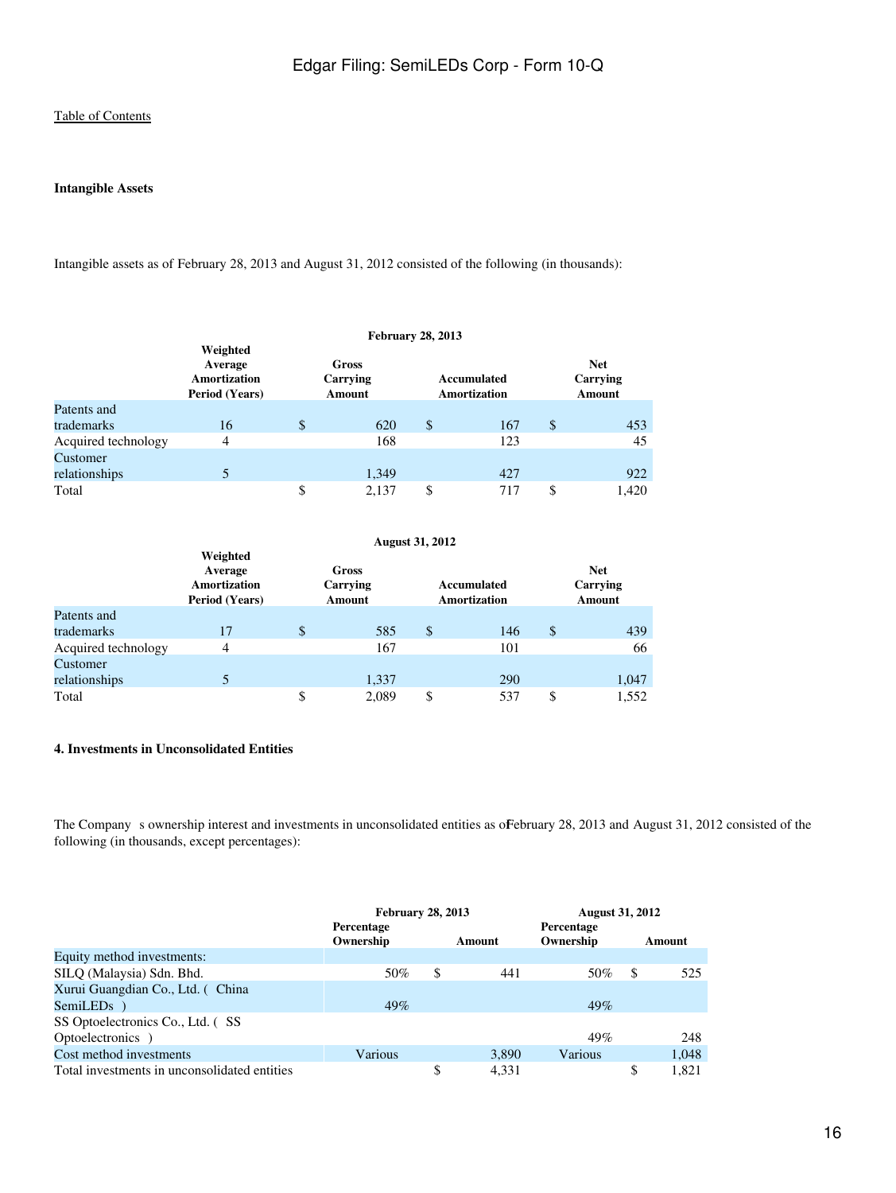Table of Contents

**Intangible Assets**

Intangible assets as of February 28, 2013 and August 31, 2012 consisted of the following (in thousands):

| | February 28, 2013 | | | |
|---|---|---|---|---|
| | Weighted Average Amortization Period (Years) | Gross Carrying Amount | Accumulated Amortization | Net Carrying Amount |
| Patents and trademarks | 16 | $ 620 | $ 167 | $ 453 |
| Acquired technology | 4 | 168 | 123 | 45 |
| Customer relationships | 5 | 1,349 | 427 | 922 |
| Total | | $ 2,137 | $ 717 | $ 1,420 |

| | August 31, 2012 | | | |
|---|---|---|---|---|
| | Weighted Average Amortization Period (Years) | Gross Carrying Amount | Accumulated Amortization | Net Carrying Amount |
| Patents and trademarks | 17 | $ 585 | $ 146 | $ 439 |
| Acquired technology | 4 | 167 | 101 | 66 |
| Customer relationships | 5 | 1,337 | 290 | 1,047 |
| Total | | $ 2,089 | $ 537 | $ 1,552 |

**4. Investments in Unconsolidated Entities**

The Company s ownership interest and investments in unconsolidated entities as of February 28, 2013 and August 31, 2012 consisted of the following (in thousands, except percentages):

| | February 28, 2013 | | August 31, 2012 | |
|---|---|---|---|---|
| | Percentage Ownership | Amount | Percentage Ownership | Amount |
| Equity method investments: | | | | |
| SILQ (Malaysia) Sdn. Bhd. | 50% | $ 441 | 50% | $ 525 |
| Xurui Guangdian Co., Ltd. ( China SemiLEDs ) | 49% | | 49% | |
| SS Optoelectronics Co., Ltd. ( SS Optoelectronics ) | | | 49% | 248 |
| Cost method investments | Various | 3,890 | Various | 1,048 |
| Total investments in unconsolidated entities | | $ 4,331 | | $ 1,821 |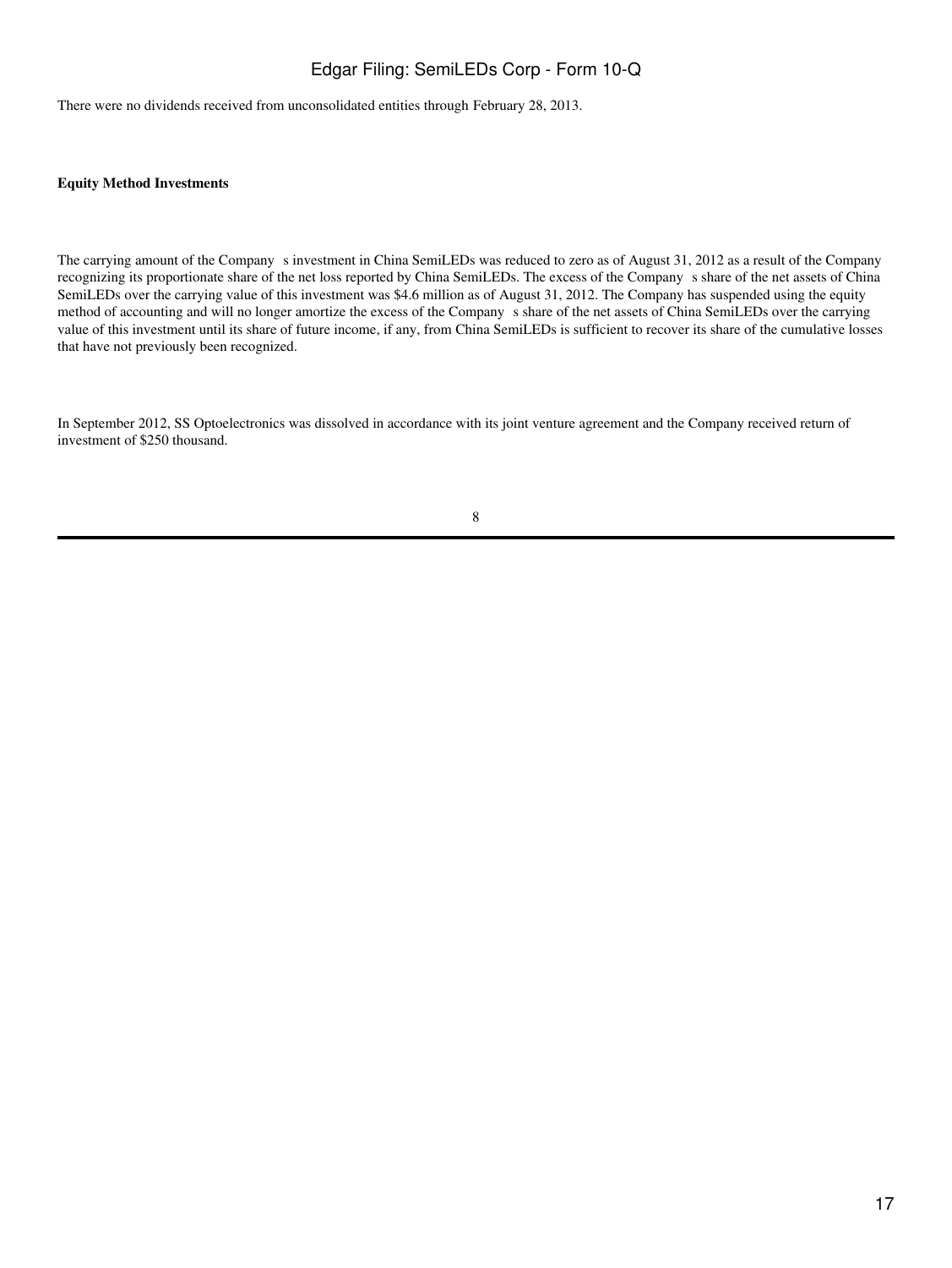There were no dividends received from unconsolidated entities through February 28, 2013.

**Equity Method Investments**

The carrying amount of the Company s investment in China SemiLEDs was reduced to zero as of August 31, 2012 as a result of the Company recognizing its proportionate share of the net loss reported by China SemiLEDs. The excess of the Company s share of the net assets of China SemiLEDs over the carrying value of this investment was $4.6 million as of August 31, 2012. The Company has suspended using the equity method of accounting and will no longer amortize the excess of the Company s share of the net assets of China SemiLEDs over the carrying value of this investment until its share of future income, if any, from China SemiLEDs is sufficient to recover its share of the cumulative losses that have not previously been recognized.

In September 2012, SS Optoelectronics was dissolved in accordance with its joint venture agreement and the Company received return of investment of $250 thousand.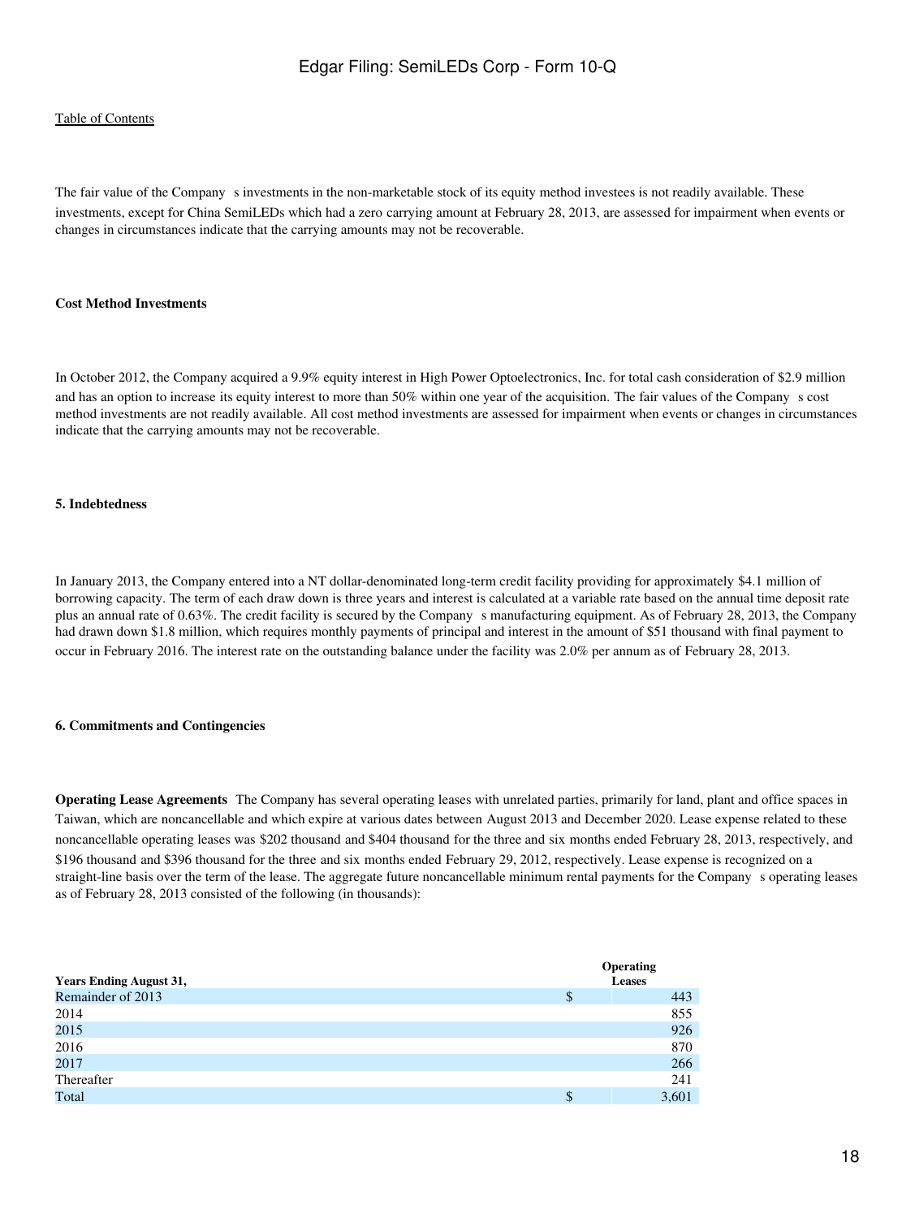The fair value of the Company s investments in the non-marketable stock of its equity method investees is not readily available. These investments, except for China SemiLEDs which had a zero carrying amount at February 28, 2013, are assessed for impairment when events or changes in circumstances indicate that the carrying amounts may not be recoverable.

**Cost Method Investments**

In October 2012, the Company acquired a 9.9% equity interest in High Power Optoelectronics, Inc. for total cash consideration of $2.9 million and has an option to increase its equity interest to more than 50% within one year of the acquisition. The fair values of the Company s cost method investments are not readily available. All cost method investments are assessed for impairment when events or changes in circumstances indicate that the carrying amounts may not be recoverable.

**5. Indebtedness**

In January 2013, the Company entered into a NT dollar-denominated long-term credit facility providing for approximately $4.1 million of borrowing capacity. The term of each draw down is three years and interest is calculated at a variable rate based on the annual time deposit rate plus an annual rate of 0.63%. The credit facility is secured by the Company s manufacturing equipment. As of February 28, 2013, the Company had drawn down $1.8 million, which requires monthly payments of principal and interest in the amount of $51 thousand with final payment to occur in February 2016. The interest rate on the outstanding balance under the facility was 2.0% per annum as of February 28, 2013.

**6. Commitments and Contingencies**

**Operating Lease Agreements** The Company has several operating leases with unrelated parties, primarily for land, plant and office spaces in Taiwan, which are noncancellable and which expire at various dates between August 2013 and December 2020. Lease expense related to these noncancellable operating leases was $202 thousand and $404 thousand for the three and six months ended February 28, 2013, respectively, and $196 thousand and $396 thousand for the three and six months ended February 29, 2012, respectively. Lease expense is recognized on a straight-line basis over the term of the lease. The aggregate future noncancellable minimum rental payments for the Company s operating leases as of February 28, 2013 consisted of the following (in thousands):

| Years Ending August 31, | | Operating Leases |
|---|---|---|
| Remainder of 2013 | $ | 443 |
| 2014 | | 855 |
| 2015 | | 926 |
| 2016 | | 870 |
| 2017 | | 266 |
| Thereafter | | 241 |
| Total | $ | 3,601 |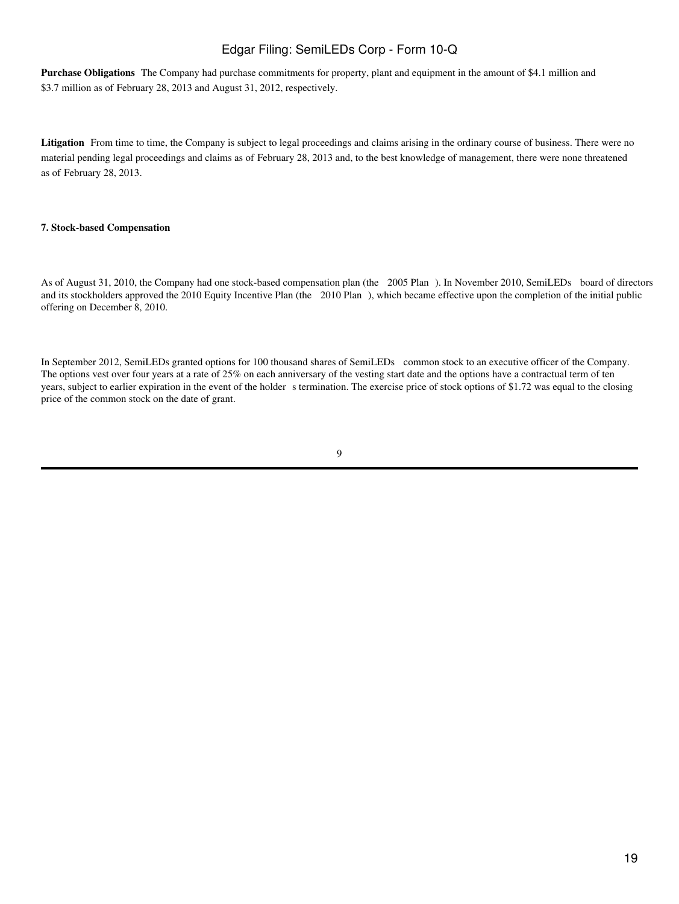**Purchase Obligations** The Company had purchase commitments for property, plant and equipment in the amount of $4.1 million and $3.7 million as of February 28, 2013 and August 31, 2012, respectively.

**Litigation** From time to time, the Company is subject to legal proceedings and claims arising in the ordinary course of business. There were no material pending legal proceedings and claims as of February 28, 2013 and, to the best knowledge of management, there were none threatened as of February 28, 2013.

**7. Stock-based Compensation**

As of August 31, 2010, the Company had one stock-based compensation plan (the 2005 Plan ). In November 2010, SemiLEDs board of directors and its stockholders approved the 2010 Equity Incentive Plan (the 2010 Plan ), which became effective upon the completion of the initial public offering on December 8, 2010.

In September 2012, SemiLEDs granted options for 100 thousand shares of SemiLEDs common stock to an executive officer of the Company. The options vest over four years at a rate of 25% on each anniversary of the vesting start date and the options have a contractual term of ten years, subject to earlier expiration in the event of the holder s termination. The exercise price of stock options of $1.72 was equal to the closing price of the common stock on the date of grant.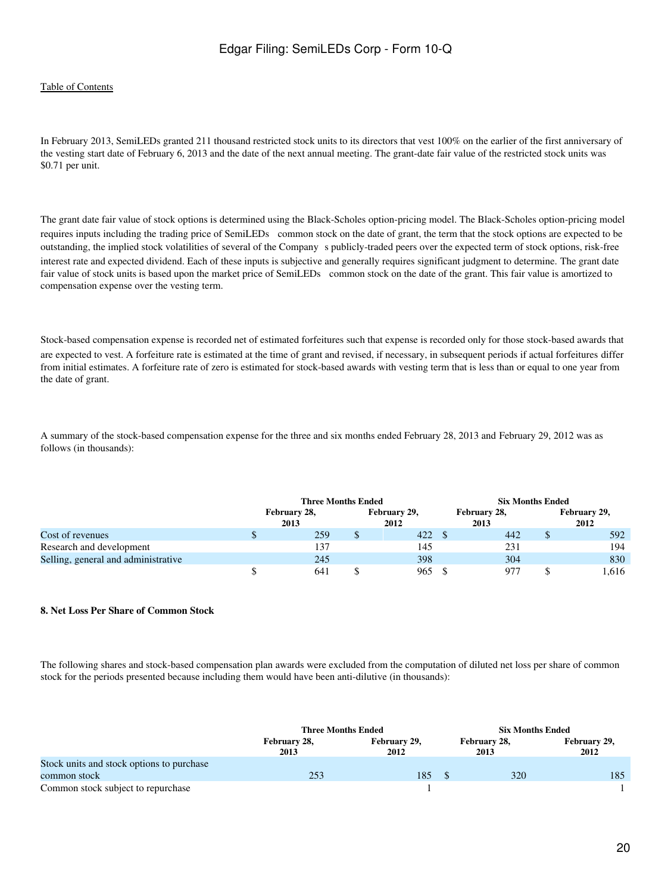In February 2013, SemiLEDs granted 211 thousand restricted stock units to its directors that vest 100% on the earlier of the first anniversary of the vesting start date of February 6, 2013 and the date of the next annual meeting. The grant-date fair value of the restricted stock units was $0.71 per unit.

The grant date fair value of stock options is determined using the Black-Scholes option-pricing model. The Black-Scholes option-pricing model requires inputs including the trading price of SemiLEDs common stock on the date of grant, the term that the stock options are expected to be outstanding, the implied stock volatilities of several of the Company s publicly-traded peers over the expected term of stock options, risk-free interest rate and expected dividend. Each of these inputs is subjective and generally requires significant judgment to determine. The grant date fair value of stock units is based upon the market price of SemiLEDs common stock on the date of the grant. This fair value is amortized to compensation expense over the vesting term.

Stock-based compensation expense is recorded net of estimated forfeitures such that expense is recorded only for those stock-based awards that are expected to vest. A forfeiture rate is estimated at the time of grant and revised, if necessary, in subsequent periods if actual forfeitures differ from initial estimates. A forfeiture rate of zero is estimated for stock-based awards with vesting term that is less than or equal to one year from the date of grant.

A summary of the stock-based compensation expense for the three and six months ended February 28, 2013 and February 29, 2012 was as follows (in thousands):

| | Three Months Ended | | Six Months Ended | |
|---|---|---|---|---|
| | February 28, 2013 | February 29, 2012 | February 28, 2013 | February 29, 2012 |
| Cost of revenues | $ 259 | $ 422 | $ 442 | $ 592 |
| Research and development | 137 | 145 | 231 | 194 |
| Selling, general and administrative | 245 | 398 | 304 | 830 |
| | $ 641 | $ 965 | $ 977 | $ 1,616 |

**8. Net Loss Per Share of Common Stock**

The following shares and stock-based compensation plan awards were excluded from the computation of diluted net loss per share of common stock for the periods presented because including them would have been anti-dilutive (in thousands):

| | Three Months Ended | | Six Months Ended | |
|---|---|---|---|---|
| | February 28, 2013 | February 29, 2012 | February 28, 2013 | February 29, 2012 |
| Stock units and stock options to purchase common stock | 253 | 185 | $ 320 | 185 |
| Common stock subject to repurchase | | 1 | | 1 |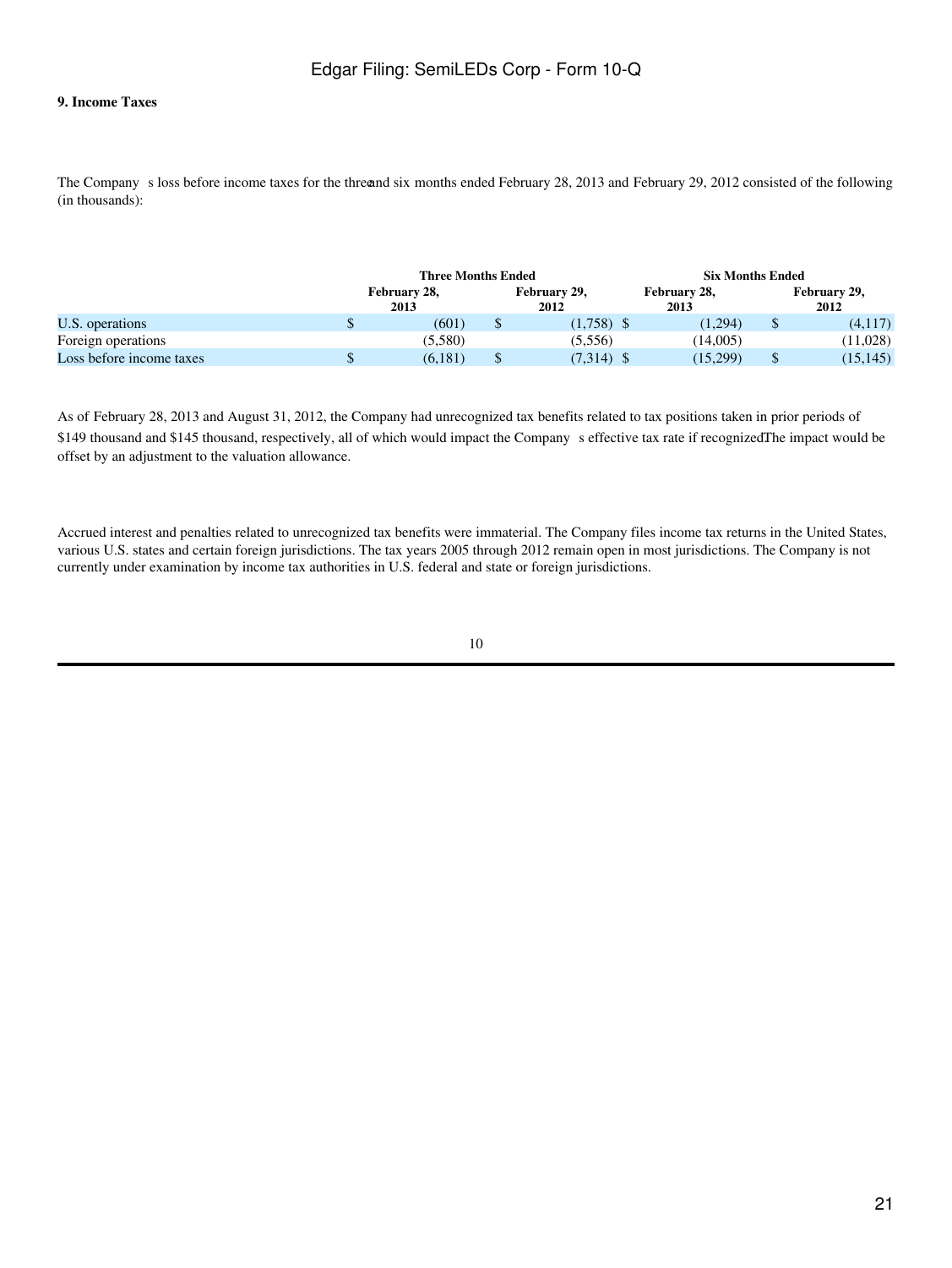**9. Income Taxes**

The Company s loss before income taxes for the three and six months ended February 28, 2013 and February 29, 2012 consisted of the following (in thousands):

| | Three Months Ended | | Six Months Ended | |
|---|---|---|---|---|
| | February 28, 2013 | February 29, 2012 | February 28, 2013 | February 29, 2012 |
| U.S. operations | $ (601) | $ (1,758) | $ (1,294) | $ (4,117) |
| Foreign operations | (5,580) | (5,556) | (14,005) | (11,028) |
| Loss before income taxes | $ (6,181) | $ (7,314) | $ (15,299) | $ (15,145) |

As of February 28, 2013 and August 31, 2012, the Company had unrecognized tax benefits related to tax positions taken in prior periods of $149 thousand and $145 thousand, respectively, all of which would impact the Company s effective tax rate if recognized. The impact would be offset by an adjustment to the valuation allowance.

Accrued interest and penalties related to unrecognized tax benefits were immaterial. The Company files income tax returns in the United States, various U.S. states and certain foreign jurisdictions. The tax years 2005 through 2012 remain open in most jurisdictions. The Company is not currently under examination by income tax authorities in U.S. federal and state or foreign jurisdictions.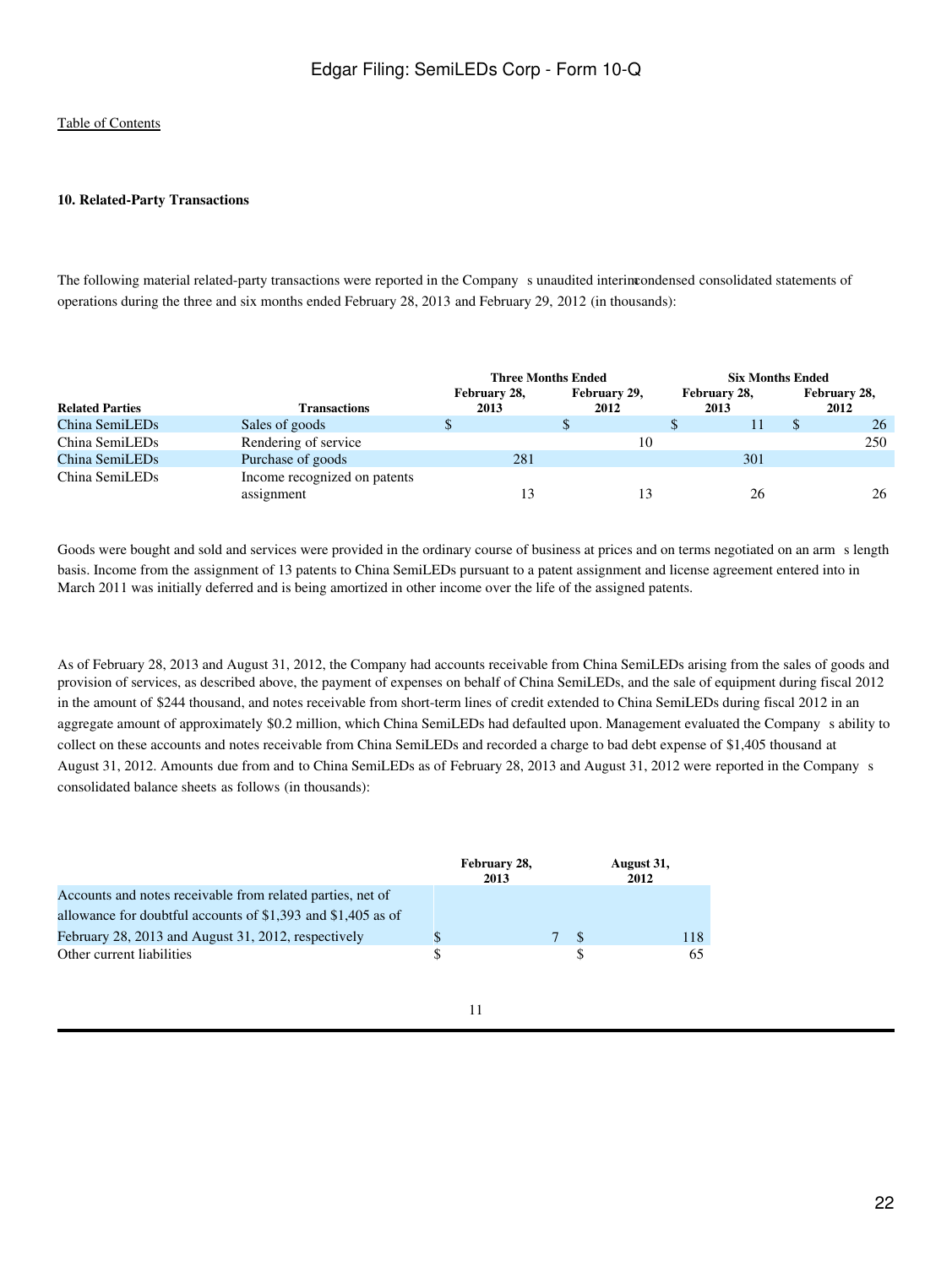### 10. Related-Party Transactions

The following material related-party transactions were reported in the Company s unaudited interim condensed consolidated statements of operations during the three and six months ended February 28, 2013 and February 29, 2012 (in thousands):

| Related Parties | Transactions | Three Months Ended February 28, 2013 | Three Months Ended February 29, 2012 | Six Months Ended February 28, 2013 | Six Months Ended February 28, 2012 |
|---|---|---|---|---|---|
| China SemiLEDs | Sales of goods | $ | $ | $ 11 | $ 26 |
| China SemiLEDs | Rendering of service | | 10 | | 250 |
| China SemiLEDs | Purchase of goods | 281 | | 301 | |
| China SemiLEDs | Income recognized on patents assignment | 13 | 13 | 26 | 26 |

Goods were bought and sold and services were provided in the ordinary course of business at prices and on terms negotiated on an arm s length basis. Income from the assignment of 13 patents to China SemiLEDs pursuant to a patent assignment and license agreement entered into in March 2011 was initially deferred and is being amortized in other income over the life of the assigned patents.

As of February 28, 2013 and August 31, 2012, the Company had accounts receivable from China SemiLEDs arising from the sales of goods and provision of services, as described above, the payment of expenses on behalf of China SemiLEDs, and the sale of equipment during fiscal 2012 in the amount of $244 thousand, and notes receivable from short-term lines of credit extended to China SemiLEDs during fiscal 2012 in an aggregate amount of approximately $0.2 million, which China SemiLEDs had defaulted upon. Management evaluated the Company s ability to collect on these accounts and notes receivable from China SemiLEDs and recorded a charge to bad debt expense of $1,405 thousand at August 31, 2012. Amounts due from and to China SemiLEDs as of February 28, 2013 and August 31, 2012 were reported in the Company s consolidated balance sheets as follows (in thousands):

| | February 28, 2013 | August 31, 2012 |
|---|---|---|
| Accounts and notes receivable from related parties, net of allowance for doubtful accounts of $1,393 and $1,405 as of February 28, 2013 and August 31, 2012, respectively | $ 7 | $ 118 |
| Other current liabilities | $ | $ 65 |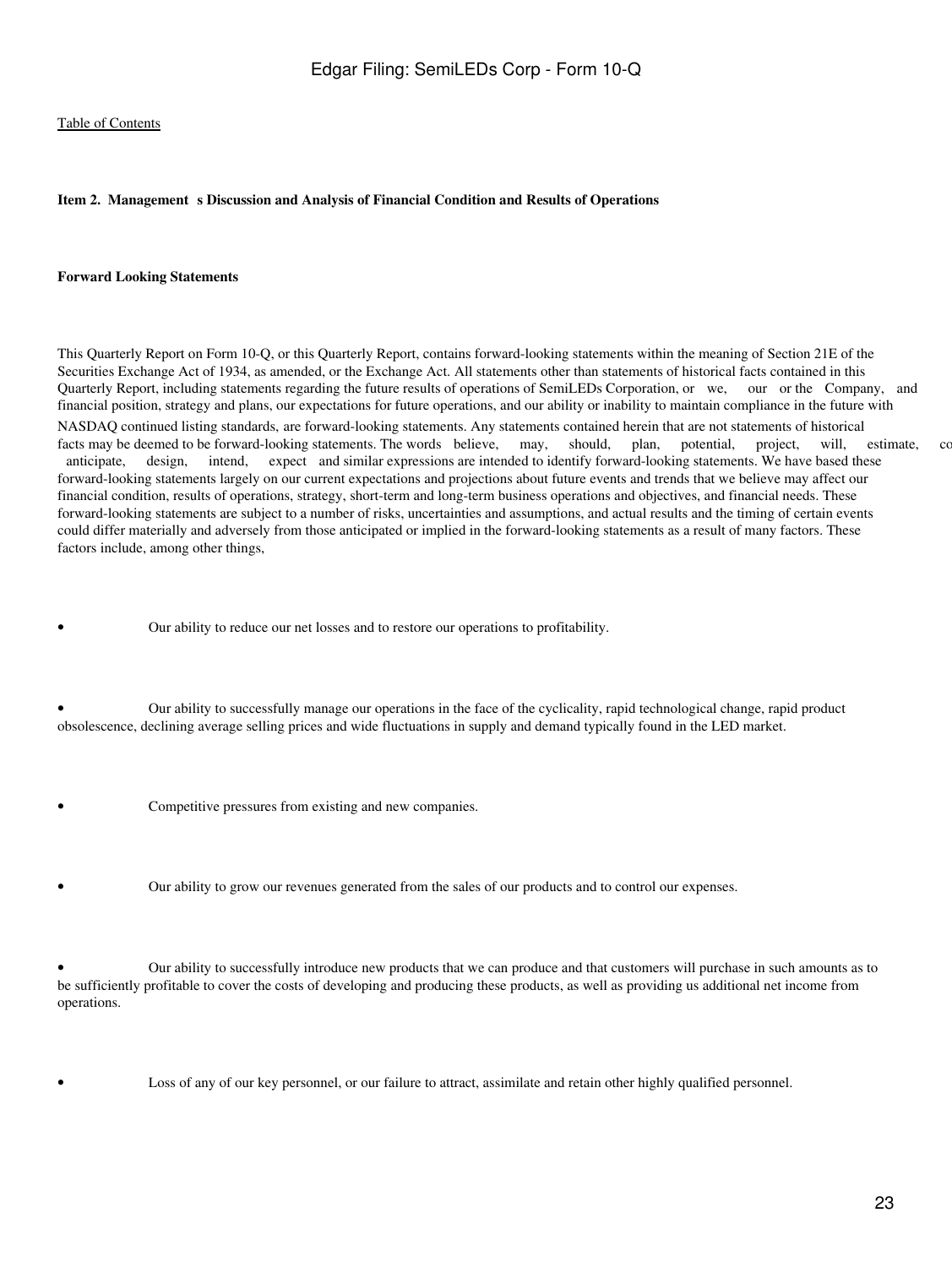Table of Contents

**Item 2. Management s Discussion and Analysis of Financial Condition and Results of Operations**

**Forward Looking Statements**

This Quarterly Report on Form 10-Q, or this Quarterly Report, contains forward-looking statements within the meaning of Section 21E of the Securities Exchange Act of 1934, as amended, or the Exchange Act. All statements other than statements of historical facts contained in this Quarterly Report, including statements regarding the future results of operations of SemiLEDs Corporation, or we, our or the Company, and financial position, strategy and plans, our expectations for future operations, and our ability or inability to maintain compliance in the future with NASDAQ continued listing standards, are forward-looking statements. Any statements contained herein that are not statements of historical facts may be deemed to be forward-looking statements. The words believe, may, should, plan, potential, project, will, estimate, co anticipate, design, intend, expect and similar expressions are intended to identify forward-looking statements. We have based these forward-looking statements largely on our current expectations and projections about future events and trends that we believe may affect our financial condition, results of operations, strategy, short-term and long-term business operations and objectives, and financial needs. These forward-looking statements are subject to a number of risks, uncertainties and assumptions, and actual results and the timing of certain events could differ materially and adversely from those anticipated or implied in the forward-looking statements as a result of many factors. These factors include, among other things,

- Our ability to reduce our net losses and to restore our operations to profitability.

- Our ability to successfully manage our operations in the face of the cyclicality, rapid technological change, rapid product obsolescence, declining average selling prices and wide fluctuations in supply and demand typically found in the LED market.

- Competitive pressures from existing and new companies.

- Our ability to grow our revenues generated from the sales of our products and to control our expenses.

- Our ability to successfully introduce new products that we can produce and that customers will purchase in such amounts as to be sufficiently profitable to cover the costs of developing and producing these products, as well as providing us additional net income from operations.

- Loss of any of our key personnel, or our failure to attract, assimilate and retain other highly qualified personnel.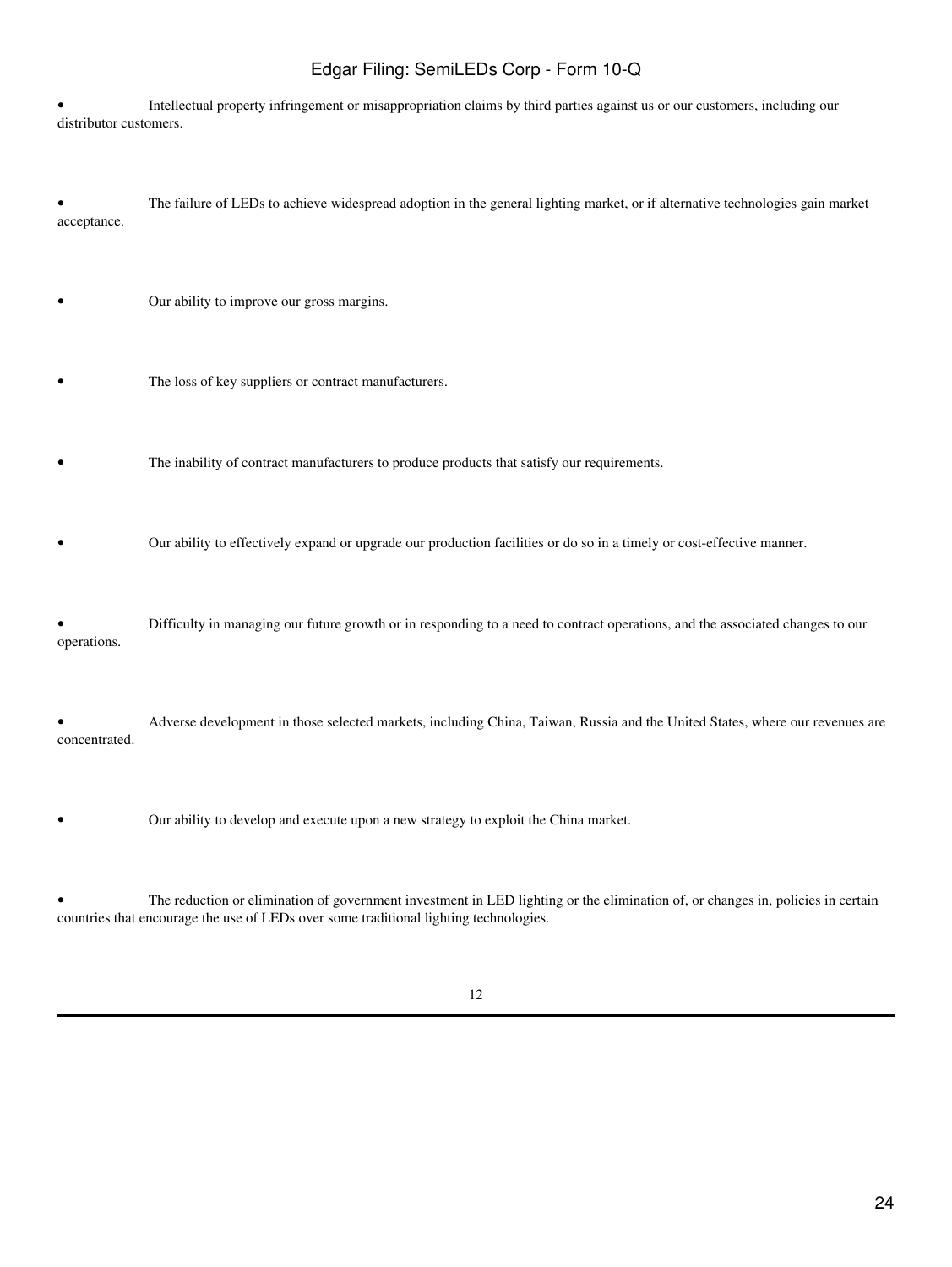- Intellectual property infringement or misappropriation claims by third parties against us or our customers, including our distributor customers.

- The failure of LEDs to achieve widespread adoption in the general lighting market, or if alternative technologies gain market acceptance.

- Our ability to improve our gross margins.

- The loss of key suppliers or contract manufacturers.

- The inability of contract manufacturers to produce products that satisfy our requirements.

- Our ability to effectively expand or upgrade our production facilities or do so in a timely or cost-effective manner.

- Difficulty in managing our future growth or in responding to a need to contract operations, and the associated changes to our operations.

- Adverse development in those selected markets, including China, Taiwan, Russia and the United States, where our revenues are concentrated.

- Our ability to develop and execute upon a new strategy to exploit the China market.

- The reduction or elimination of government investment in LED lighting or the elimination of, or changes in, policies in certain countries that encourage the use of LEDs over some traditional lighting technologies.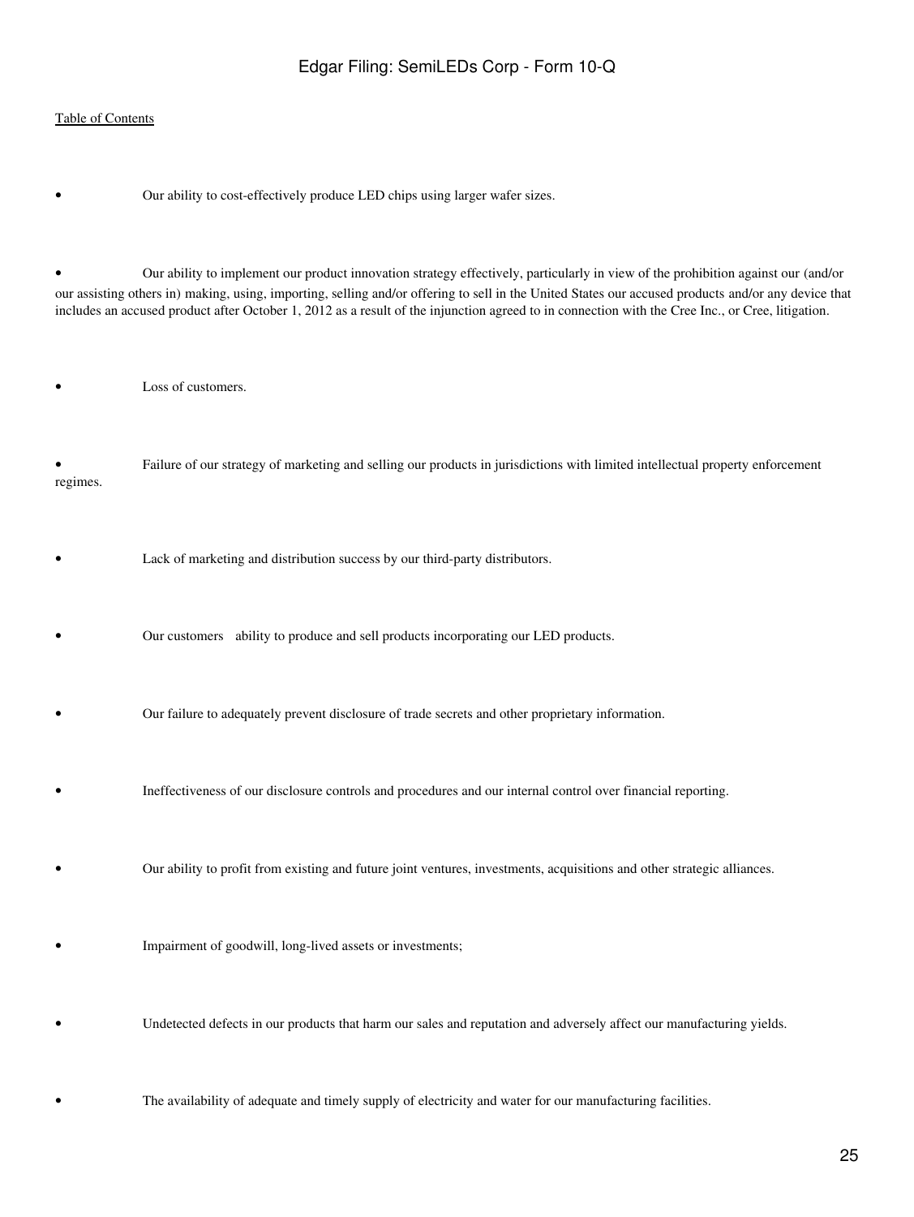- Our ability to cost-effectively produce LED chips using larger wafer sizes.

- Our ability to implement our product innovation strategy effectively, particularly in view of the prohibition against our (and/or our assisting others in) making, using, importing, selling and/or offering to sell in the United States our accused products and/or any device that includes an accused product after October 1, 2012 as a result of the injunction agreed to in connection with the Cree Inc., or Cree, litigation.

- Loss of customers.

- Failure of our strategy of marketing and selling our products in jurisdictions with limited intellectual property enforcement regimes.

- Lack of marketing and distribution success by our third-party distributors.

- Our customers ability to produce and sell products incorporating our LED products.

- Our failure to adequately prevent disclosure of trade secrets and other proprietary information.

- Ineffectiveness of our disclosure controls and procedures and our internal control over financial reporting.

- Our ability to profit from existing and future joint ventures, investments, acquisitions and other strategic alliances.

- Impairment of goodwill, long-lived assets or investments;

- Undetected defects in our products that harm our sales and reputation and adversely affect our manufacturing yields.

- The availability of adequate and timely supply of electricity and water for our manufacturing facilities.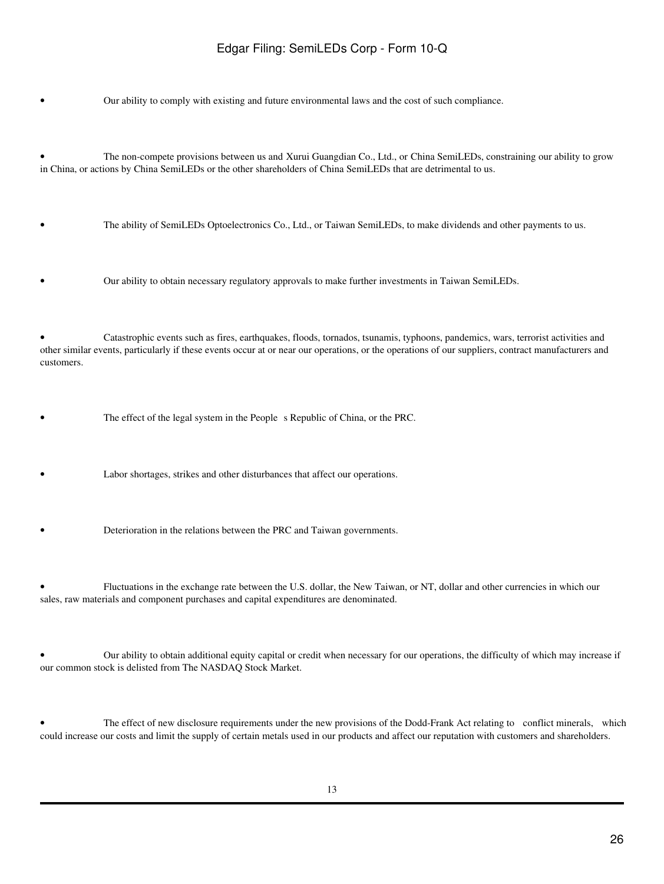- Our ability to comply with existing and future environmental laws and the cost of such compliance.

- The non-compete provisions between us and Xurui Guangdian Co., Ltd., or China SemiLEDs, constraining our ability to grow in China, or actions by China SemiLEDs or the other shareholders of China SemiLEDs that are detrimental to us.

- The ability of SemiLEDs Optoelectronics Co., Ltd., or Taiwan SemiLEDs, to make dividends and other payments to us.

- Our ability to obtain necessary regulatory approvals to make further investments in Taiwan SemiLEDs.

- Catastrophic events such as fires, earthquakes, floods, tornados, tsunamis, typhoons, pandemics, wars, terrorist activities and other similar events, particularly if these events occur at or near our operations, or the operations of our suppliers, contract manufacturers and customers.

- The effect of the legal system in the People s Republic of China, or the PRC.

- Labor shortages, strikes and other disturbances that affect our operations.

- Deterioration in the relations between the PRC and Taiwan governments.

- Fluctuations in the exchange rate between the U.S. dollar, the New Taiwan, or NT, dollar and other currencies in which our sales, raw materials and component purchases and capital expenditures are denominated.

- Our ability to obtain additional equity capital or credit when necessary for our operations, the difficulty of which may increase if our common stock is delisted from The NASDAQ Stock Market.

- The effect of new disclosure requirements under the new provisions of the Dodd-Frank Act relating to conflict minerals, which could increase our costs and limit the supply of certain metals used in our products and affect our reputation with customers and shareholders.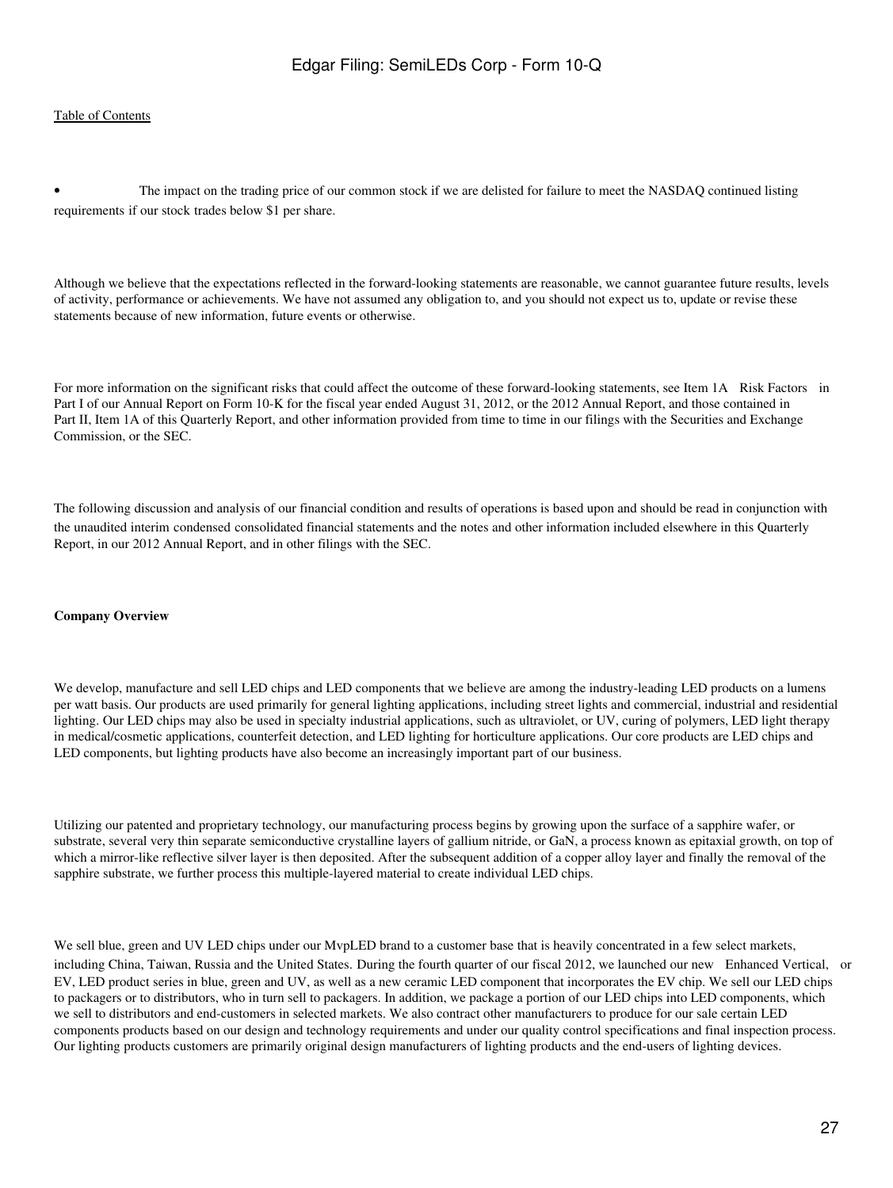- The impact on the trading price of our common stock if we are delisted for failure to meet the NASDAQ continued listing requirements if our stock trades below $1 per share.

Although we believe that the expectations reflected in the forward-looking statements are reasonable, we cannot guarantee future results, levels of activity, performance or achievements. We have not assumed any obligation to, and you should not expect us to, update or revise these statements because of new information, future events or otherwise.

For more information on the significant risks that could affect the outcome of these forward-looking statements, see Item 1A Risk Factors in Part I of our Annual Report on Form 10-K for the fiscal year ended August 31, 2012, or the 2012 Annual Report, and those contained in Part II, Item 1A of this Quarterly Report, and other information provided from time to time in our filings with the Securities and Exchange Commission, or the SEC.

The following discussion and analysis of our financial condition and results of operations is based upon and should be read in conjunction with the unaudited interim condensed consolidated financial statements and the notes and other information included elsewhere in this Quarterly Report, in our 2012 Annual Report, and in other filings with the SEC.

**Company Overview**

We develop, manufacture and sell LED chips and LED components that we believe are among the industry-leading LED products on a lumens per watt basis. Our products are used primarily for general lighting applications, including street lights and commercial, industrial and residential lighting. Our LED chips may also be used in specialty industrial applications, such as ultraviolet, or UV, curing of polymers, LED light therapy in medical/cosmetic applications, counterfeit detection, and LED lighting for horticulture applications. Our core products are LED chips and LED components, but lighting products have also become an increasingly important part of our business.

Utilizing our patented and proprietary technology, our manufacturing process begins by growing upon the surface of a sapphire wafer, or substrate, several very thin separate semiconductive crystalline layers of gallium nitride, or GaN, a process known as epitaxial growth, on top of which a mirror-like reflective silver layer is then deposited. After the subsequent addition of a copper alloy layer and finally the removal of the sapphire substrate, we further process this multiple-layered material to create individual LED chips.

We sell blue, green and UV LED chips under our MvpLED brand to a customer base that is heavily concentrated in a few select markets, including China, Taiwan, Russia and the United States. During the fourth quarter of our fiscal 2012, we launched our new Enhanced Vertical, or EV, LED product series in blue, green and UV, as well as a new ceramic LED component that incorporates the EV chip. We sell our LED chips to packagers or to distributors, who in turn sell to packagers. In addition, we package a portion of our LED chips into LED components, which we sell to distributors and end-customers in selected markets. We also contract other manufacturers to produce for our sale certain LED components products based on our design and technology requirements and under our quality control specifications and final inspection process. Our lighting products customers are primarily original design manufacturers of lighting products and the end-users of lighting devices.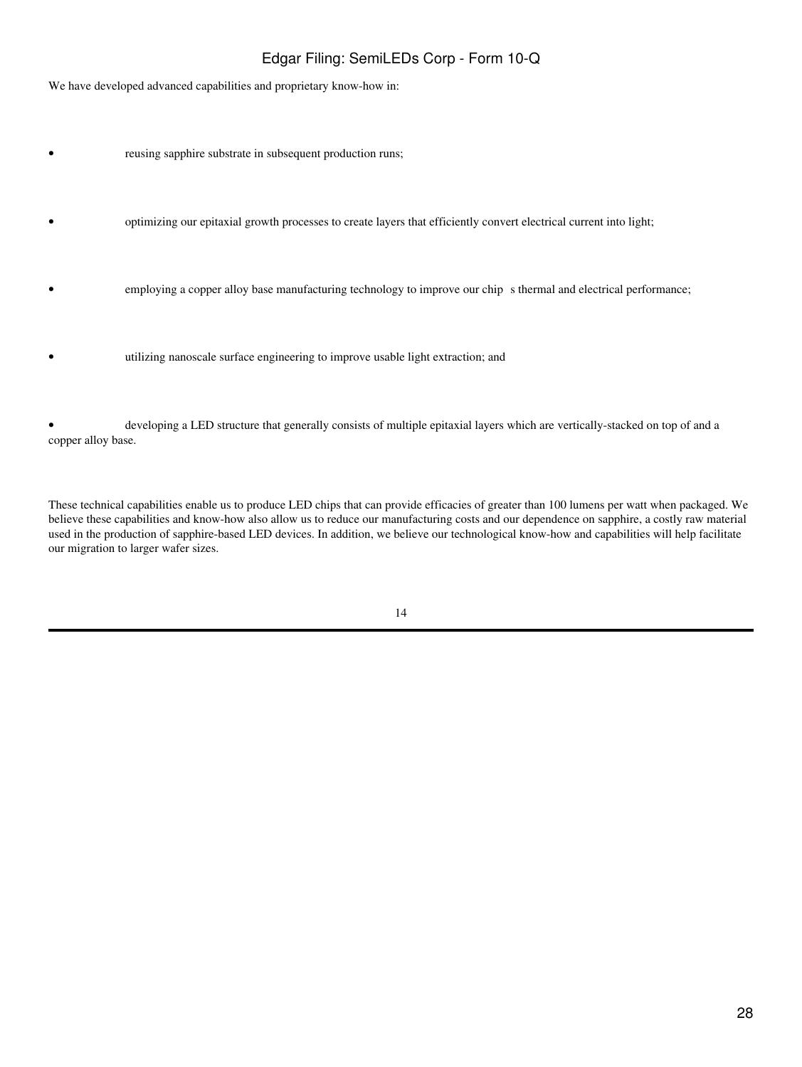We have developed advanced capabilities and proprietary know-how in:

- reusing sapphire substrate in subsequent production runs;
- optimizing our epitaxial growth processes to create layers that efficiently convert electrical current into light;
- employing a copper alloy base manufacturing technology to improve our chip s thermal and electrical performance;
- utilizing nanoscale surface engineering to improve usable light extraction; and
- developing a LED structure that generally consists of multiple epitaxial layers which are vertically-stacked on top of and a copper alloy base.

These technical capabilities enable us to produce LED chips that can provide efficacies of greater than 100 lumens per watt when packaged. We believe these capabilities and know-how also allow us to reduce our manufacturing costs and our dependence on sapphire, a costly raw material used in the production of sapphire-based LED devices. In addition, we believe our technological know-how and capabilities will help facilitate our migration to larger wafer sizes.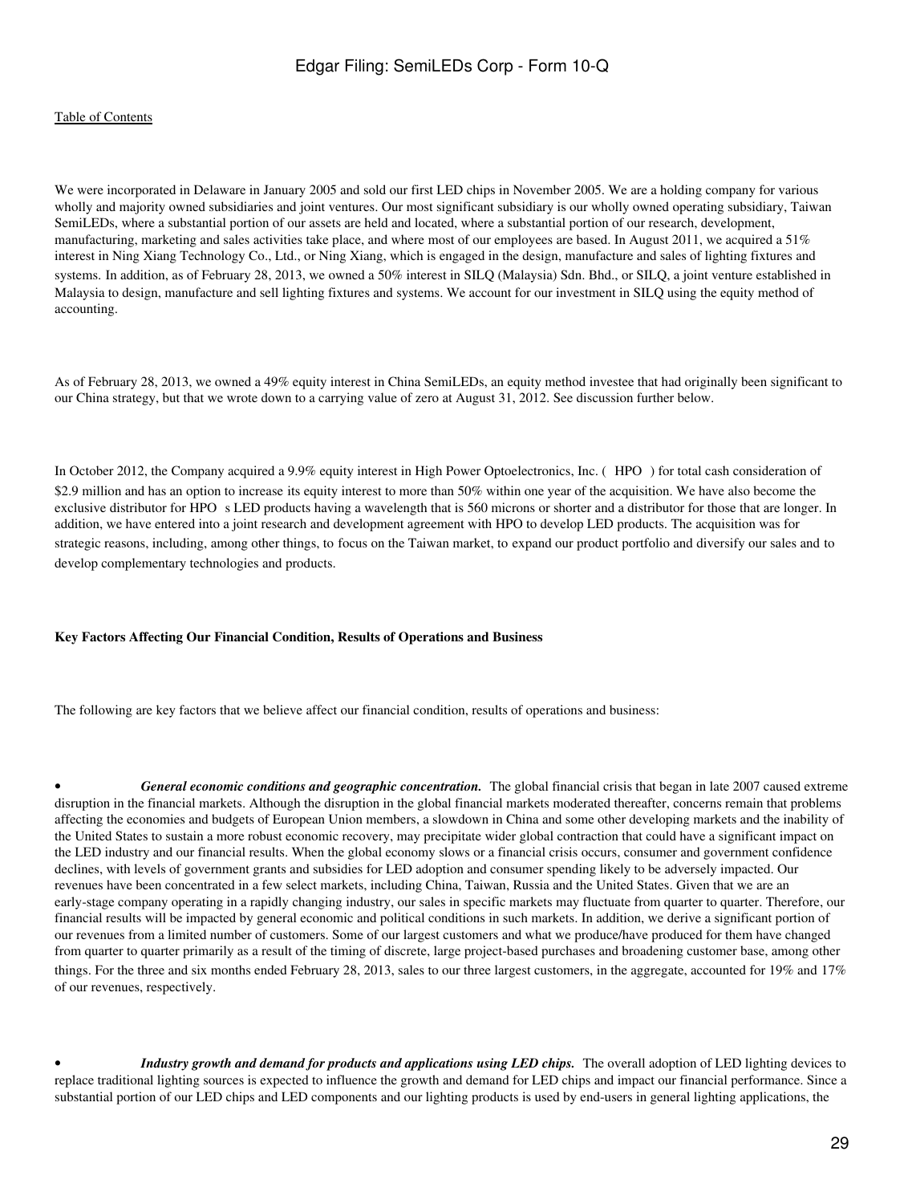We were incorporated in Delaware in January 2005 and sold our first LED chips in November 2005. We are a holding company for various wholly and majority owned subsidiaries and joint ventures. Our most significant subsidiary is our wholly owned operating subsidiary, Taiwan SemiLEDs, where a substantial portion of our assets are held and located, where a substantial portion of our research, development, manufacturing, marketing and sales activities take place, and where most of our employees are based. In August 2011, we acquired a 51% interest in Ning Xiang Technology Co., Ltd., or Ning Xiang, which is engaged in the design, manufacture and sales of lighting fixtures and systems. In addition, as of February 28, 2013, we owned a 50% interest in SILQ (Malaysia) Sdn. Bhd., or SILQ, a joint venture established in Malaysia to design, manufacture and sell lighting fixtures and systems. We account for our investment in SILQ using the equity method of accounting.

As of February 28, 2013, we owned a 49% equity interest in China SemiLEDs, an equity method investee that had originally been significant to our China strategy, but that we wrote down to a carrying value of zero at August 31, 2012. See discussion further below.

In October 2012, the Company acquired a 9.9% equity interest in High Power Optoelectronics, Inc. ( HPO ) for total cash consideration of $2.9 million and has an option to increase its equity interest to more than 50% within one year of the acquisition. We have also become the exclusive distributor for HPO s LED products having a wavelength that is 560 microns or shorter and a distributor for those that are longer. In addition, we have entered into a joint research and development agreement with HPO to develop LED products. The acquisition was for strategic reasons, including, among other things, to focus on the Taiwan market, to expand our product portfolio and diversify our sales and to develop complementary technologies and products.

**Key Factors Affecting Our Financial Condition, Results of Operations and Business**

The following are key factors that we believe affect our financial condition, results of operations and business:

- ***General economic conditions and geographic concentration.*** The global financial crisis that began in late 2007 caused extreme disruption in the financial markets. Although the disruption in the global financial markets moderated thereafter, concerns remain that problems affecting the economies and budgets of European Union members, a slowdown in China and some other developing markets and the inability of the United States to sustain a more robust economic recovery, may precipitate wider global contraction that could have a significant impact on the LED industry and our financial results. When the global economy slows or a financial crisis occurs, consumer and government confidence declines, with levels of government grants and subsidies for LED adoption and consumer spending likely to be adversely impacted. Our revenues have been concentrated in a few select markets, including China, Taiwan, Russia and the United States. Given that we are an early-stage company operating in a rapidly changing industry, our sales in specific markets may fluctuate from quarter to quarter. Therefore, our financial results will be impacted by general economic and political conditions in such markets. In addition, we derive a significant portion of our revenues from a limited number of customers. Some of our largest customers and what we produce/have produced for them have changed from quarter to quarter primarily as a result of the timing of discrete, large project-based purchases and broadening customer base, among other things. For the three and six months ended February 28, 2013, sales to our three largest customers, in the aggregate, accounted for 19% and 17% of our revenues, respectively.

- ***Industry growth and demand for products and applications using LED chips.*** The overall adoption of LED lighting devices to replace traditional lighting sources is expected to influence the growth and demand for LED chips and impact our financial performance. Since a substantial portion of our LED chips and LED components and our lighting products is used by end-users in general lighting applications, the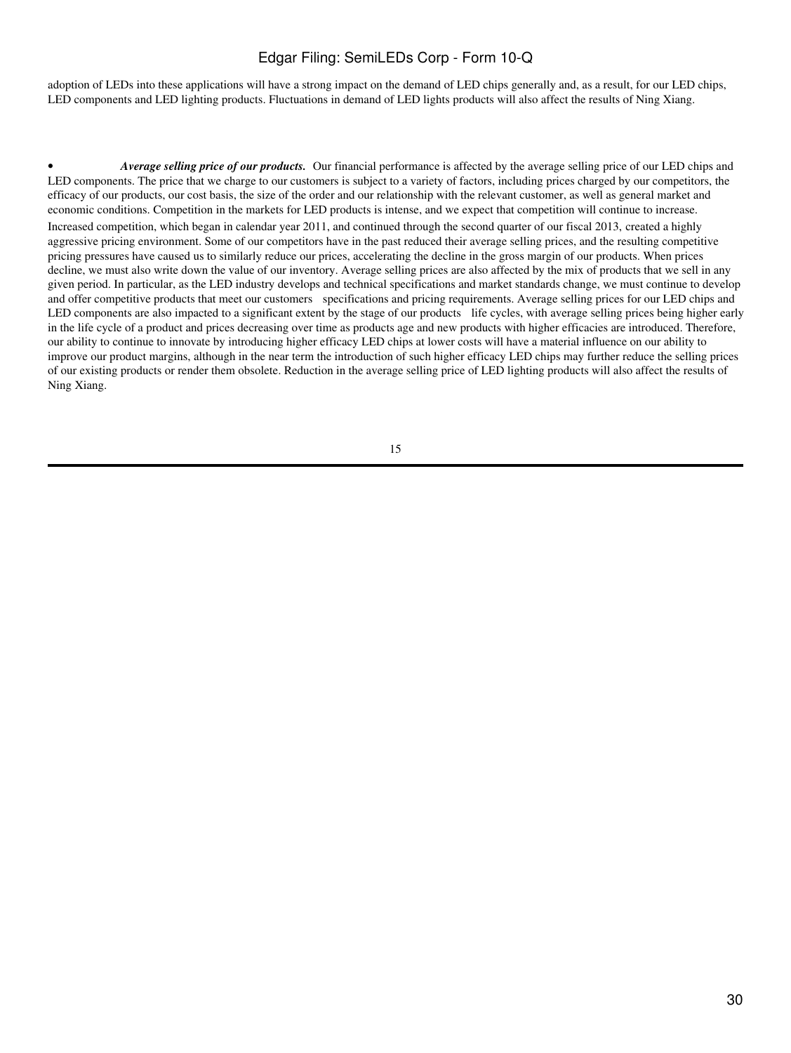adoption of LEDs into these applications will have a strong impact on the demand of LED chips generally and, as a result, for our LED chips, LED components and LED lighting products. Fluctuations in demand of LED lights products will also affect the results of Ning Xiang.

- ***Average selling price of our products.*** Our financial performance is affected by the average selling price of our LED chips and LED components. The price that we charge to our customers is subject to a variety of factors, including prices charged by our competitors, the efficacy of our products, our cost basis, the size of the order and our relationship with the relevant customer, as well as general market and economic conditions. Competition in the markets for LED products is intense, and we expect that competition will continue to increase. Increased competition, which began in calendar year 2011, and continued through the second quarter of our fiscal 2013, created a highly aggressive pricing environment. Some of our competitors have in the past reduced their average selling prices, and the resulting competitive pricing pressures have caused us to similarly reduce our prices, accelerating the decline in the gross margin of our products. When prices decline, we must also write down the value of our inventory. Average selling prices are also affected by the mix of products that we sell in any given period. In particular, as the LED industry develops and technical specifications and market standards change, we must continue to develop and offer competitive products that meet our customers specifications and pricing requirements. Average selling prices for our LED chips and LED components are also impacted to a significant extent by the stage of our products life cycles, with average selling prices being higher early in the life cycle of a product and prices decreasing over time as products age and new products with higher efficacies are introduced. Therefore, our ability to continue to innovate by introducing higher efficacy LED chips at lower costs will have a material influence on our ability to improve our product margins, although in the near term the introduction of such higher efficacy LED chips may further reduce the selling prices of our existing products or render them obsolete. Reduction in the average selling price of LED lighting products will also affect the results of Ning Xiang.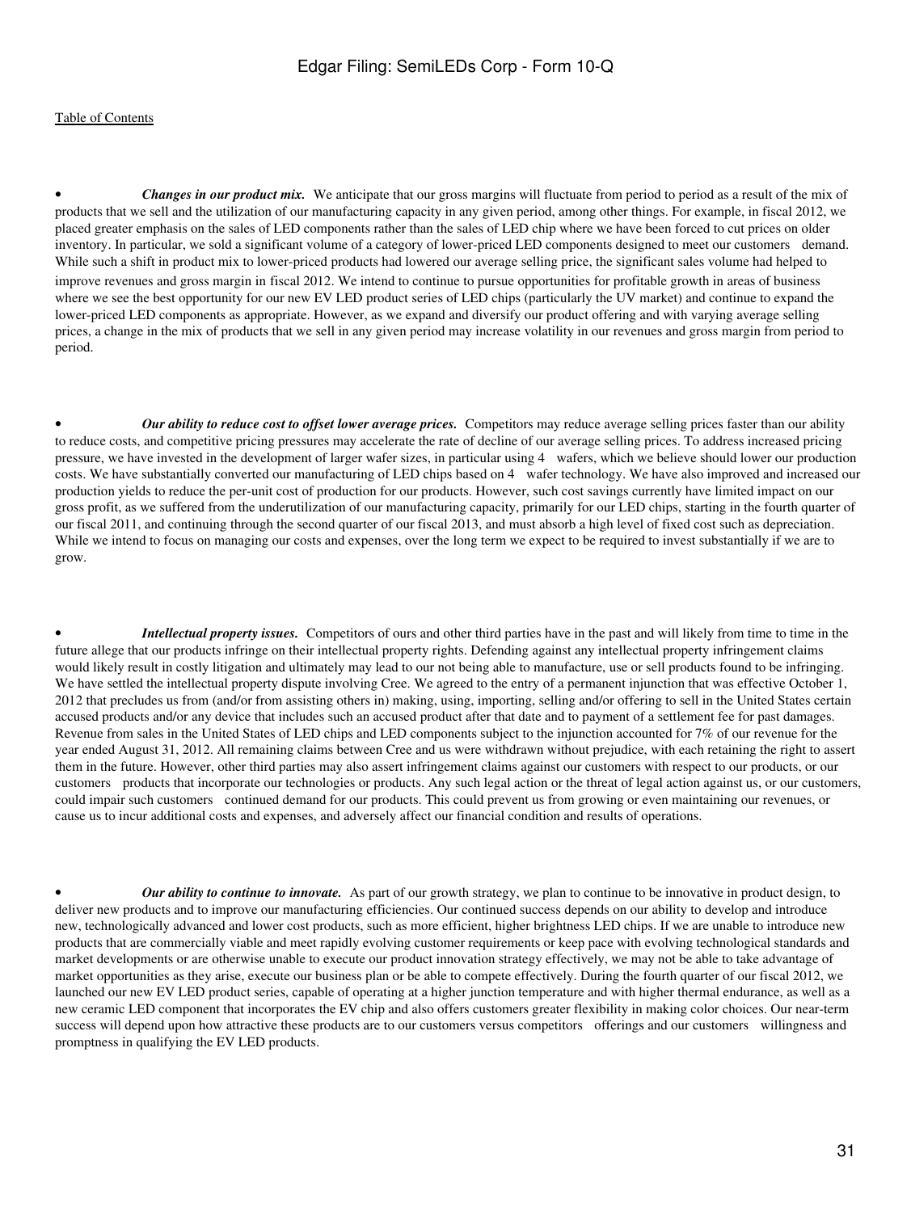Table of Contents

- ***Changes in our product mix.*** We anticipate that our gross margins will fluctuate from period to period as a result of the mix of products that we sell and the utilization of our manufacturing capacity in any given period, among other things. For example, in fiscal 2012, we placed greater emphasis on the sales of LED components rather than the sales of LED chip where we have been forced to cut prices on older inventory. In particular, we sold a significant volume of a category of lower-priced LED components designed to meet our customers demand. While such a shift in product mix to lower-priced products had lowered our average selling price, the significant sales volume had helped to improve revenues and gross margin in fiscal 2012. We intend to continue to pursue opportunities for profitable growth in areas of business where we see the best opportunity for our new EV LED product series of LED chips (particularly the UV market) and continue to expand the lower-priced LED components as appropriate. However, as we expand and diversify our product offering and with varying average selling prices, a change in the mix of products that we sell in any given period may increase volatility in our revenues and gross margin from period to period.

- ***Our ability to reduce cost to offset lower average prices.*** Competitors may reduce average selling prices faster than our ability to reduce costs, and competitive pricing pressures may accelerate the rate of decline of our average selling prices. To address increased pricing pressure, we have invested in the development of larger wafer sizes, in particular using 4 wafers, which we believe should lower our production costs. We have substantially converted our manufacturing of LED chips based on 4 wafer technology. We have also improved and increased our production yields to reduce the per-unit cost of production for our products. However, such cost savings currently have limited impact on our gross profit, as we suffered from the underutilization of our manufacturing capacity, primarily for our LED chips, starting in the fourth quarter of our fiscal 2011, and continuing through the second quarter of our fiscal 2013, and must absorb a high level of fixed cost such as depreciation. While we intend to focus on managing our costs and expenses, over the long term we expect to be required to invest substantially if we are to grow.

- ***Intellectual property issues.*** Competitors of ours and other third parties have in the past and will likely from time to time in the future allege that our products infringe on their intellectual property rights. Defending against any intellectual property infringement claims would likely result in costly litigation and ultimately may lead to our not being able to manufacture, use or sell products found to be infringing. We have settled the intellectual property dispute involving Cree. We agreed to the entry of a permanent injunction that was effective October 1, 2012 that precludes us from (and/or from assisting others in) making, using, importing, selling and/or offering to sell in the United States certain accused products and/or any device that includes such an accused product after that date and to payment of a settlement fee for past damages. Revenue from sales in the United States of LED chips and LED components subject to the injunction accounted for 7% of our revenue for the year ended August 31, 2012. All remaining claims between Cree and us were withdrawn without prejudice, with each retaining the right to assert them in the future. However, other third parties may also assert infringement claims against our customers with respect to our products, or our customers products that incorporate our technologies or products. Any such legal action or the threat of legal action against us, or our customers, could impair such customers continued demand for our products. This could prevent us from growing or even maintaining our revenues, or cause us to incur additional costs and expenses, and adversely affect our financial condition and results of operations.

- ***Our ability to continue to innovate.*** As part of our growth strategy, we plan to continue to be innovative in product design, to deliver new products and to improve our manufacturing efficiencies. Our continued success depends on our ability to develop and introduce new, technologically advanced and lower cost products, such as more efficient, higher brightness LED chips. If we are unable to introduce new products that are commercially viable and meet rapidly evolving customer requirements or keep pace with evolving technological standards and market developments or are otherwise unable to execute our product innovation strategy effectively, we may not be able to take advantage of market opportunities as they arise, execute our business plan or be able to compete effectively. During the fourth quarter of our fiscal 2012, we launched our new EV LED product series, capable of operating at a higher junction temperature and with higher thermal endurance, as well as a new ceramic LED component that incorporates the EV chip and also offers customers greater flexibility in making color choices. Our near-term success will depend upon how attractive these products are to our customers versus competitors offerings and our customers willingness and promptness in qualifying the EV LED products.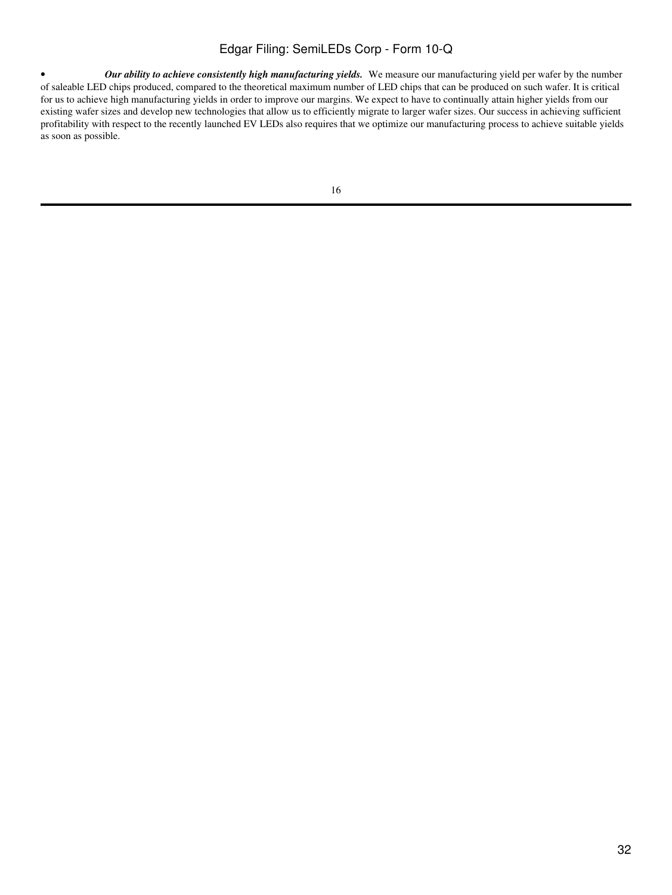- ***Our ability to achieve consistently high manufacturing yields.*** We measure our manufacturing yield per wafer by the number of saleable LED chips produced, compared to the theoretical maximum number of LED chips that can be produced on such wafer. It is critical for us to achieve high manufacturing yields in order to improve our margins. We expect to have to continually attain higher yields from our existing wafer sizes and develop new technologies that allow us to efficiently migrate to larger wafer sizes. Our success in achieving sufficient profitability with respect to the recently launched EV LEDs also requires that we optimize our manufacturing process to achieve suitable yields as soon as possible.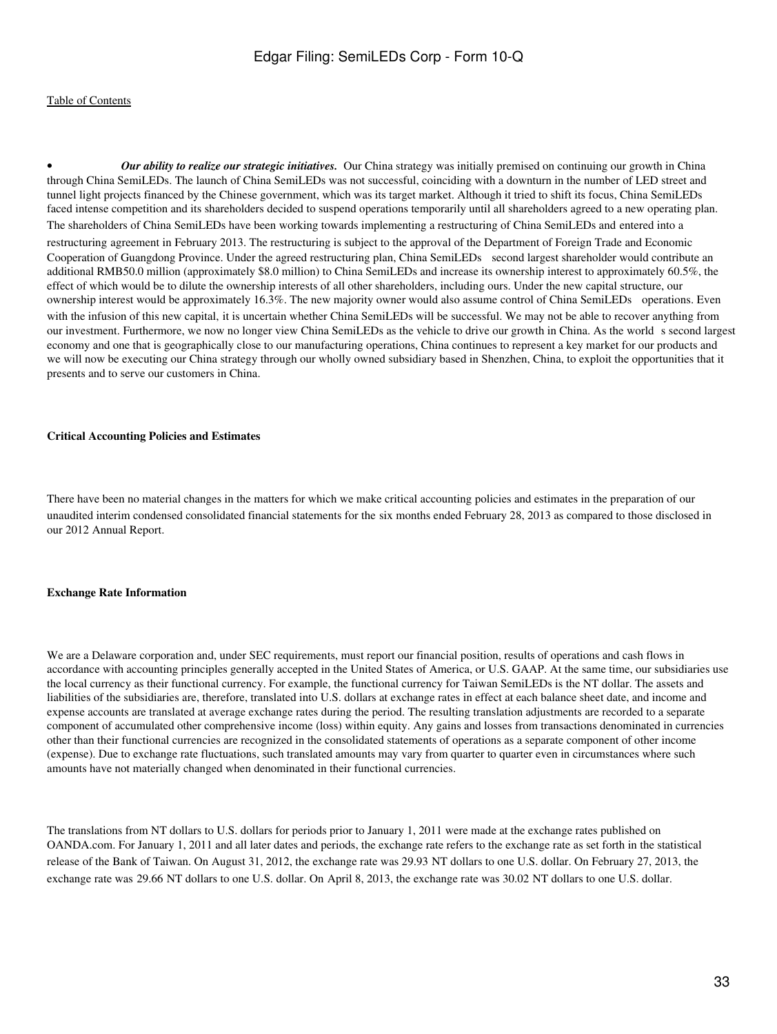- ***Our ability to realize our strategic initiatives.*** Our China strategy was initially premised on continuing our growth in China through China SemiLEDs. The launch of China SemiLEDs was not successful, coinciding with a downturn in the number of LED street and tunnel light projects financed by the Chinese government, which was its target market. Although it tried to shift its focus, China SemiLEDs faced intense competition and its shareholders decided to suspend operations temporarily until all shareholders agreed to a new operating plan. The shareholders of China SemiLEDs have been working towards implementing a restructuring of China SemiLEDs and entered into a restructuring agreement in February 2013. The restructuring is subject to the approval of the Department of Foreign Trade and Economic Cooperation of Guangdong Province. Under the agreed restructuring plan, China SemiLEDs second largest shareholder would contribute an additional RMB50.0 million (approximately $8.0 million) to China SemiLEDs and increase its ownership interest to approximately 60.5%, the effect of which would be to dilute the ownership interests of all other shareholders, including ours. Under the new capital structure, our ownership interest would be approximately 16.3%. The new majority owner would also assume control of China SemiLEDs operations. Even with the infusion of this new capital, it is uncertain whether China SemiLEDs will be successful. We may not be able to recover anything from our investment. Furthermore, we now no longer view China SemiLEDs as the vehicle to drive our growth in China. As the world s second largest economy and one that is geographically close to our manufacturing operations, China continues to represent a key market for our products and we will now be executing our China strategy through our wholly owned subsidiary based in Shenzhen, China, to exploit the opportunities that it presents and to serve our customers in China.

**Critical Accounting Policies and Estimates**

There have been no material changes in the matters for which we make critical accounting policies and estimates in the preparation of our unaudited interim condensed consolidated financial statements for the six months ended February 28, 2013 as compared to those disclosed in our 2012 Annual Report.

**Exchange Rate Information**

We are a Delaware corporation and, under SEC requirements, must report our financial position, results of operations and cash flows in accordance with accounting principles generally accepted in the United States of America, or U.S. GAAP. At the same time, our subsidiaries use the local currency as their functional currency. For example, the functional currency for Taiwan SemiLEDs is the NT dollar. The assets and liabilities of the subsidiaries are, therefore, translated into U.S. dollars at exchange rates in effect at each balance sheet date, and income and expense accounts are translated at average exchange rates during the period. The resulting translation adjustments are recorded to a separate component of accumulated other comprehensive income (loss) within equity. Any gains and losses from transactions denominated in currencies other than their functional currencies are recognized in the consolidated statements of operations as a separate component of other income (expense). Due to exchange rate fluctuations, such translated amounts may vary from quarter to quarter even in circumstances where such amounts have not materially changed when denominated in their functional currencies.

The translations from NT dollars to U.S. dollars for periods prior to January 1, 2011 were made at the exchange rates published on OANDA.com. For January 1, 2011 and all later dates and periods, the exchange rate refers to the exchange rate as set forth in the statistical release of the Bank of Taiwan. On August 31, 2012, the exchange rate was 29.93 NT dollars to one U.S. dollar. On February 27, 2013, the exchange rate was 29.66 NT dollars to one U.S. dollar. On April 8, 2013, the exchange rate was 30.02 NT dollars to one U.S. dollar.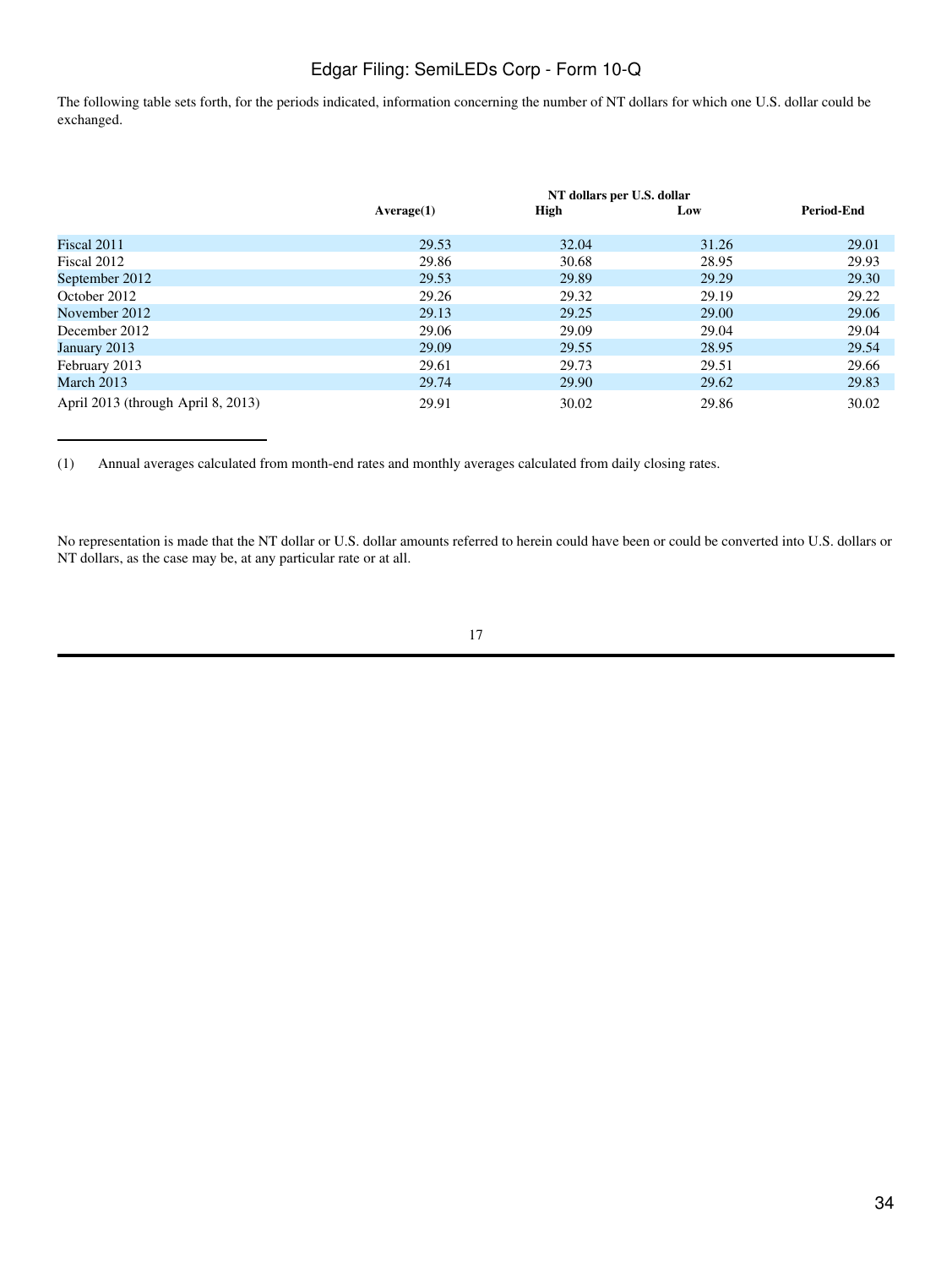The following table sets forth, for the periods indicated, information concerning the number of NT dollars for which one U.S. dollar could be exchanged.

| | NT dollars per U.S. dollar | | | |
|---|---|---|---|---|
| | **Average(1)** | **High** | **Low** | **Period-End** |
| Fiscal 2011 | 29.53 | 32.04 | 31.26 | 29.01 |
| Fiscal 2012 | 29.86 | 30.68 | 28.95 | 29.93 |
| September 2012 | 29.53 | 29.89 | 29.29 | 29.30 |
| October 2012 | 29.26 | 29.32 | 29.19 | 29.22 |
| November 2012 | 29.13 | 29.25 | 29.00 | 29.06 |
| December 2012 | 29.06 | 29.09 | 29.04 | 29.04 |
| January 2013 | 29.09 | 29.55 | 28.95 | 29.54 |
| February 2013 | 29.61 | 29.73 | 29.51 | 29.66 |
| March 2013 | 29.74 | 29.90 | 29.62 | 29.83 |
| April 2013 (through April 8, 2013) | 29.91 | 30.02 | 29.86 | 30.02 |

(1) Annual averages calculated from month-end rates and monthly averages calculated from daily closing rates.

No representation is made that the NT dollar or U.S. dollar amounts referred to herein could have been or could be converted into U.S. dollars or NT dollars, as the case may be, at any particular rate or at all.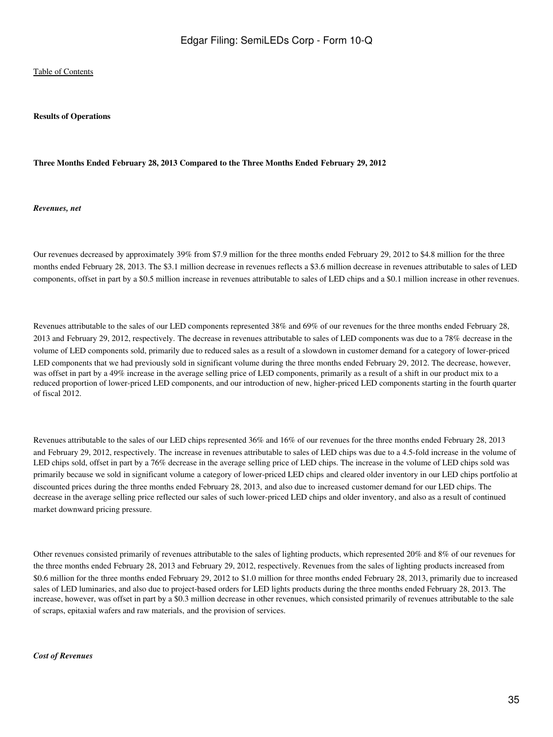**Results of Operations**

**Three Months Ended February 28, 2013 Compared to the Three Months Ended February 29, 2012**

***Revenues, net***

Our revenues decreased by approximately 39% from $7.9 million for the three months ended February 29, 2012 to $4.8 million for the three months ended February 28, 2013. The $3.1 million decrease in revenues reflects a $3.6 million decrease in revenues attributable to sales of LED components, offset in part by a $0.5 million increase in revenues attributable to sales of LED chips and a $0.1 million increase in other revenues.

Revenues attributable to the sales of our LED components represented 38% and 69% of our revenues for the three months ended February 28, 2013 and February 29, 2012, respectively. The decrease in revenues attributable to sales of LED components was due to a 78% decrease in the volume of LED components sold, primarily due to reduced sales as a result of a slowdown in customer demand for a category of lower-priced LED components that we had previously sold in significant volume during the three months ended February 29, 2012. The decrease, however, was offset in part by a 49% increase in the average selling price of LED components, primarily as a result of a shift in our product mix to a reduced proportion of lower-priced LED components, and our introduction of new, higher-priced LED components starting in the fourth quarter of fiscal 2012.

Revenues attributable to the sales of our LED chips represented 36% and 16% of our revenues for the three months ended February 28, 2013 and February 29, 2012, respectively. The increase in revenues attributable to sales of LED chips was due to a 4.5-fold increase in the volume of LED chips sold, offset in part by a 76% decrease in the average selling price of LED chips. The increase in the volume of LED chips sold was primarily because we sold in significant volume a category of lower-priced LED chips and cleared older inventory in our LED chips portfolio at discounted prices during the three months ended February 28, 2013, and also due to increased customer demand for our LED chips. The decrease in the average selling price reflected our sales of such lower-priced LED chips and older inventory, and also as a result of continued market downward pricing pressure.

Other revenues consisted primarily of revenues attributable to the sales of lighting products, which represented 20% and 8% of our revenues for the three months ended February 28, 2013 and February 29, 2012, respectively. Revenues from the sales of lighting products increased from $0.6 million for the three months ended February 29, 2012 to $1.0 million for three months ended February 28, 2013, primarily due to increased sales of LED luminaries, and also due to project-based orders for LED lights products during the three months ended February 28, 2013. The increase, however, was offset in part by a $0.3 million decrease in other revenues, which consisted primarily of revenues attributable to the sale of scraps, epitaxial wafers and raw materials, and the provision of services.

***Cost of Revenues***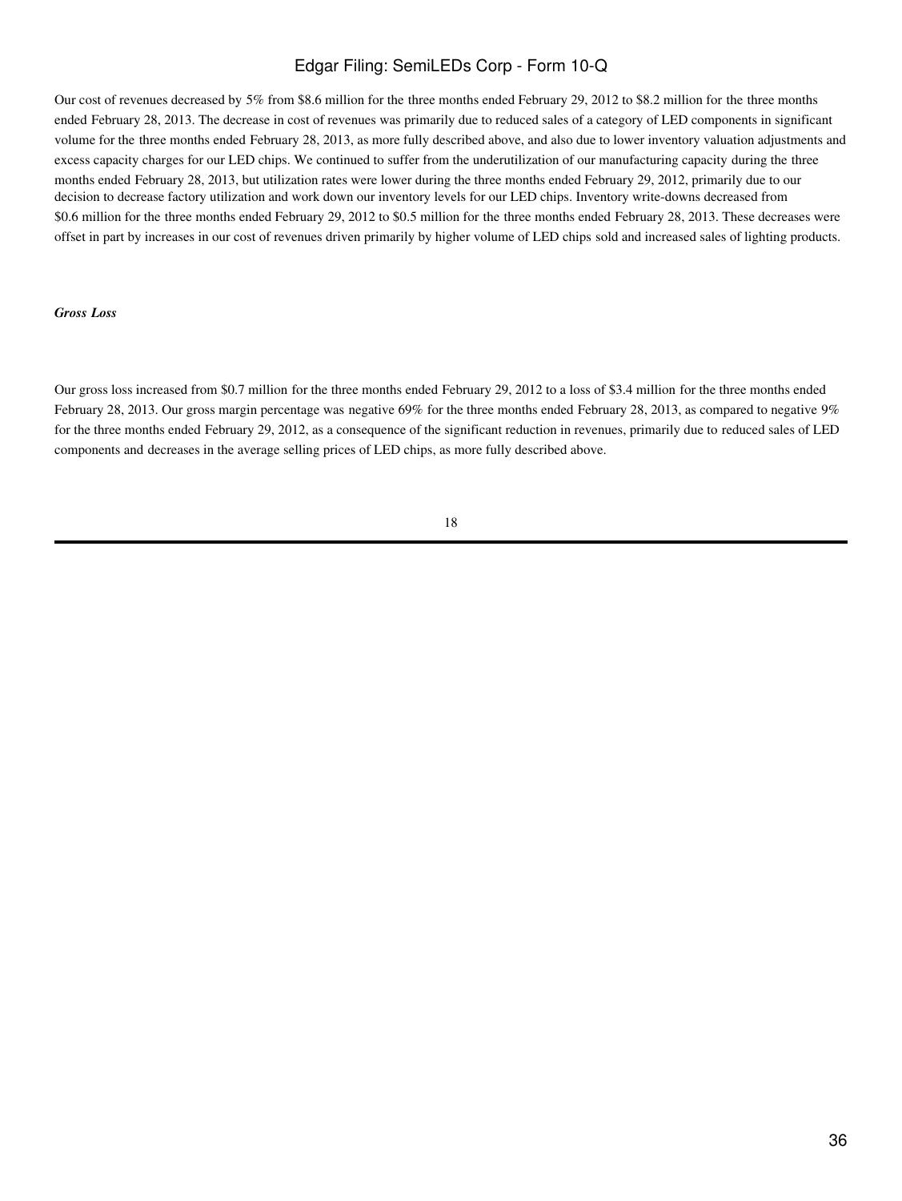Our cost of revenues decreased by 5% from \$8.6 million for the three months ended February 29, 2012 to \$8.2 million for the three months ended February 28, 2013. The decrease in cost of revenues was primarily due to reduced sales of a category of LED components in significant volume for the three months ended February 28, 2013, as more fully described above, and also due to lower inventory valuation adjustments and excess capacity charges for our LED chips. We continued to suffer from the underutilization of our manufacturing capacity during the three months ended February 28, 2013, but utilization rates were lower during the three months ended February 29, 2012, primarily due to our decision to decrease factory utilization and work down our inventory levels for our LED chips. Inventory write-downs decreased from \$0.6 million for the three months ended February 29, 2012 to \$0.5 million for the three months ended February 28, 2013. These decreases were offset in part by increases in our cost of revenues driven primarily by higher volume of LED chips sold and increased sales of lighting products.

***Gross Loss***

Our gross loss increased from \$0.7 million for the three months ended February 29, 2012 to a loss of \$3.4 million for the three months ended February 28, 2013. Our gross margin percentage was negative 69% for the three months ended February 28, 2013, as compared to negative 9% for the three months ended February 29, 2012, as a consequence of the significant reduction in revenues, primarily due to reduced sales of LED components and decreases in the average selling prices of LED chips, as more fully described above.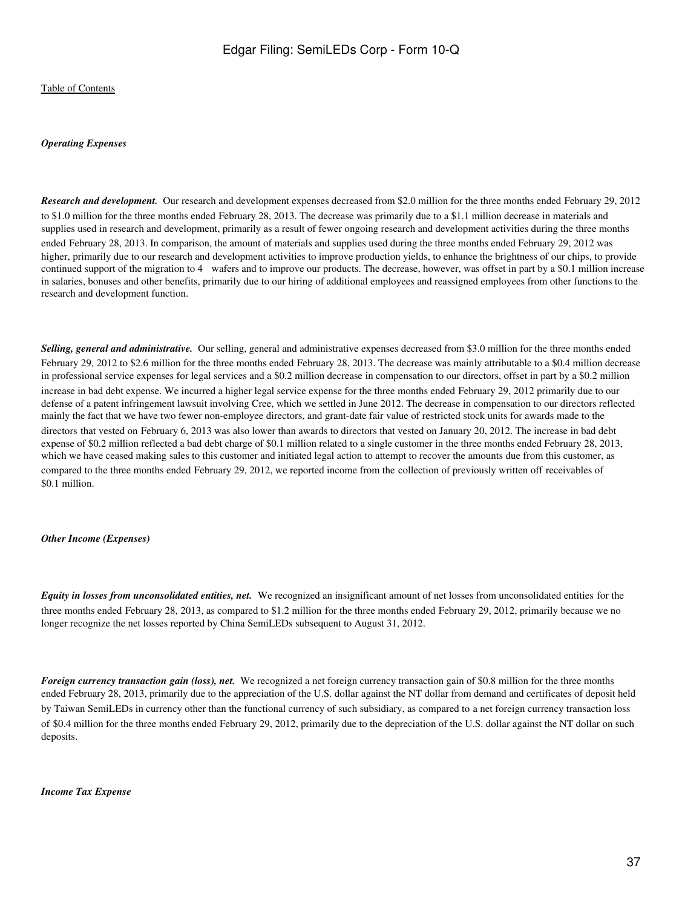*Operating Expenses*

***Research and development.*** Our research and development expenses decreased from $2.0 million for the three months ended February 29, 2012 to $1.0 million for the three months ended February 28, 2013. The decrease was primarily due to a $1.1 million decrease in materials and supplies used in research and development, primarily as a result of fewer ongoing research and development activities during the three months ended February 28, 2013. In comparison, the amount of materials and supplies used during the three months ended February 29, 2012 was higher, primarily due to our research and development activities to improve production yields, to enhance the brightness of our chips, to provide continued support of the migration to 4    wafers and to improve our products. The decrease, however, was offset in part by a $0.1 million increase in salaries, bonuses and other benefits, primarily due to our hiring of additional employees and reassigned employees from other functions to the research and development function.

***Selling, general and administrative.*** Our selling, general and administrative expenses decreased from $3.0 million for the three months ended February 29, 2012 to $2.6 million for the three months ended February 28, 2013. The decrease was mainly attributable to a $0.4 million decrease in professional service expenses for legal services and a $0.2 million decrease in compensation to our directors, offset in part by a $0.2 million increase in bad debt expense. We incurred a higher legal service expense for the three months ended February 29, 2012 primarily due to our defense of a patent infringement lawsuit involving Cree, which we settled in June 2012. The decrease in compensation to our directors reflected mainly the fact that we have two fewer non-employee directors, and grant-date fair value of restricted stock units for awards made to the directors that vested on February 6, 2013 was also lower than awards to directors that vested on January 20, 2012. The increase in bad debt expense of $0.2 million reflected a bad debt charge of $0.1 million related to a single customer in the three months ended February 28, 2013, which we have ceased making sales to this customer and initiated legal action to attempt to recover the amounts due from this customer, as compared to the three months ended February 29, 2012, we reported income from the collection of previously written off receivables of $0.1 million.

*Other Income (Expenses)*

***Equity in losses from unconsolidated entities, net.*** We recognized an insignificant amount of net losses from unconsolidated entities for the three months ended February 28, 2013, as compared to $1.2 million for the three months ended February 29, 2012, primarily because we no longer recognize the net losses reported by China SemiLEDs subsequent to August 31, 2012.

***Foreign currency transaction gain (loss), net.*** We recognized a net foreign currency transaction gain of $0.8 million for the three months ended February 28, 2013, primarily due to the appreciation of the U.S. dollar against the NT dollar from demand and certificates of deposit held by Taiwan SemiLEDs in currency other than the functional currency of such subsidiary, as compared to a net foreign currency transaction loss of $0.4 million for the three months ended February 29, 2012, primarily due to the depreciation of the U.S. dollar against the NT dollar on such deposits.

*Income Tax Expense*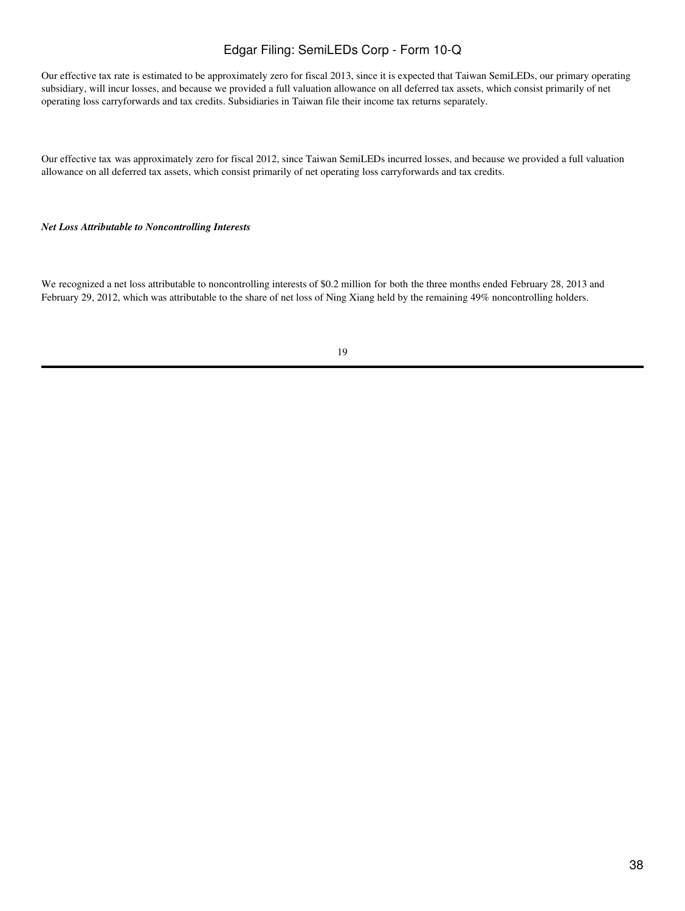Our effective tax rate is estimated to be approximately zero for fiscal 2013, since it is expected that Taiwan SemiLEDs, our primary operating subsidiary, will incur losses, and because we provided a full valuation allowance on all deferred tax assets, which consist primarily of net operating loss carryforwards and tax credits. Subsidiaries in Taiwan file their income tax returns separately.

Our effective tax was approximately zero for fiscal 2012, since Taiwan SemiLEDs incurred losses, and because we provided a full valuation allowance on all deferred tax assets, which consist primarily of net operating loss carryforwards and tax credits.

***Net Loss Attributable to Noncontrolling Interests***

We recognized a net loss attributable to noncontrolling interests of $0.2 million for both the three months ended February 28, 2013 and February 29, 2012, which was attributable to the share of net loss of Ning Xiang held by the remaining 49% noncontrolling holders.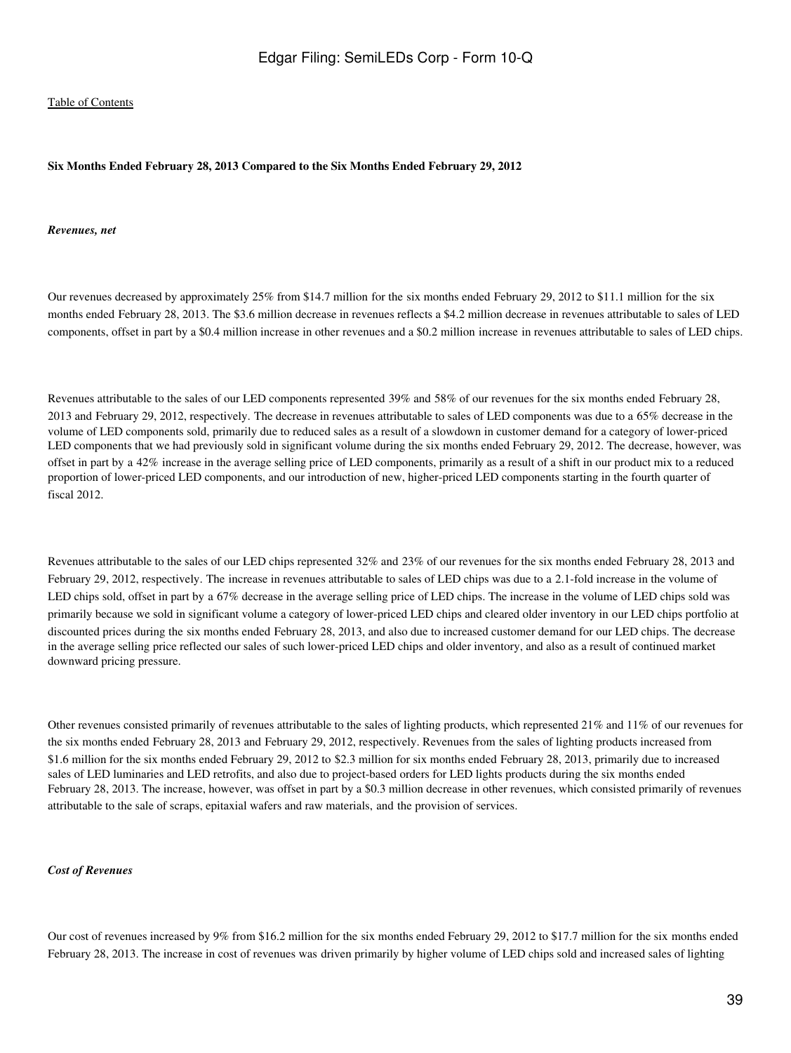**Six Months Ended February 28, 2013 Compared to the Six Months Ended February 29, 2012**

***Revenues, net***

Our revenues decreased by approximately 25% from $14.7 million for the six months ended February 29, 2012 to $11.1 million for the six months ended February 28, 2013. The $3.6 million decrease in revenues reflects a $4.2 million decrease in revenues attributable to sales of LED components, offset in part by a $0.4 million increase in other revenues and a $0.2 million increase in revenues attributable to sales of LED chips.

Revenues attributable to the sales of our LED components represented 39% and 58% of our revenues for the six months ended February 28, 2013 and February 29, 2012, respectively. The decrease in revenues attributable to sales of LED components was due to a 65% decrease in the volume of LED components sold, primarily due to reduced sales as a result of a slowdown in customer demand for a category of lower-priced LED components that we had previously sold in significant volume during the six months ended February 29, 2012. The decrease, however, was offset in part by a 42% increase in the average selling price of LED components, primarily as a result of a shift in our product mix to a reduced proportion of lower-priced LED components, and our introduction of new, higher-priced LED components starting in the fourth quarter of fiscal 2012.

Revenues attributable to the sales of our LED chips represented 32% and 23% of our revenues for the six months ended February 28, 2013 and February 29, 2012, respectively. The increase in revenues attributable to sales of LED chips was due to a 2.1-fold increase in the volume of LED chips sold, offset in part by a 67% decrease in the average selling price of LED chips. The increase in the volume of LED chips sold was primarily because we sold in significant volume a category of lower-priced LED chips and cleared older inventory in our LED chips portfolio at discounted prices during the six months ended February 28, 2013, and also due to increased customer demand for our LED chips. The decrease in the average selling price reflected our sales of such lower-priced LED chips and older inventory, and also as a result of continued market downward pricing pressure.

Other revenues consisted primarily of revenues attributable to the sales of lighting products, which represented 21% and 11% of our revenues for the six months ended February 28, 2013 and February 29, 2012, respectively. Revenues from the sales of lighting products increased from $1.6 million for the six months ended February 29, 2012 to $2.3 million for six months ended February 28, 2013, primarily due to increased sales of LED luminaries and LED retrofits, and also due to project-based orders for LED lights products during the six months ended February 28, 2013. The increase, however, was offset in part by a $0.3 million decrease in other revenues, which consisted primarily of revenues attributable to the sale of scraps, epitaxial wafers and raw materials, and the provision of services.

***Cost of Revenues***

Our cost of revenues increased by 9% from $16.2 million for the six months ended February 29, 2012 to $17.7 million for the six months ended February 28, 2013. The increase in cost of revenues was driven primarily by higher volume of LED chips sold and increased sales of lighting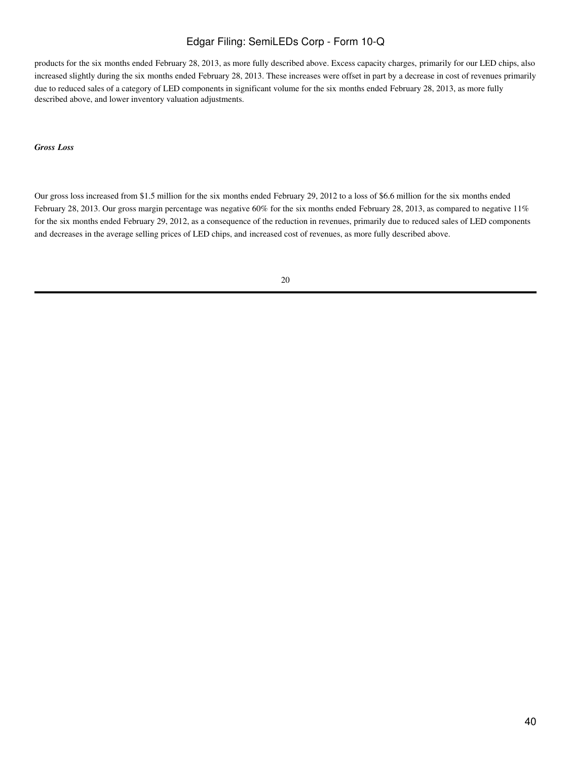products for the six months ended February 28, 2013, as more fully described above. Excess capacity charges, primarily for our LED chips, also increased slightly during the six months ended February 28, 2013. These increases were offset in part by a decrease in cost of revenues primarily due to reduced sales of a category of LED components in significant volume for the six months ended February 28, 2013, as more fully described above, and lower inventory valuation adjustments.

***Gross Loss***

Our gross loss increased from $1.5 million for the six months ended February 29, 2012 to a loss of $6.6 million for the six months ended February 28, 2013. Our gross margin percentage was negative 60% for the six months ended February 28, 2013, as compared to negative 11% for the six months ended February 29, 2012, as a consequence of the reduction in revenues, primarily due to reduced sales of LED components and decreases in the average selling prices of LED chips, and increased cost of revenues, as more fully described above.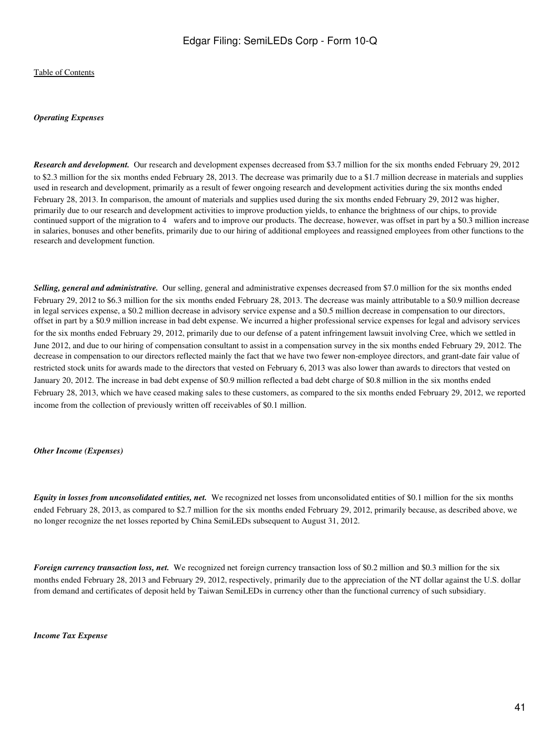*Table of Contents*

***Operating Expenses***

***Research and development.*** Our research and development expenses decreased from $3.7 million for the six months ended February 29, 2012 to $2.3 million for the six months ended February 28, 2013. The decrease was primarily due to a $1.7 million decrease in materials and supplies used in research and development, primarily as a result of fewer ongoing research and development activities during the six months ended February 28, 2013. In comparison, the amount of materials and supplies used during the six months ended February 29, 2012 was higher, primarily due to our research and development activities to improve production yields, to enhance the brightness of our chips, to provide continued support of the migration to 4  wafers and to improve our products. The decrease, however, was offset in part by a $0.3 million increase in salaries, bonuses and other benefits, primarily due to our hiring of additional employees and reassigned employees from other functions to the research and development function.

***Selling, general and administrative.*** Our selling, general and administrative expenses decreased from $7.0 million for the six months ended February 29, 2012 to $6.3 million for the six months ended February 28, 2013. The decrease was mainly attributable to a $0.9 million decrease in legal services expense, a $0.2 million decrease in advisory service expense and a $0.5 million decrease in compensation to our directors, offset in part by a $0.9 million increase in bad debt expense. We incurred a higher professional service expenses for legal and advisory services for the six months ended February 29, 2012, primarily due to our defense of a patent infringement lawsuit involving Cree, which we settled in June 2012, and due to our hiring of compensation consultant to assist in a compensation survey in the six months ended February 29, 2012. The decrease in compensation to our directors reflected mainly the fact that we have two fewer non-employee directors, and grant-date fair value of restricted stock units for awards made to the directors that vested on February 6, 2013 was also lower than awards to directors that vested on January 20, 2012. The increase in bad debt expense of $0.9 million reflected a bad debt charge of $0.8 million in the six months ended February 28, 2013, which we have ceased making sales to these customers, as compared to the six months ended February 29, 2012, we reported income from the collection of previously written off receivables of $0.1 million.

***Other Income (Expenses)***

***Equity in losses from unconsolidated entities, net.*** We recognized net losses from unconsolidated entities of $0.1 million for the six months ended February 28, 2013, as compared to $2.7 million for the six months ended February 29, 2012, primarily because, as described above, we no longer recognize the net losses reported by China SemiLEDs subsequent to August 31, 2012.

***Foreign currency transaction loss, net.*** We recognized net foreign currency transaction loss of $0.2 million and $0.3 million for the six months ended February 28, 2013 and February 29, 2012, respectively, primarily due to the appreciation of the NT dollar against the U.S. dollar from demand and certificates of deposit held by Taiwan SemiLEDs in currency other than the functional currency of such subsidiary.

***Income Tax Expense***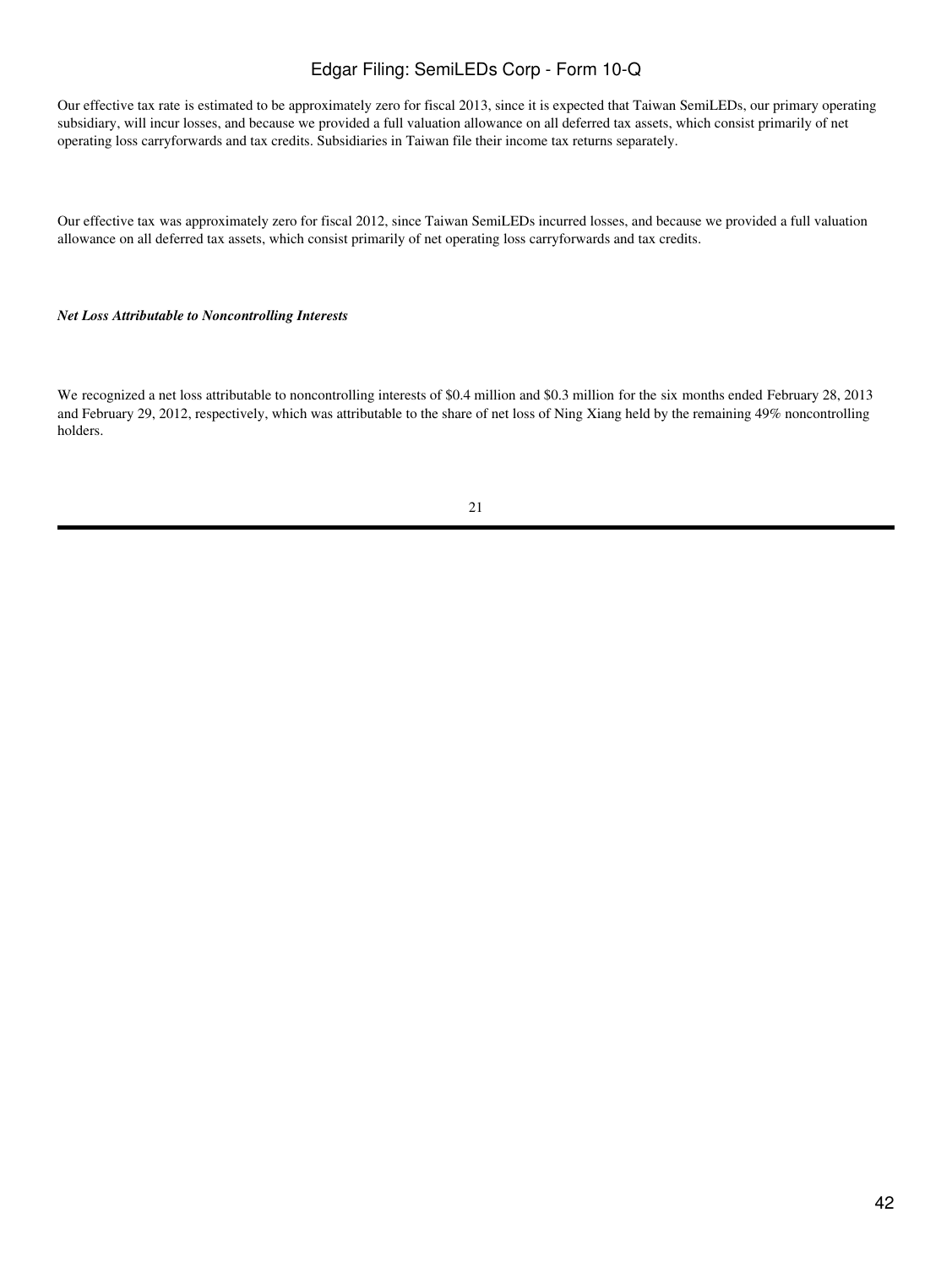Our effective tax rate is estimated to be approximately zero for fiscal 2013, since it is expected that Taiwan SemiLEDs, our primary operating subsidiary, will incur losses, and because we provided a full valuation allowance on all deferred tax assets, which consist primarily of net operating loss carryforwards and tax credits. Subsidiaries in Taiwan file their income tax returns separately.

Our effective tax was approximately zero for fiscal 2012, since Taiwan SemiLEDs incurred losses, and because we provided a full valuation allowance on all deferred tax assets, which consist primarily of net operating loss carryforwards and tax credits.

***Net Loss Attributable to Noncontrolling Interests***

We recognized a net loss attributable to noncontrolling interests of $0.4 million and $0.3 million for the six months ended February 28, 2013 and February 29, 2012, respectively, which was attributable to the share of net loss of Ning Xiang held by the remaining 49% noncontrolling holders.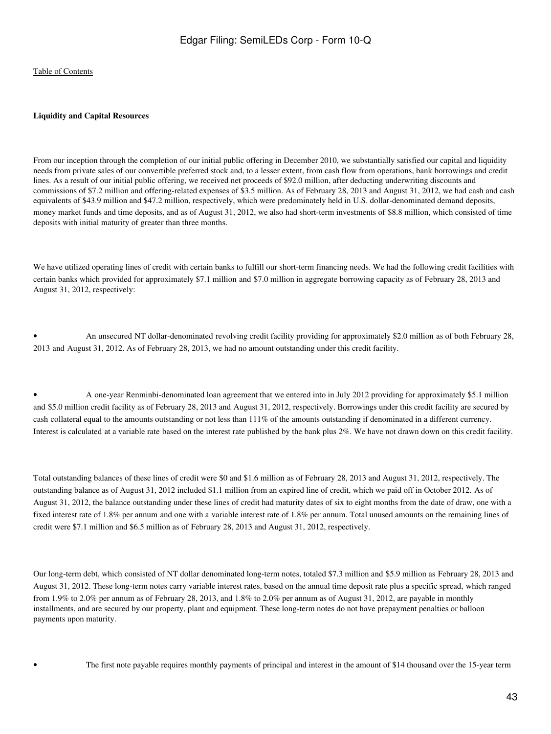**Liquidity and Capital Resources**

From our inception through the completion of our initial public offering in December 2010, we substantially satisfied our capital and liquidity needs from private sales of our convertible preferred stock and, to a lesser extent, from cash flow from operations, bank borrowings and credit lines. As a result of our initial public offering, we received net proceeds of $92.0 million, after deducting underwriting discounts and commissions of $7.2 million and offering-related expenses of $3.5 million. As of February 28, 2013 and August 31, 2012, we had cash and cash equivalents of $43.9 million and $47.2 million, respectively, which were predominately held in U.S. dollar-denominated demand deposits, money market funds and time deposits, and as of August 31, 2012, we also had short-term investments of $8.8 million, which consisted of time deposits with initial maturity of greater than three months.

We have utilized operating lines of credit with certain banks to fulfill our short-term financing needs. We had the following credit facilities with certain banks which provided for approximately $7.1 million and $7.0 million in aggregate borrowing capacity as of February 28, 2013 and August 31, 2012, respectively:

- An unsecured NT dollar-denominated revolving credit facility providing for approximately $2.0 million as of both February 28, 2013 and August 31, 2012. As of February 28, 2013, we had no amount outstanding under this credit facility.

- A one-year Renminbi-denominated loan agreement that we entered into in July 2012 providing for approximately $5.1 million and $5.0 million credit facility as of February 28, 2013 and August 31, 2012, respectively. Borrowings under this credit facility are secured by cash collateral equal to the amounts outstanding or not less than 111% of the amounts outstanding if denominated in a different currency. Interest is calculated at a variable rate based on the interest rate published by the bank plus 2%. We have not drawn down on this credit facility.

Total outstanding balances of these lines of credit were $0 and $1.6 million as of February 28, 2013 and August 31, 2012, respectively. The outstanding balance as of August 31, 2012 included $1.1 million from an expired line of credit, which we paid off in October 2012. As of August 31, 2012, the balance outstanding under these lines of credit had maturity dates of six to eight months from the date of draw, one with a fixed interest rate of 1.8% per annum and one with a variable interest rate of 1.8% per annum. Total unused amounts on the remaining lines of credit were $7.1 million and $6.5 million as of February 28, 2013 and August 31, 2012, respectively.

Our long-term debt, which consisted of NT dollar denominated long-term notes, totaled $7.3 million and $5.9 million as February 28, 2013 and August 31, 2012. These long-term notes carry variable interest rates, based on the annual time deposit rate plus a specific spread, which ranged from 1.9% to 2.0% per annum as of February 28, 2013, and 1.8% to 2.0% per annum as of August 31, 2012, are payable in monthly installments, and are secured by our property, plant and equipment. These long-term notes do not have prepayment penalties or balloon payments upon maturity.

- The first note payable requires monthly payments of principal and interest in the amount of $14 thousand over the 15-year term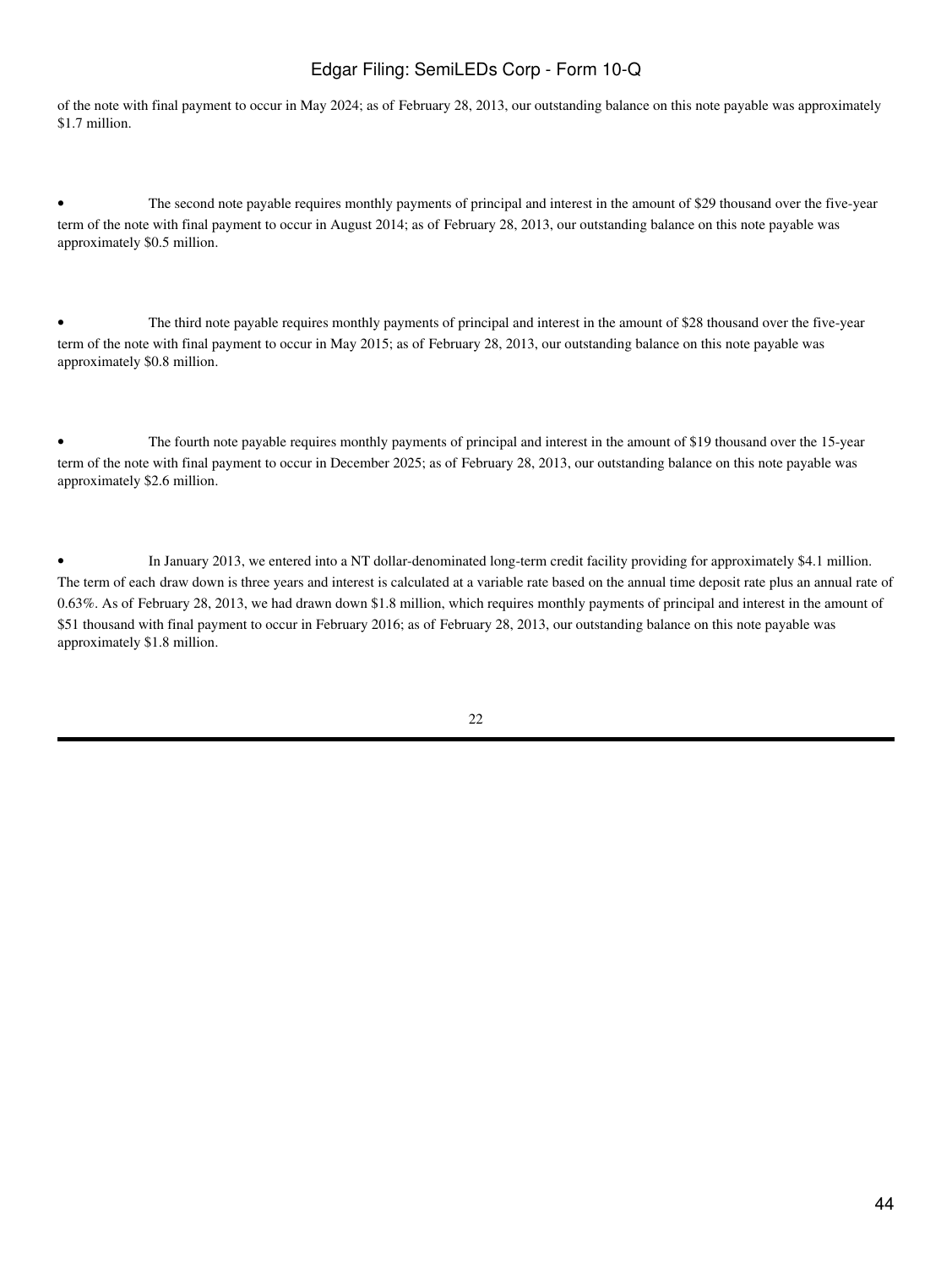of the note with final payment to occur in May 2024; as of February 28, 2013, our outstanding balance on this note payable was approximately $1.7 million.

- The second note payable requires monthly payments of principal and interest in the amount of $29 thousand over the five-year term of the note with final payment to occur in August 2014; as of February 28, 2013, our outstanding balance on this note payable was approximately $0.5 million.

- The third note payable requires monthly payments of principal and interest in the amount of $28 thousand over the five-year term of the note with final payment to occur in May 2015; as of February 28, 2013, our outstanding balance on this note payable was approximately $0.8 million.

- The fourth note payable requires monthly payments of principal and interest in the amount of $19 thousand over the 15-year term of the note with final payment to occur in December 2025; as of February 28, 2013, our outstanding balance on this note payable was approximately $2.6 million.

- In January 2013, we entered into a NT dollar-denominated long-term credit facility providing for approximately $4.1 million. The term of each draw down is three years and interest is calculated at a variable rate based on the annual time deposit rate plus an annual rate of 0.63%. As of February 28, 2013, we had drawn down $1.8 million, which requires monthly payments of principal and interest in the amount of $51 thousand with final payment to occur in February 2016; as of February 28, 2013, our outstanding balance on this note payable was approximately $1.8 million.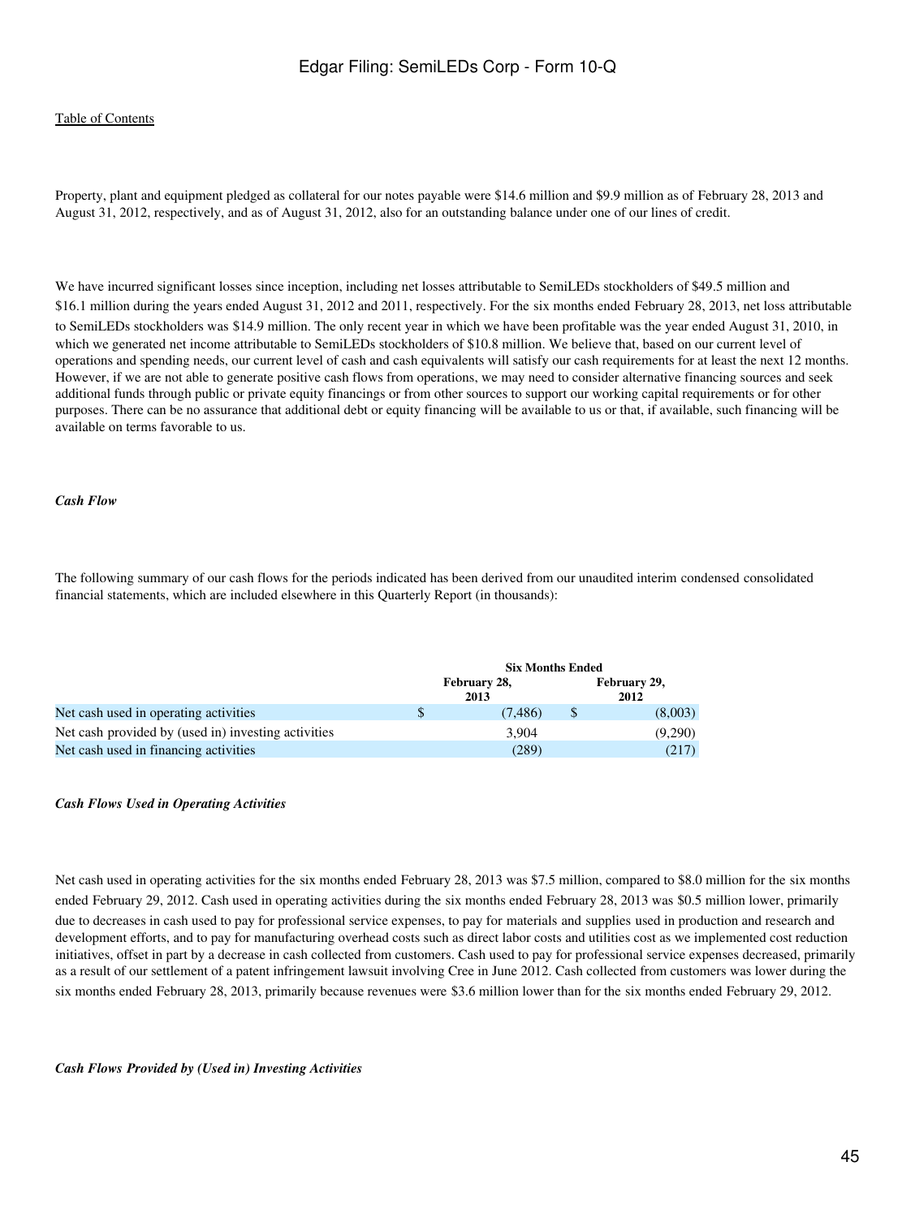Property, plant and equipment pledged as collateral for our notes payable were $14.6 million and $9.9 million as of February 28, 2013 and August 31, 2012, respectively, and as of August 31, 2012, also for an outstanding balance under one of our lines of credit.

We have incurred significant losses since inception, including net losses attributable to SemiLEDs stockholders of $49.5 million and $16.1 million during the years ended August 31, 2012 and 2011, respectively. For the six months ended February 28, 2013, net loss attributable to SemiLEDs stockholders was $14.9 million. The only recent year in which we have been profitable was the year ended August 31, 2010, in which we generated net income attributable to SemiLEDs stockholders of $10.8 million. We believe that, based on our current level of operations and spending needs, our current level of cash and cash equivalents will satisfy our cash requirements for at least the next 12 months. However, if we are not able to generate positive cash flows from operations, we may need to consider alternative financing sources and seek additional funds through public or private equity financings or from other sources to support our working capital requirements or for other purposes. There can be no assurance that additional debt or equity financing will be available to us or that, if available, such financing will be available on terms favorable to us.

***Cash Flow***

The following summary of our cash flows for the periods indicated has been derived from our unaudited interim condensed consolidated financial statements, which are included elsewhere in this Quarterly Report (in thousands):

| | Six Months Ended | |
|---|---|---|
| | February 28, 2013 | February 29, 2012 |
| Net cash used in operating activities | $ (7,486) | $ (8,003) |
| Net cash provided by (used in) investing activities | 3,904 | (9,290) |
| Net cash used in financing activities | (289) | (217) |

***Cash Flows Used in Operating Activities***

Net cash used in operating activities for the six months ended February 28, 2013 was $7.5 million, compared to $8.0 million for the six months ended February 29, 2012. Cash used in operating activities during the six months ended February 28, 2013 was $0.5 million lower, primarily due to decreases in cash used to pay for professional service expenses, to pay for materials and supplies used in production and research and development efforts, and to pay for manufacturing overhead costs such as direct labor costs and utilities cost as we implemented cost reduction initiatives, offset in part by a decrease in cash collected from customers. Cash used to pay for professional service expenses decreased, primarily as a result of our settlement of a patent infringement lawsuit involving Cree in June 2012. Cash collected from customers was lower during the six months ended February 28, 2013, primarily because revenues were $3.6 million lower than for the six months ended February 29, 2012.

***Cash Flows Provided by (Used in) Investing Activities***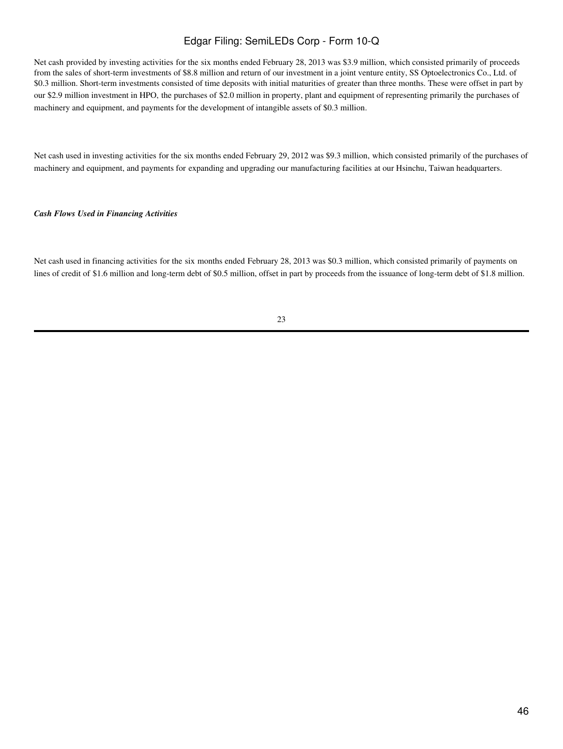Net cash provided by investing activities for the six months ended February 28, 2013 was $3.9 million, which consisted primarily of proceeds from the sales of short-term investments of $8.8 million and return of our investment in a joint venture entity, SS Optoelectronics Co., Ltd. of $0.3 million. Short-term investments consisted of time deposits with initial maturities of greater than three months. These were offset in part by our $2.9 million investment in HPO, the purchases of $2.0 million in property, plant and equipment of representing primarily the purchases of machinery and equipment, and payments for the development of intangible assets of $0.3 million.

Net cash used in investing activities for the six months ended February 29, 2012 was $9.3 million, which consisted primarily of the purchases of machinery and equipment, and payments for expanding and upgrading our manufacturing facilities at our Hsinchu, Taiwan headquarters.

***Cash Flows Used in Financing Activities***

Net cash used in financing activities for the six months ended February 28, 2013 was $0.3 million, which consisted primarily of payments on lines of credit of $1.6 million and long-term debt of $0.5 million, offset in part by proceeds from the issuance of long-term debt of $1.8 million.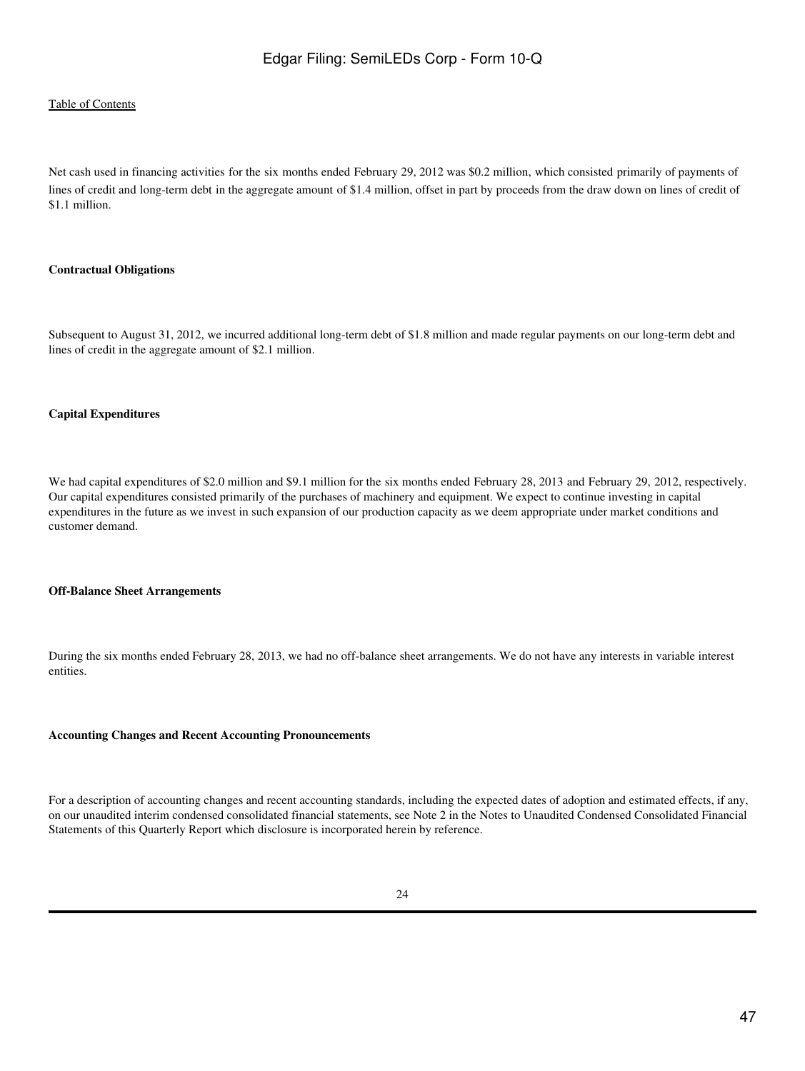Net cash used in financing activities for the six months ended February 29, 2012 was $0.2 million, which consisted primarily of payments of lines of credit and long-term debt in the aggregate amount of $1.4 million, offset in part by proceeds from the draw down on lines of credit of $1.1 million.

**Contractual Obligations**

Subsequent to August 31, 2012, we incurred additional long-term debt of $1.8 million and made regular payments on our long-term debt and lines of credit in the aggregate amount of $2.1 million.

**Capital Expenditures**

We had capital expenditures of $2.0 million and $9.1 million for the six months ended February 28, 2013 and February 29, 2012, respectively. Our capital expenditures consisted primarily of the purchases of machinery and equipment. We expect to continue investing in capital expenditures in the future as we invest in such expansion of our production capacity as we deem appropriate under market conditions and customer demand.

**Off-Balance Sheet Arrangements**

During the six months ended February 28, 2013, we had no off-balance sheet arrangements. We do not have any interests in variable interest entities.

**Accounting Changes and Recent Accounting Pronouncements**

For a description of accounting changes and recent accounting standards, including the expected dates of adoption and estimated effects, if any, on our unaudited interim condensed consolidated financial statements, see Note 2 in the Notes to Unaudited Condensed Consolidated Financial Statements of this Quarterly Report which disclosure is incorporated herein by reference.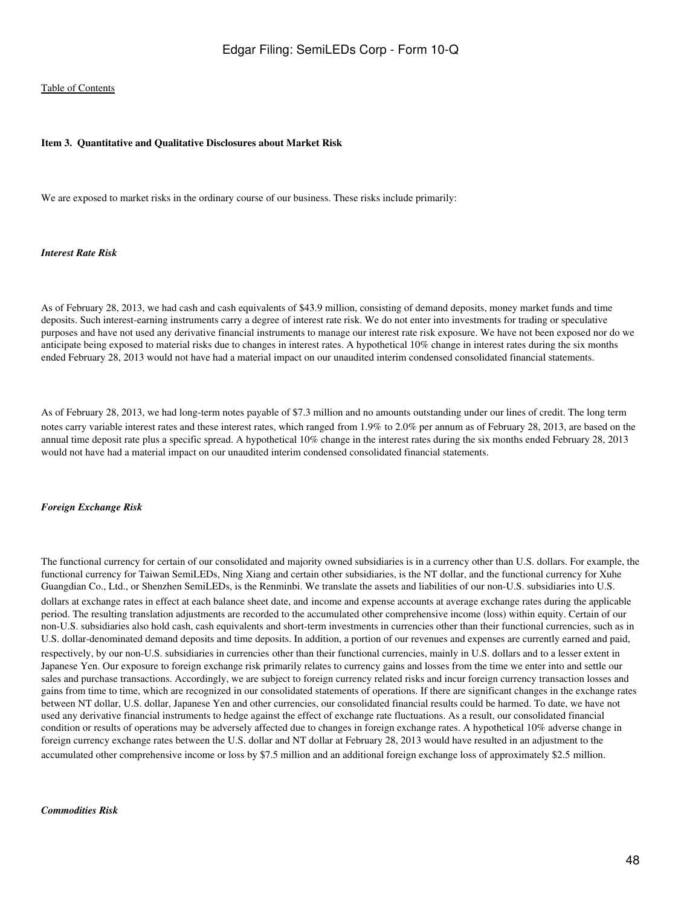Table of Contents

**Item 3. Quantitative and Qualitative Disclosures about Market Risk**

We are exposed to market risks in the ordinary course of our business. These risks include primarily:

***Interest Rate Risk***

As of February 28, 2013, we had cash and cash equivalents of $43.9 million, consisting of demand deposits, money market funds and time deposits. Such interest-earning instruments carry a degree of interest rate risk. We do not enter into investments for trading or speculative purposes and have not used any derivative financial instruments to manage our interest rate risk exposure. We have not been exposed nor do we anticipate being exposed to material risks due to changes in interest rates. A hypothetical 10% change in interest rates during the six months ended February 28, 2013 would not have had a material impact on our unaudited interim condensed consolidated financial statements.

As of February 28, 2013, we had long-term notes payable of $7.3 million and no amounts outstanding under our lines of credit. The long term notes carry variable interest rates and these interest rates, which ranged from 1.9% to 2.0% per annum as of February 28, 2013, are based on the annual time deposit rate plus a specific spread. A hypothetical 10% change in the interest rates during the six months ended February 28, 2013 would not have had a material impact on our unaudited interim condensed consolidated financial statements.

***Foreign Exchange Risk***

The functional currency for certain of our consolidated and majority owned subsidiaries is in a currency other than U.S. dollars. For example, the functional currency for Taiwan SemiLEDs, Ning Xiang and certain other subsidiaries, is the NT dollar, and the functional currency for Xuhe Guangdian Co., Ltd., or Shenzhen SemiLEDs, is the Renminbi. We translate the assets and liabilities of our non-U.S. subsidiaries into U.S. dollars at exchange rates in effect at each balance sheet date, and income and expense accounts at average exchange rates during the applicable period. The resulting translation adjustments are recorded to the accumulated other comprehensive income (loss) within equity. Certain of our non-U.S. subsidiaries also hold cash, cash equivalents and short-term investments in currencies other than their functional currencies, such as in U.S. dollar-denominated demand deposits and time deposits. In addition, a portion of our revenues and expenses are currently earned and paid, respectively, by our non-U.S. subsidiaries in currencies other than their functional currencies, mainly in U.S. dollars and to a lesser extent in Japanese Yen. Our exposure to foreign exchange risk primarily relates to currency gains and losses from the time we enter into and settle our sales and purchase transactions. Accordingly, we are subject to foreign currency related risks and incur foreign currency transaction losses and gains from time to time, which are recognized in our consolidated statements of operations. If there are significant changes in the exchange rates between NT dollar, U.S. dollar, Japanese Yen and other currencies, our consolidated financial results could be harmed. To date, we have not used any derivative financial instruments to hedge against the effect of exchange rate fluctuations. As a result, our consolidated financial condition or results of operations may be adversely affected due to changes in foreign exchange rates. A hypothetical 10% adverse change in foreign currency exchange rates between the U.S. dollar and NT dollar at February 28, 2013 would have resulted in an adjustment to the accumulated other comprehensive income or loss by $7.5 million and an additional foreign exchange loss of approximately $2.5 million.

***Commodities Risk***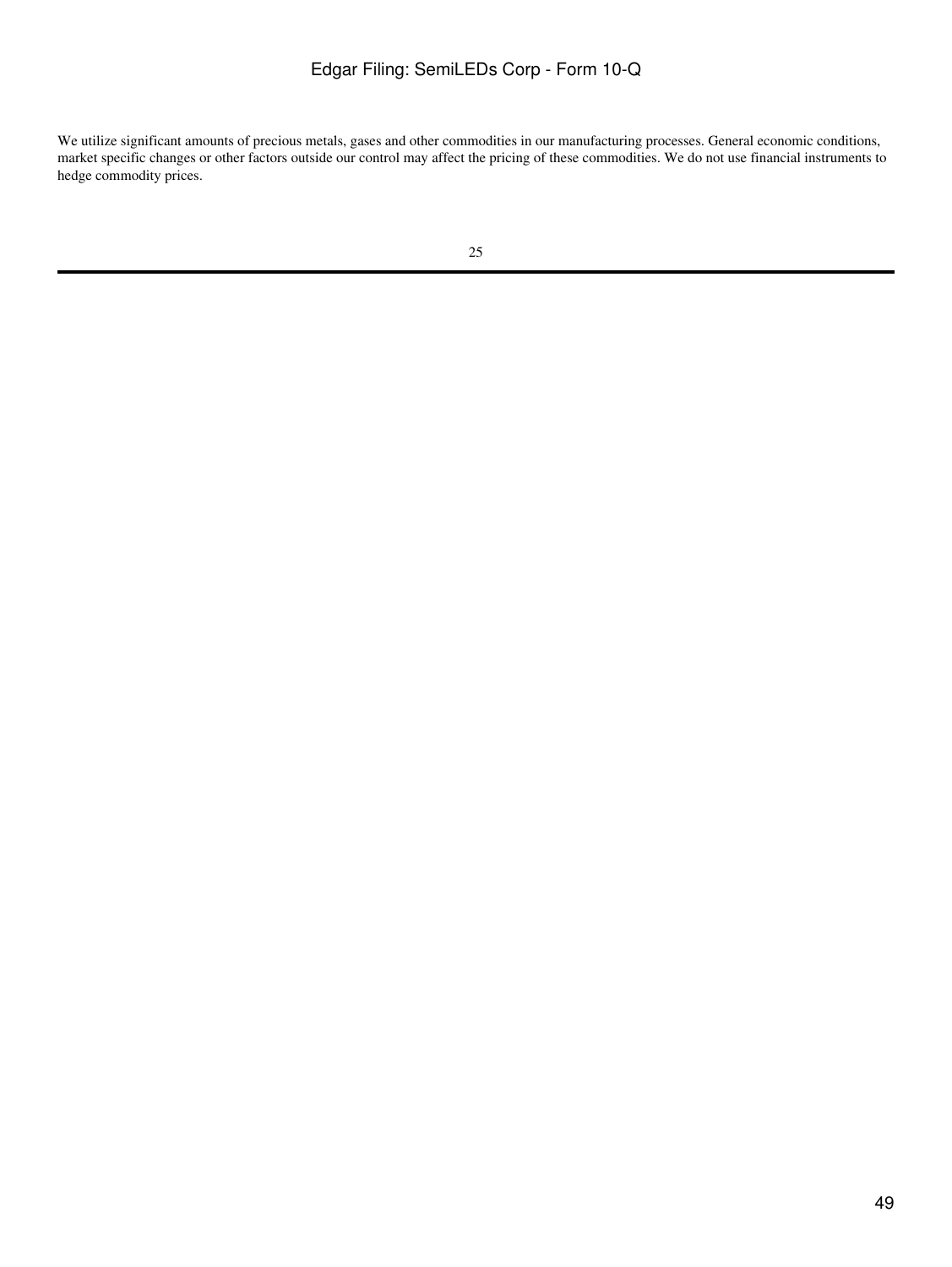We utilize significant amounts of precious metals, gases and other commodities in our manufacturing processes. General economic conditions, market specific changes or other factors outside our control may affect the pricing of these commodities. We do not use financial instruments to hedge commodity prices.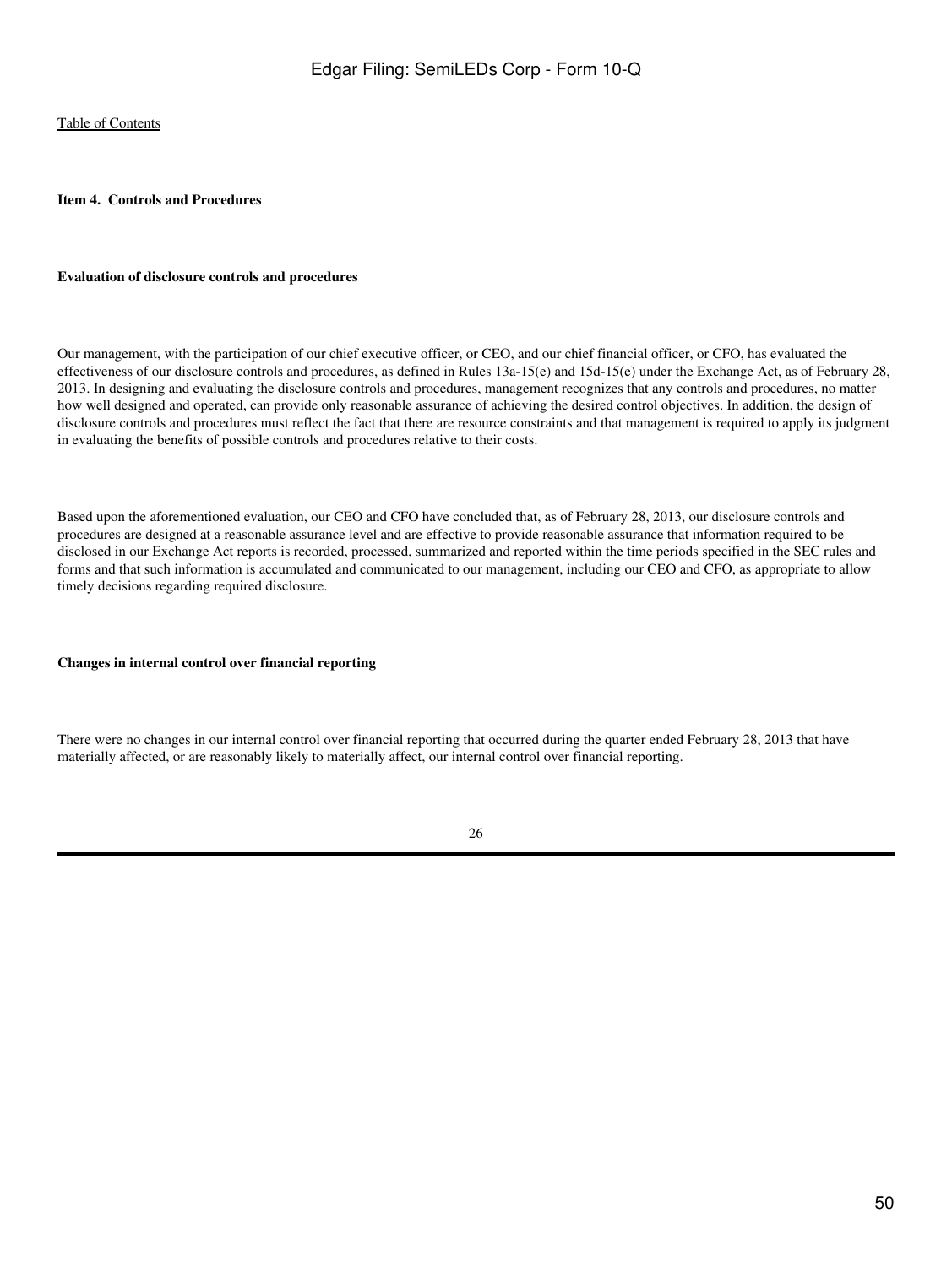## Item 4. Controls and Procedures

### Evaluation of disclosure controls and procedures

Our management, with the participation of our chief executive officer, or CEO, and our chief financial officer, or CFO, has evaluated the effectiveness of our disclosure controls and procedures, as defined in Rules 13a-15(e) and 15d-15(e) under the Exchange Act, as of February 28, 2013. In designing and evaluating the disclosure controls and procedures, management recognizes that any controls and procedures, no matter how well designed and operated, can provide only reasonable assurance of achieving the desired control objectives. In addition, the design of disclosure controls and procedures must reflect the fact that there are resource constraints and that management is required to apply its judgment in evaluating the benefits of possible controls and procedures relative to their costs.

Based upon the aforementioned evaluation, our CEO and CFO have concluded that, as of February 28, 2013, our disclosure controls and procedures are designed at a reasonable assurance level and are effective to provide reasonable assurance that information required to be disclosed in our Exchange Act reports is recorded, processed, summarized and reported within the time periods specified in the SEC rules and forms and that such information is accumulated and communicated to our management, including our CEO and CFO, as appropriate to allow timely decisions regarding required disclosure.

### Changes in internal control over financial reporting

There were no changes in our internal control over financial reporting that occurred during the quarter ended February 28, 2013 that have materially affected, or are reasonably likely to materially affect, our internal control over financial reporting.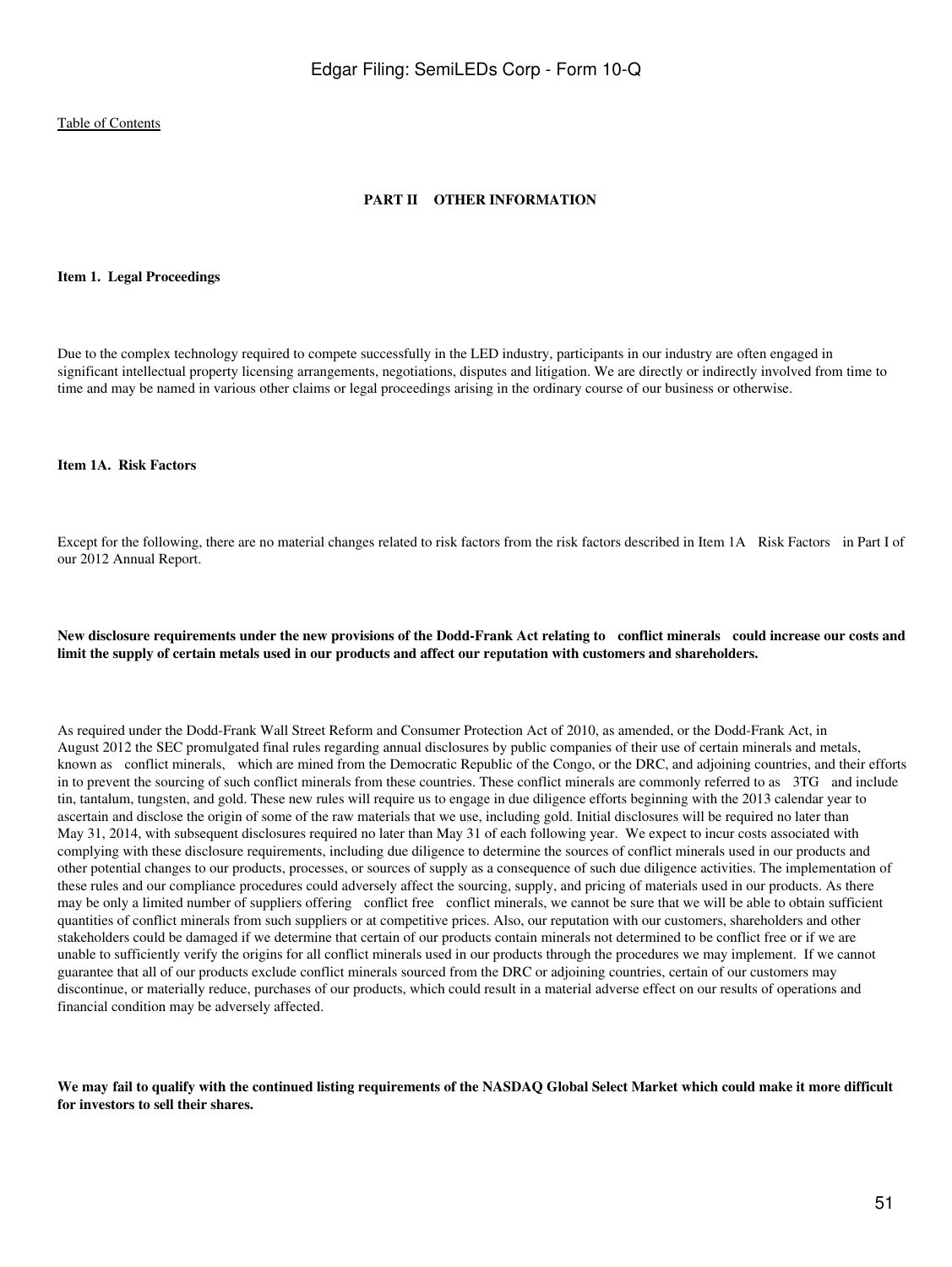[Table of Contents](#)

## PART II OTHER INFORMATION

### Item 1. Legal Proceedings

Due to the complex technology required to compete successfully in the LED industry, participants in our industry are often engaged in significant intellectual property licensing arrangements, negotiations, disputes and litigation. We are directly or indirectly involved from time to time and may be named in various other claims or legal proceedings arising in the ordinary course of our business or otherwise.

### Item 1A. Risk Factors

Except for the following, there are no material changes related to risk factors from the risk factors described in Item 1A Risk Factors in Part I of our 2012 Annual Report.

**New disclosure requirements under the new provisions of the Dodd-Frank Act relating to conflict minerals could increase our costs and limit the supply of certain metals used in our products and affect our reputation with customers and shareholders.**

As required under the Dodd-Frank Wall Street Reform and Consumer Protection Act of 2010, as amended, or the Dodd-Frank Act, in August 2012 the SEC promulgated final rules regarding annual disclosures by public companies of their use of certain minerals and metals, known as conflict minerals, which are mined from the Democratic Republic of the Congo, or the DRC, and adjoining countries, and their efforts in to prevent the sourcing of such conflict minerals from these countries. These conflict minerals are commonly referred to as 3TG and include tin, tantalum, tungsten, and gold. These new rules will require us to engage in due diligence efforts beginning with the 2013 calendar year to ascertain and disclose the origin of some of the raw materials that we use, including gold. Initial disclosures will be required no later than May 31, 2014, with subsequent disclosures required no later than May 31 of each following year. We expect to incur costs associated with complying with these disclosure requirements, including due diligence to determine the sources of conflict minerals used in our products and other potential changes to our products, processes, or sources of supply as a consequence of such due diligence activities. The implementation of these rules and our compliance procedures could adversely affect the sourcing, supply, and pricing of materials used in our products. As there may be only a limited number of suppliers offering conflict free conflict minerals, we cannot be sure that we will be able to obtain sufficient quantities of conflict minerals from such suppliers or at competitive prices. Also, our reputation with our customers, shareholders and other stakeholders could be damaged if we determine that certain of our products contain minerals not determined to be conflict free or if we are unable to sufficiently verify the origins for all conflict minerals used in our products through the procedures we may implement. If we cannot guarantee that all of our products exclude conflict minerals sourced from the DRC or adjoining countries, certain of our customers may discontinue, or materially reduce, purchases of our products, which could result in a material adverse effect on our results of operations and financial condition may be adversely affected.

**We may fail to qualify with the continued listing requirements of the NASDAQ Global Select Market which could make it more difficult for investors to sell their shares.**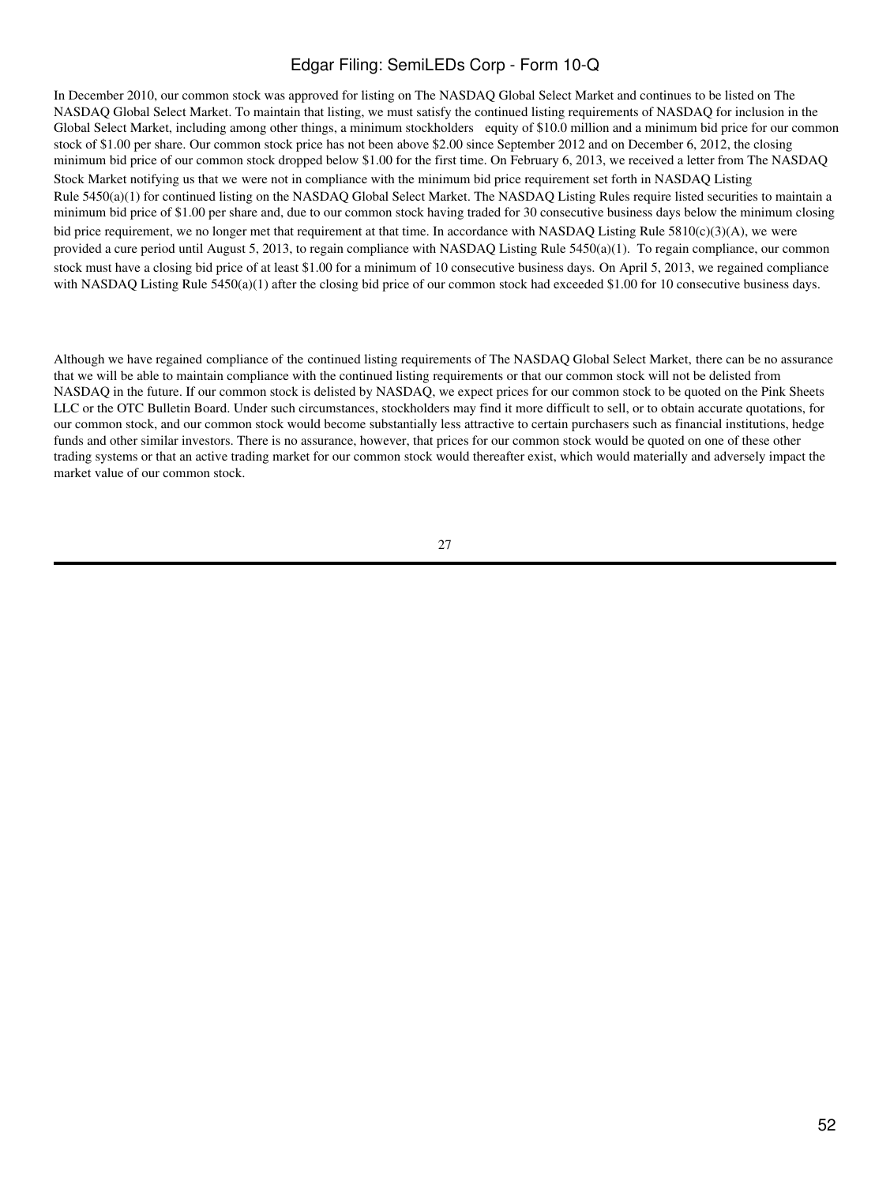In December 2010, our common stock was approved for listing on The NASDAQ Global Select Market and continues to be listed on The NASDAQ Global Select Market. To maintain that listing, we must satisfy the continued listing requirements of NASDAQ for inclusion in the Global Select Market, including among other things, a minimum stockholders equity of $10.0 million and a minimum bid price for our common stock of $1.00 per share. Our common stock price has not been above $2.00 since September 2012 and on December 6, 2012, the closing minimum bid price of our common stock dropped below $1.00 for the first time. On February 6, 2013, we received a letter from The NASDAQ Stock Market notifying us that we were not in compliance with the minimum bid price requirement set forth in NASDAQ Listing Rule 5450(a)(1) for continued listing on the NASDAQ Global Select Market. The NASDAQ Listing Rules require listed securities to maintain a minimum bid price of $1.00 per share and, due to our common stock having traded for 30 consecutive business days below the minimum closing bid price requirement, we no longer met that requirement at that time. In accordance with NASDAQ Listing Rule 5810(c)(3)(A), we were provided a cure period until August 5, 2013, to regain compliance with NASDAQ Listing Rule 5450(a)(1). To regain compliance, our common stock must have a closing bid price of at least $1.00 for a minimum of 10 consecutive business days. On April 5, 2013, we regained compliance with NASDAQ Listing Rule 5450(a)(1) after the closing bid price of our common stock had exceeded $1.00 for 10 consecutive business days.

Although we have regained compliance of the continued listing requirements of The NASDAQ Global Select Market, there can be no assurance that we will be able to maintain compliance with the continued listing requirements or that our common stock will not be delisted from NASDAQ in the future. If our common stock is delisted by NASDAQ, we expect prices for our common stock to be quoted on the Pink Sheets LLC or the OTC Bulletin Board. Under such circumstances, stockholders may find it more difficult to sell, or to obtain accurate quotations, for our common stock, and our common stock would become substantially less attractive to certain purchasers such as financial institutions, hedge funds and other similar investors. There is no assurance, however, that prices for our common stock would be quoted on one of these other trading systems or that an active trading market for our common stock would thereafter exist, which would materially and adversely impact the market value of our common stock.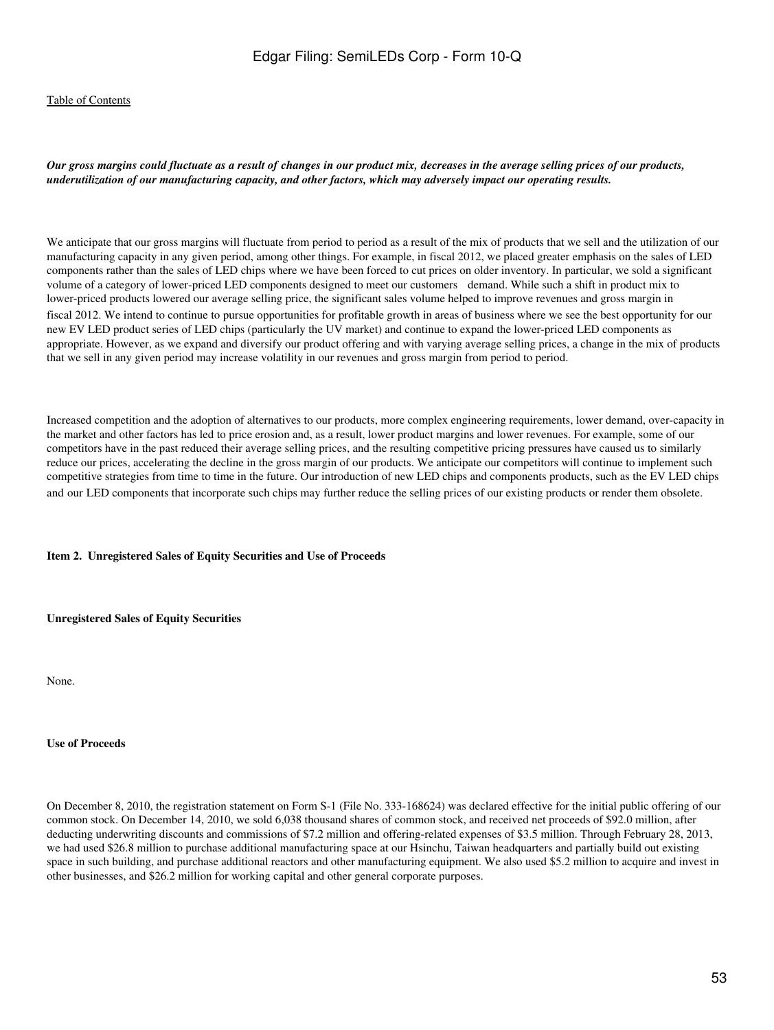*Our gross margins could fluctuate as a result of changes in our product mix, decreases in the average selling prices of our products, underutilization of our manufacturing capacity, and other factors, which may adversely impact our operating results.*

We anticipate that our gross margins will fluctuate from period to period as a result of the mix of products that we sell and the utilization of our manufacturing capacity in any given period, among other things. For example, in fiscal 2012, we placed greater emphasis on the sales of LED components rather than the sales of LED chips where we have been forced to cut prices on older inventory. In particular, we sold a significant volume of a category of lower-priced LED components designed to meet our customers demand. While such a shift in product mix to lower-priced products lowered our average selling price, the significant sales volume helped to improve revenues and gross margin in fiscal 2012. We intend to continue to pursue opportunities for profitable growth in areas of business where we see the best opportunity for our new EV LED product series of LED chips (particularly the UV market) and continue to expand the lower-priced LED components as appropriate. However, as we expand and diversify our product offering and with varying average selling prices, a change in the mix of products that we sell in any given period may increase volatility in our revenues and gross margin from period to period.

Increased competition and the adoption of alternatives to our products, more complex engineering requirements, lower demand, over-capacity in the market and other factors has led to price erosion and, as a result, lower product margins and lower revenues. For example, some of our competitors have in the past reduced their average selling prices, and the resulting competitive pricing pressures have caused us to similarly reduce our prices, accelerating the decline in the gross margin of our products. We anticipate our competitors will continue to implement such competitive strategies from time to time in the future. Our introduction of new LED chips and components products, such as the EV LED chips and our LED components that incorporate such chips may further reduce the selling prices of our existing products or render them obsolete.

**Item 2. Unregistered Sales of Equity Securities and Use of Proceeds**

**Unregistered Sales of Equity Securities**

None.

**Use of Proceeds**

On December 8, 2010, the registration statement on Form S-1 (File No. 333-168624) was declared effective for the initial public offering of our common stock. On December 14, 2010, we sold 6,038 thousand shares of common stock, and received net proceeds of $92.0 million, after deducting underwriting discounts and commissions of $7.2 million and offering-related expenses of $3.5 million. Through February 28, 2013, we had used $26.8 million to purchase additional manufacturing space at our Hsinchu, Taiwan headquarters and partially build out existing space in such building, and purchase additional reactors and other manufacturing equipment. We also used $5.2 million to acquire and invest in other businesses, and $26.2 million for working capital and other general corporate purposes.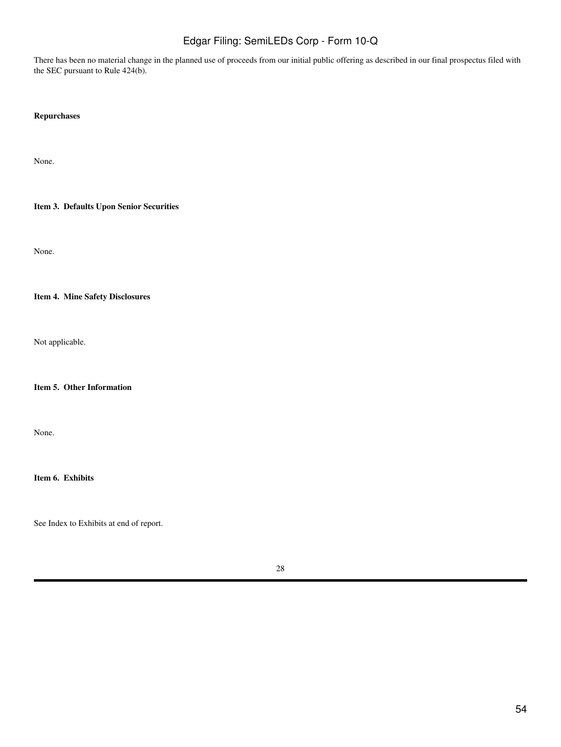There has been no material change in the planned use of proceeds from our initial public offering as described in our final prospectus filed with the SEC pursuant to Rule 424(b).

**Repurchases**

None.

**Item 3. Defaults Upon Senior Securities**

None.

**Item 4. Mine Safety Disclosures**

Not applicable.

**Item 5. Other Information**

None.

**Item 6. Exhibits**

See Index to Exhibits at end of report.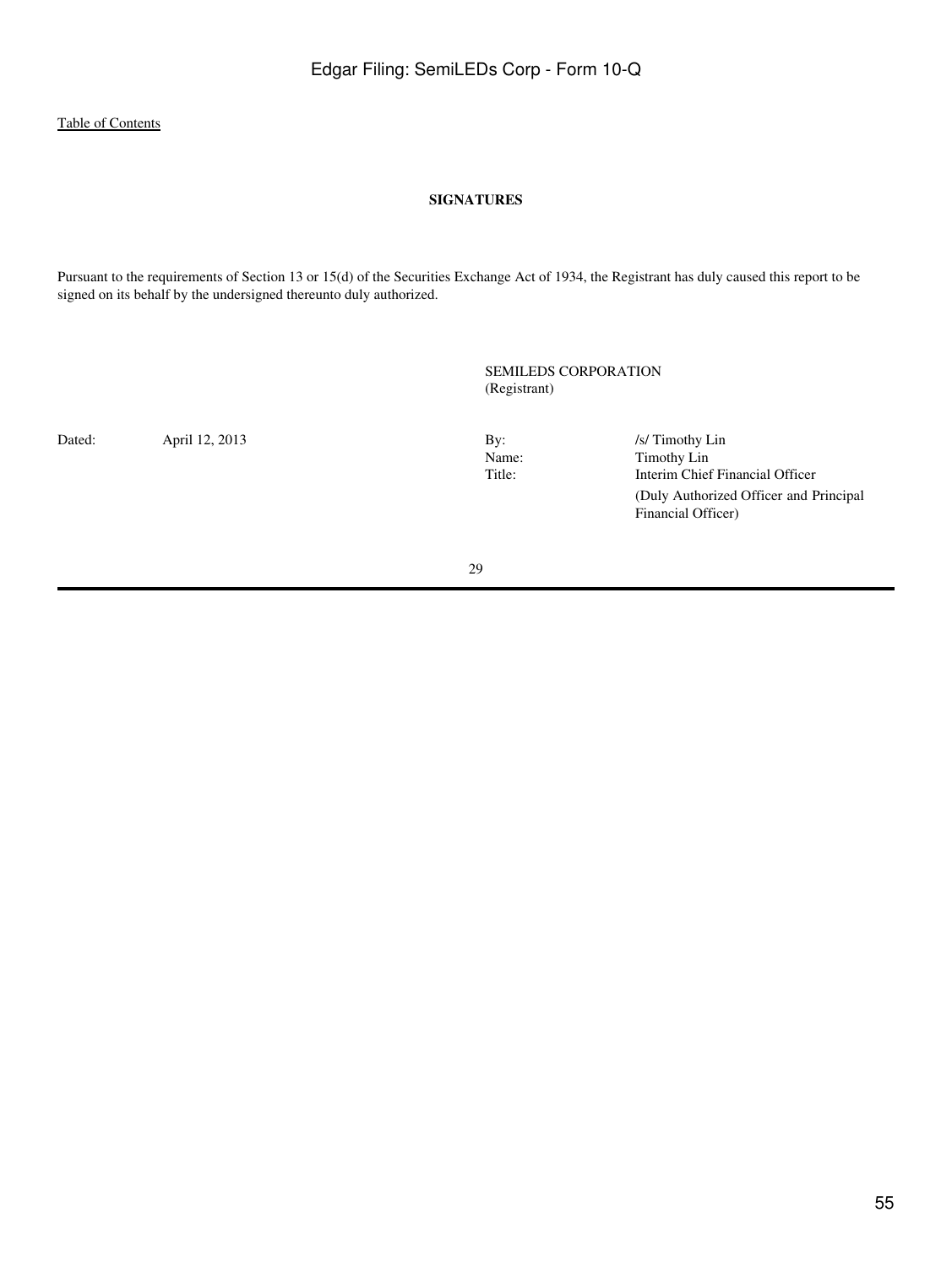## SIGNATURES

Pursuant to the requirements of Section 13 or 15(d) of the Securities Exchange Act of 1934, the Registrant has duly caused this report to be signed on its behalf by the undersigned thereunto duly authorized.

SEMILEDS CORPORATION
(Registrant)

| | | | |
|---|---|---|---|
| Dated: | April 12, 2013 | By: | /s/ Timothy Lin |
| | | Name: | Timothy Lin |
| | | Title: | Interim Chief Financial Officer |
| | | | (Duly Authorized Officer and Principal Financial Officer) |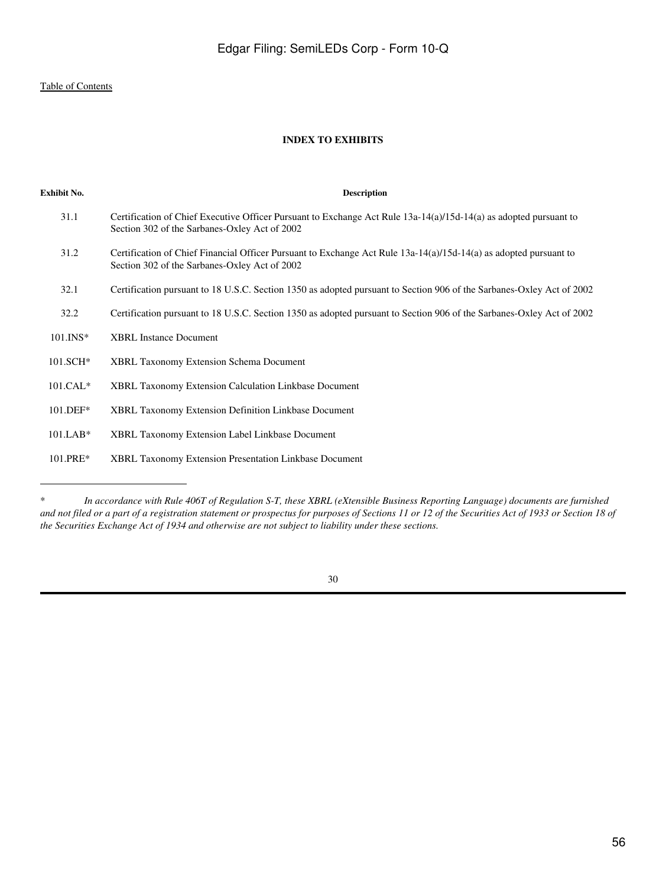[Table of Contents](#)

**INDEX TO EXHIBITS**

| Exhibit No. | Description |
|---|---|
| 31.1 | Certification of Chief Executive Officer Pursuant to Exchange Act Rule 13a-14(a)/15d-14(a) as adopted pursuant to Section 302 of the Sarbanes-Oxley Act of 2002 |
| 31.2 | Certification of Chief Financial Officer Pursuant to Exchange Act Rule 13a-14(a)/15d-14(a) as adopted pursuant to Section 302 of the Sarbanes-Oxley Act of 2002 |
| 32.1 | Certification pursuant to 18 U.S.C. Section 1350 as adopted pursuant to Section 906 of the Sarbanes-Oxley Act of 2002 |
| 32.2 | Certification pursuant to 18 U.S.C. Section 1350 as adopted pursuant to Section 906 of the Sarbanes-Oxley Act of 2002 |
| 101.INS* | XBRL Instance Document |
| 101.SCH* | XBRL Taxonomy Extension Schema Document |
| 101.CAL* | XBRL Taxonomy Extension Calculation Linkbase Document |
| 101.DEF* | XBRL Taxonomy Extension Definition Linkbase Document |
| 101.LAB* | XBRL Taxonomy Extension Label Linkbase Document |
| 101.PRE* | XBRL Taxonomy Extension Presentation Linkbase Document |

---

\* *In accordance with Rule 406T of Regulation S-T, these XBRL (eXtensible Business Reporting Language) documents are furnished and not filed or a part of a registration statement or prospectus for purposes of Sections 11 or 12 of the Securities Act of 1933 or Section 18 of the Securities Exchange Act of 1934 and otherwise are not subject to liability under these sections.*